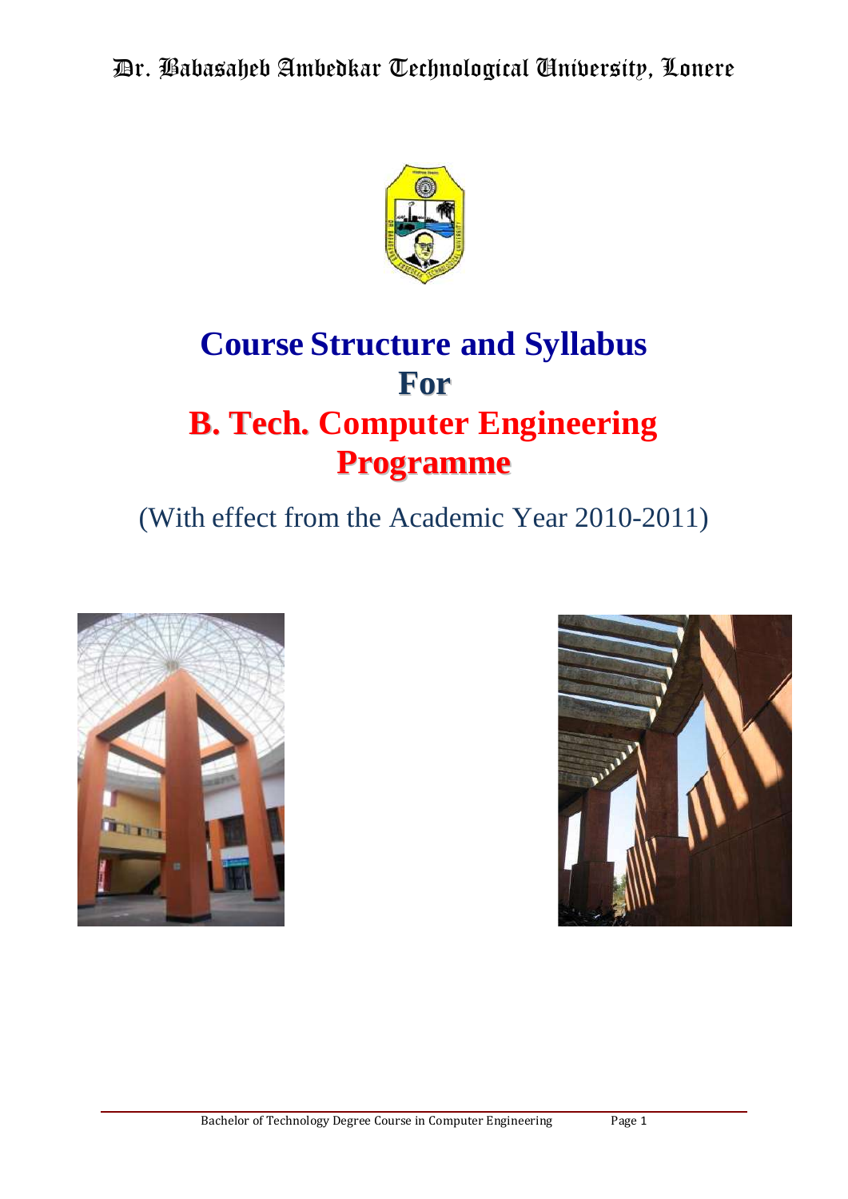Dr. Babasaheb Ambedkar Technological University, Lonere

# Course Structure and Syllabus

# For

# B. Tech. Computer Engineering Programme

(With effect from the Academic Year 2010-2011)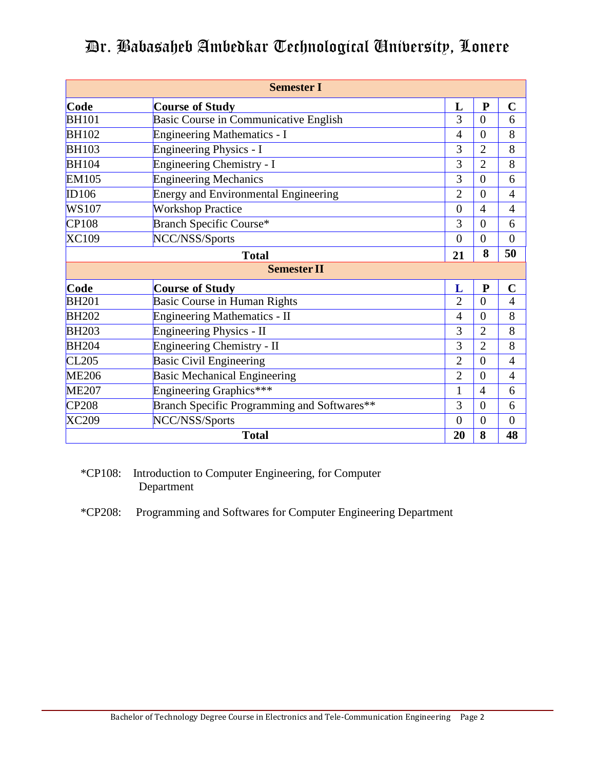# Dr. Babasaheb Ambedkar Technological University, Lonere

| Semester I | | | | |
|---|---|---|---|---|
| **Code** | **Course of Study** | **L** | **P** | **C** |
| BH101 | Basic Course in Communicative English | 3 | 0 | 6 |
| BH102 | Engineering Mathematics - I | 4 | 0 | 8 |
| BH103 | Engineering Physics - I | 3 | 2 | 8 |
| BH104 | Engineering Chemistry - I | 3 | 2 | 8 |
| EM105 | Engineering Mechanics | 3 | 0 | 6 |
| ID106 | Energy and Environmental Engineering | 2 | 0 | 4 |
| WS107 | Workshop Practice | 0 | 4 | 4 |
| CP108 | Branch Specific Course* | 3 | 0 | 6 |
| XC109 | NCC/NSS/Sports | 0 | 0 | 0 |
| **Total** | | **21** | **8** | **50** |

| Semester II | | | | |
|---|---|---|---|---|
| **Code** | **Course of Study** | **L** | **P** | **C** |
| BH201 | Basic Course in Human Rights | 2 | 0 | 4 |
| BH202 | Engineering Mathematics - II | 4 | 0 | 8 |
| BH203 | Engineering Physics - II | 3 | 2 | 8 |
| BH204 | Engineering Chemistry - II | 3 | 2 | 8 |
| CL205 | Basic Civil Engineering | 2 | 0 | 4 |
| ME206 | Basic Mechanical Engineering | 2 | 0 | 4 |
| ME207 | Engineering Graphics*** | 1 | 4 | 6 |
| CP208 | Branch Specific Programming and Softwares** | 3 | 0 | 6 |
| XC209 | NCC/NSS/Sports | 0 | 0 | 0 |
| **Total** | | **20** | **8** | **48** |

*CP108: Introduction to Computer Engineering, for Computer Department

*CP208: Programming and Softwares for Computer Engineering Department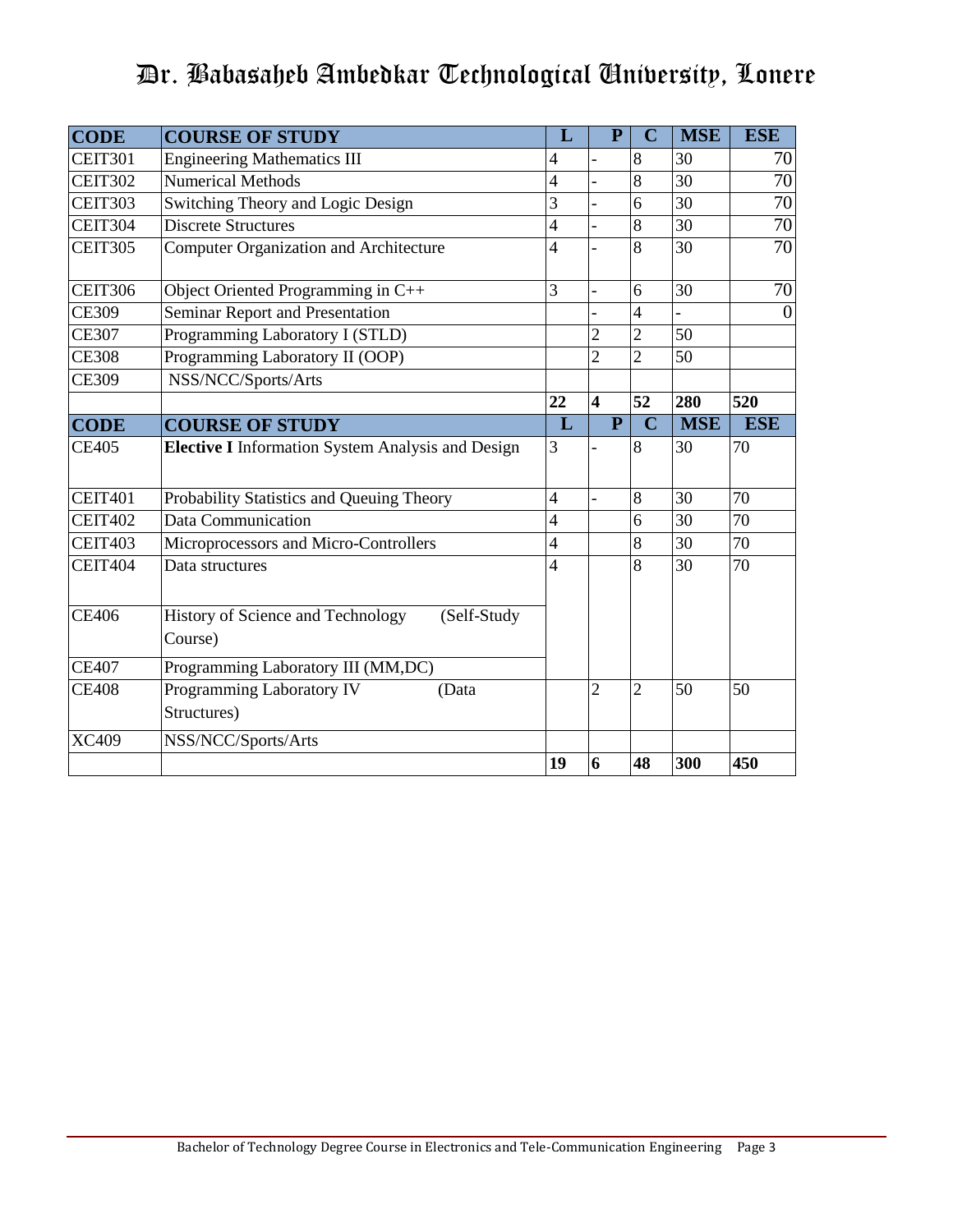# Dr. Babasaheb Ambedkar Technological University, Lonere

| CODE | COURSE OF STUDY | L | P | C | MSE | ESE |
|---|---|---|---|---|---|---|
| CEIT301 | Engineering Mathematics III | 4 | - | 8 | 30 | 70 |
| CEIT302 | Numerical Methods | 4 | - | 8 | 30 | 70 |
| CEIT303 | Switching Theory and Logic Design | 3 | - | 6 | 30 | 70 |
| CEIT304 | Discrete Structures | 4 | - | 8 | 30 | 70 |
| CEIT305 | Computer Organization and Architecture | 4 | - | 8 | 30 | 70 |
| CEIT306 | Object Oriented Programming in C++ | 3 | - | 6 | 30 | 70 |
| CE309 | Seminar Report and Presentation | | - | 4 | - | 0 |
| CE307 | Programming Laboratory I (STLD) | | 2 | 2 | 50 | |
| CE308 | Programming Laboratory II (OOP) | | 2 | 2 | 50 | |
| CE309 | NSS/NCC/Sports/Arts | | | | | |
| | | **22** | **4** | **52** | **280** | **520** |
| **CODE** | **COURSE OF STUDY** | **L** | **P** | **C** | **MSE** | **ESE** |
| CE405 | **Elective I** Information System Analysis and Design | 3 | - | 8 | 30 | 70 |
| CEIT401 | Probability Statistics and Queuing Theory | 4 | - | 8 | 30 | 70 |
| CEIT402 | Data Communication | 4 | | 6 | 30 | 70 |
| CEIT403 | Microprocessors and Micro-Controllers | 4 | | 8 | 30 | 70 |
| CEIT404 | Data structures | 4 | | 8 | 30 | 70 |
| CE406 | History of Science and Technology (Self-Study Course) | | | | | |
| CE407 | Programming Laboratory III (MM,DC) | | | | | |
| CE408 | Programming Laboratory IV (Data Structures) | | 2 | 2 | 50 | 50 |
| XC409 | NSS/NCC/Sports/Arts | | | | | |
| | | **19** | **6** | **48** | **300** | **450** |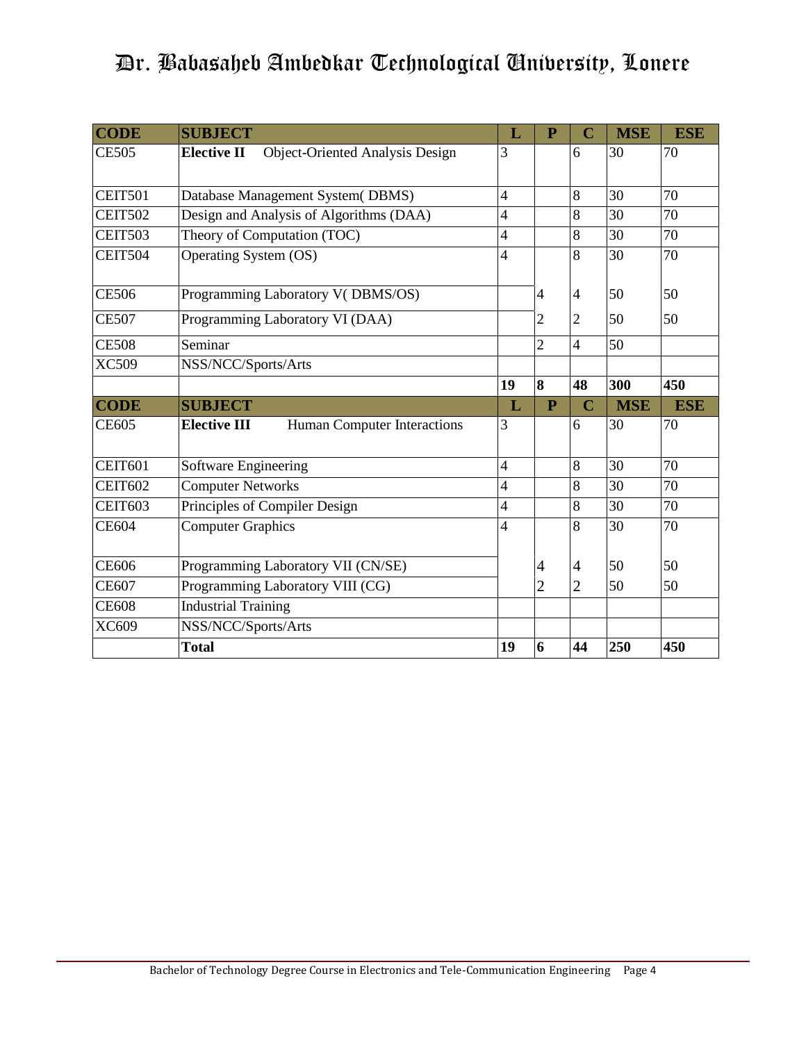# Dr. Babasaheb Ambedkar Technological University, Lonere

| CODE | SUBJECT | L | P | C | MSE | ESE |
|---|---|---|---|---|---|---|
| CE505 | **Elective II** Object-Oriented Analysis Design | 3 | | 6 | 30 | 70 |
| CEIT501 | Database Management System( DBMS) | 4 | | 8 | 30 | 70 |
| CEIT502 | Design and Analysis of Algorithms (DAA) | 4 | | 8 | 30 | 70 |
| CEIT503 | Theory of Computation (TOC) | 4 | | 8 | 30 | 70 |
| CEIT504 | Operating System (OS) | 4 | | 8 | 30 | 70 |
| CE506 | Programming Laboratory V( DBMS/OS) | | 4 | 4 | 50 | 50 |
| CE507 | Programming Laboratory VI (DAA) | | 2 | 2 | 50 | 50 |
| CE508 | Seminar | | 2 | 4 | 50 | |
| XC509 | NSS/NCC/Sports/Arts | | | | | |
| | | **19** | **8** | **48** | **300** | **450** |
| **CODE** | **SUBJECT** | **L** | **P** | **C** | **MSE** | **ESE** |
| CE605 | **Elective III** Human Computer Interactions | 3 | | 6 | 30 | 70 |
| CEIT601 | Software Engineering | 4 | | 8 | 30 | 70 |
| CEIT602 | Computer Networks | 4 | | 8 | 30 | 70 |
| CEIT603 | Principles of Compiler Design | 4 | | 8 | 30 | 70 |
| CE604 | Computer Graphics | 4 | | 8 | 30 | 70 |
| CE606 | Programming Laboratory VII (CN/SE) | | 4 | 4 | 50 | 50 |
| CE607 | Programming Laboratory VIII (CG) | | 2 | 2 | 50 | 50 |
| CE608 | Industrial Training | | | | | |
| XC609 | NSS/NCC/Sports/Arts | | | | | |
| | **Total** | **19** | **6** | **44** | **250** | **450** |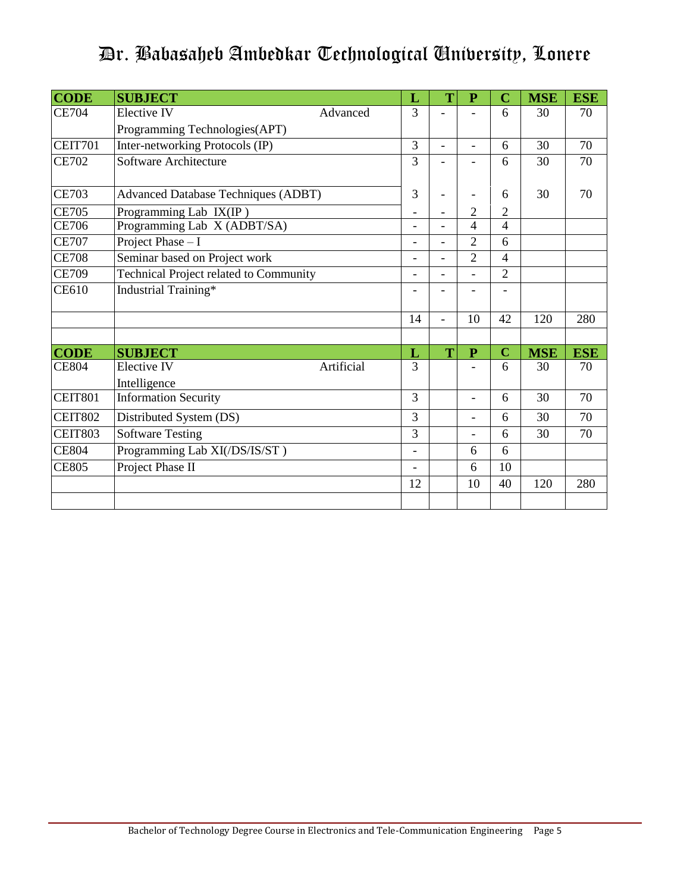# Dr. Babasaheb Ambedkar Technological University, Lonere

| CODE | SUBJECT | L | T | P | C | MSE | ESE |
|---|---|---|---|---|---|---|---|
| CE704 | Elective IV Advanced Programming Technologies(APT) | 3 | - | - | 6 | 30 | 70 |
| CEIT701 | Inter-networking Protocols (IP) | 3 | - | - | 6 | 30 | 70 |
| CE702 | Software Architecture | 3 | - | - | 6 | 30 | 70 |
| CE703 | Advanced Database Techniques (ADBT) | 3 | - | - | 6 | 30 | 70 |
| CE705 | Programming Lab IX(IP ) | - | - | 2 | 2 | | |
| CE706 | Programming Lab X (ADBT/SA) | - | - | 4 | 4 | | |
| CE707 | Project Phase – I | - | - | 2 | 6 | | |
| CE708 | Seminar based on Project work | - | - | 2 | 4 | | |
| CE709 | Technical Project related to Community | - | - | - | 2 | | |
| CE610 | Industrial Training* | - | - | - | - | | |
| | | 14 | - | 10 | 42 | 120 | 280 |

| CODE | SUBJECT | L | T | P | C | MSE | ESE |
|---|---|---|---|---|---|---|---|
| CE804 | Elective IV Artificial Intelligence | 3 | | - | 6 | 30 | 70 |
| CEIT801 | Information Security | 3 | | - | 6 | 30 | 70 |
| CEIT802 | Distributed System (DS) | 3 | | - | 6 | 30 | 70 |
| CEIT803 | Software Testing | 3 | | - | 6 | 30 | 70 |
| CE804 | Programming Lab XI(/DS/IS/ST ) | - | | 6 | 6 | | |
| CE805 | Project Phase II | - | | 6 | 10 | | |
| | | 12 | | 10 | 40 | 120 | 280 |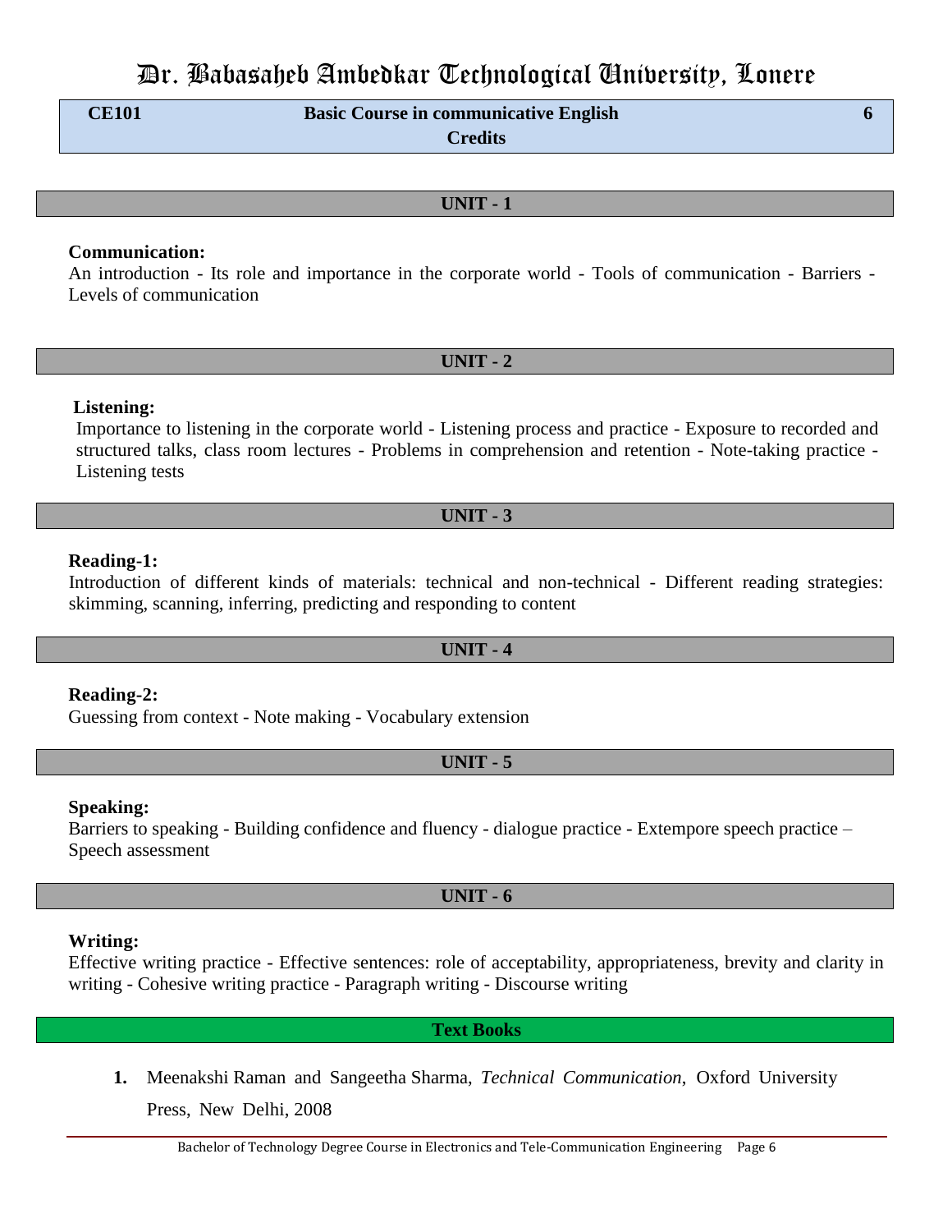# Dr. Babasaheb Ambedkar Technological University, Lonere

| CE101 | Basic Course in communicative English | 6 Credits |
|---|---|---|

## UNIT - 1

**Communication:**

An introduction - Its role and importance in the corporate world - Tools of communication - Barriers - Levels of communication

## UNIT - 2

**Listening:**

Importance to listening in the corporate world - Listening process and practice - Exposure to recorded and structured talks, class room lectures - Problems in comprehension and retention - Note-taking practice - Listening tests

## UNIT - 3

**Reading-1:**

Introduction of different kinds of materials: technical and non-technical - Different reading strategies: skimming, scanning, inferring, predicting and responding to content

## UNIT - 4

**Reading-2:**

Guessing from context - Note making - Vocabulary extension

## UNIT - 5

**Speaking:**

Barriers to speaking - Building confidence and fluency - dialogue practice - Extempore speech practice – Speech assessment

## UNIT - 6

**Writing:**

Effective writing practice - Effective sentences: role of acceptability, appropriateness, brevity and clarity in writing - Cohesive writing practice - Paragraph writing - Discourse writing

## Text Books

1. Meenakshi Raman and Sangeetha Sharma, *Technical Communication*, Oxford University Press, New Delhi, 2008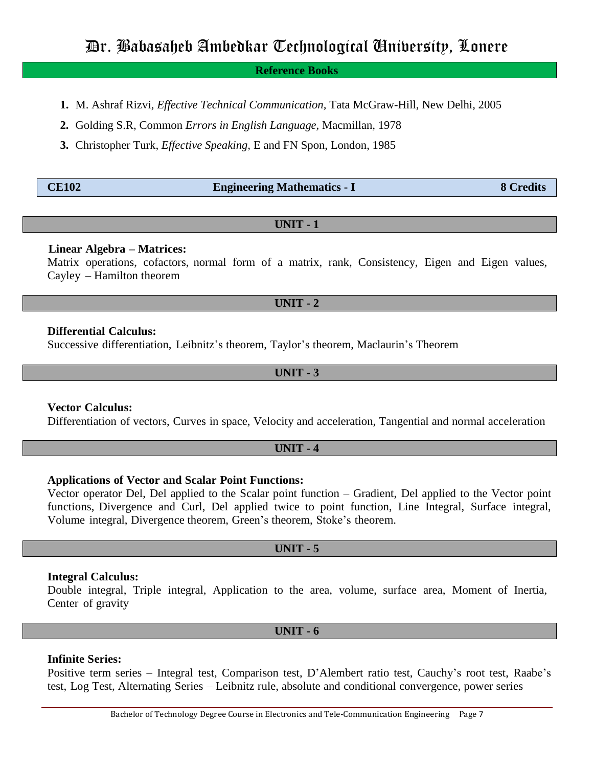## Reference Books

1. M. Ashraf Rizvi, *Effective Technical Communication*, Tata McGraw-Hill, New Delhi, 2005
2. Golding S.R, Common *Errors in English Language*, Macmillan, 1978
3. Christopher Turk, *Effective Speaking*, E and FN Spon, London, 1985

| CE102 | Engineering Mathematics - I | 8 Credits |
|---|---|---|

### UNIT - 1

**Linear Algebra – Matrices:**

Matrix operations, cofactors, normal form of a matrix, rank, Consistency, Eigen and Eigen values, Cayley – Hamilton theorem

### UNIT - 2

**Differential Calculus:**

Successive differentiation, Leibnitz's theorem, Taylor's theorem, Maclaurin's Theorem

### UNIT - 3

**Vector Calculus:**

Differentiation of vectors, Curves in space, Velocity and acceleration, Tangential and normal acceleration

### UNIT - 4

**Applications of Vector and Scalar Point Functions:**

Vector operator Del, Del applied to the Scalar point function – Gradient, Del applied to the Vector point functions, Divergence and Curl, Del applied twice to point function, Line Integral, Surface integral, Volume integral, Divergence theorem, Green's theorem, Stoke's theorem.

### UNIT - 5

**Integral Calculus:**

Double integral, Triple integral, Application to the area, volume, surface area, Moment of Inertia, Center of gravity

### UNIT - 6

**Infinite Series:**

Positive term series – Integral test, Comparison test, D'Alembert ratio test, Cauchy's root test, Raabe's test, Log Test, Alternating Series – Leibnitz rule, absolute and conditional convergence, power series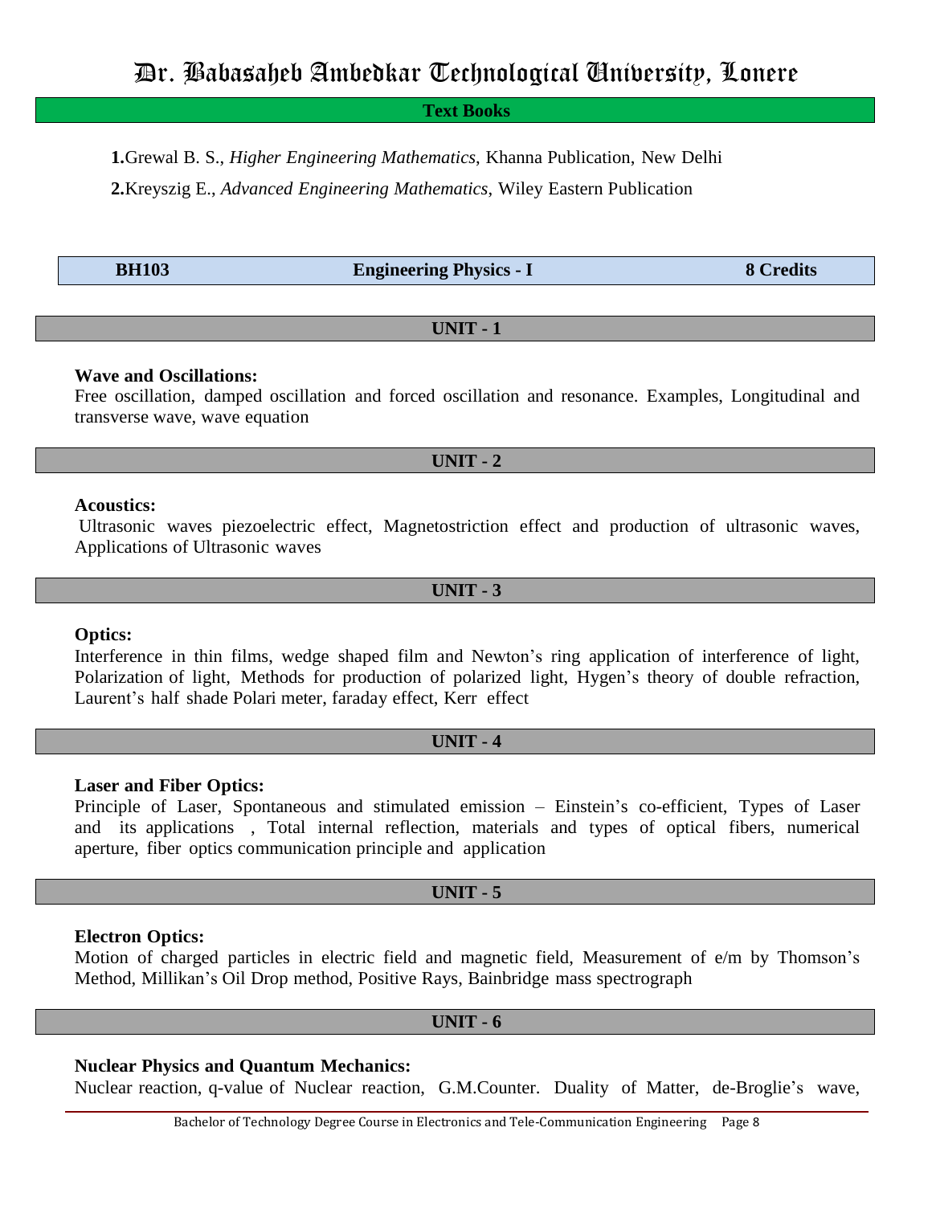### Text Books

1. Grewal B. S., *Higher Engineering Mathematics*, Khanna Publication, New Delhi
2. Kreyszig E., *Advanced Engineering Mathematics*, Wiley Eastern Publication

| BH103 | Engineering Physics - I | 8 Credits |
|---|---|---|

### UNIT - 1

**Wave and Oscillations:**
Free oscillation, damped oscillation and forced oscillation and resonance. Examples, Longitudinal and transverse wave, wave equation

### UNIT - 2

**Acoustics:**
Ultrasonic waves piezoelectric effect, Magnetostriction effect and production of ultrasonic waves, Applications of Ultrasonic waves

### UNIT - 3

**Optics:**
Interference in thin films, wedge shaped film and Newton's ring application of interference of light, Polarization of light, Methods for production of polarized light, Hygen's theory of double refraction, Laurent's half shade Polari meter, faraday effect, Kerr effect

### UNIT - 4

**Laser and Fiber Optics:**
Principle of Laser, Spontaneous and stimulated emission – Einstein's co-efficient, Types of Laser and its applications , Total internal reflection, materials and types of optical fibers, numerical aperture, fiber optics communication principle and application

### UNIT - 5

**Electron Optics:**
Motion of charged particles in electric field and magnetic field, Measurement of e/m by Thomson's Method, Millikan's Oil Drop method, Positive Rays, Bainbridge mass spectrograph

### UNIT - 6

**Nuclear Physics and Quantum Mechanics:**
Nuclear reaction, q-value of Nuclear reaction, G.M.Counter. Duality of Matter, de-Broglie's wave,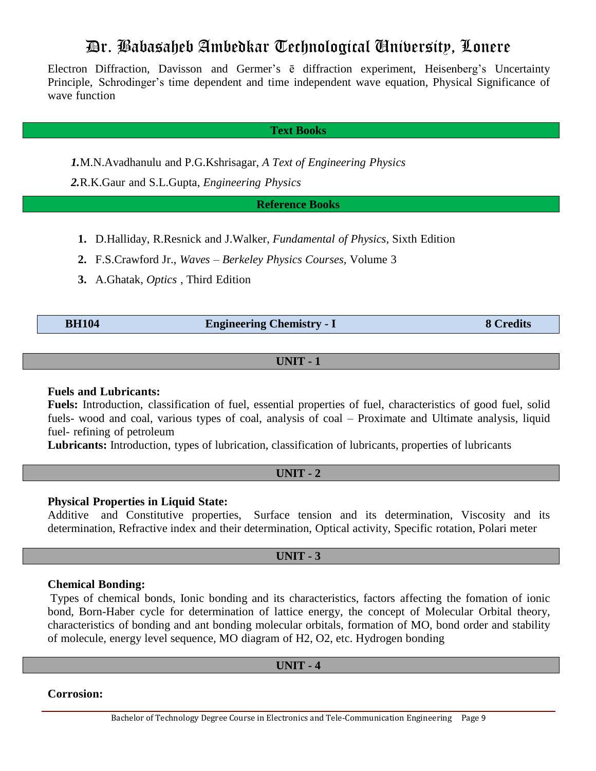Electron Diffraction, Davisson and Germer's ē diffraction experiment, Heisenberg's Uncertainty Principle, Schrodinger's time dependent and time independent wave equation, Physical Significance of wave function

## Text Books

1. M.N.Avadhanulu and P.G.Kshrisagar, *A Text of Engineering Physics*
2. R.K.Gaur and S.L.Gupta, *Engineering Physics*

## Reference Books

1. D.Halliday, R.Resnick and J.Walker, *Fundamental of Physics*, Sixth Edition
2. F.S.Crawford Jr., *Waves – Berkeley Physics Courses*, Volume 3
3. A.Ghatak, *Optics* , Third Edition

| BH104 | Engineering Chemistry - I | 8 Credits |
|---|---|---|

## UNIT - 1

**Fuels and Lubricants:**

**Fuels:** Introduction, classification of fuel, essential properties of fuel, characteristics of good fuel, solid fuels- wood and coal, various types of coal, analysis of coal – Proximate and Ultimate analysis, liquid fuel- refining of petroleum

**Lubricants:** Introduction, types of lubrication, classification of lubricants, properties of lubricants

## UNIT - 2

**Physical Properties in Liquid State:**

Additive and Constitutive properties, Surface tension and its determination, Viscosity and its determination, Refractive index and their determination, Optical activity, Specific rotation, Polari meter

## UNIT - 3

**Chemical Bonding:**

Types of chemical bonds, Ionic bonding and its characteristics, factors affecting the fomation of ionic bond, Born-Haber cycle for determination of lattice energy, the concept of Molecular Orbital theory, characteristics of bonding and ant bonding molecular orbitals, formation of MO, bond order and stability of molecule, energy level sequence, MO diagram of $H_2$, $O_2$, etc. Hydrogen bonding

## UNIT - 4

**Corrosion:**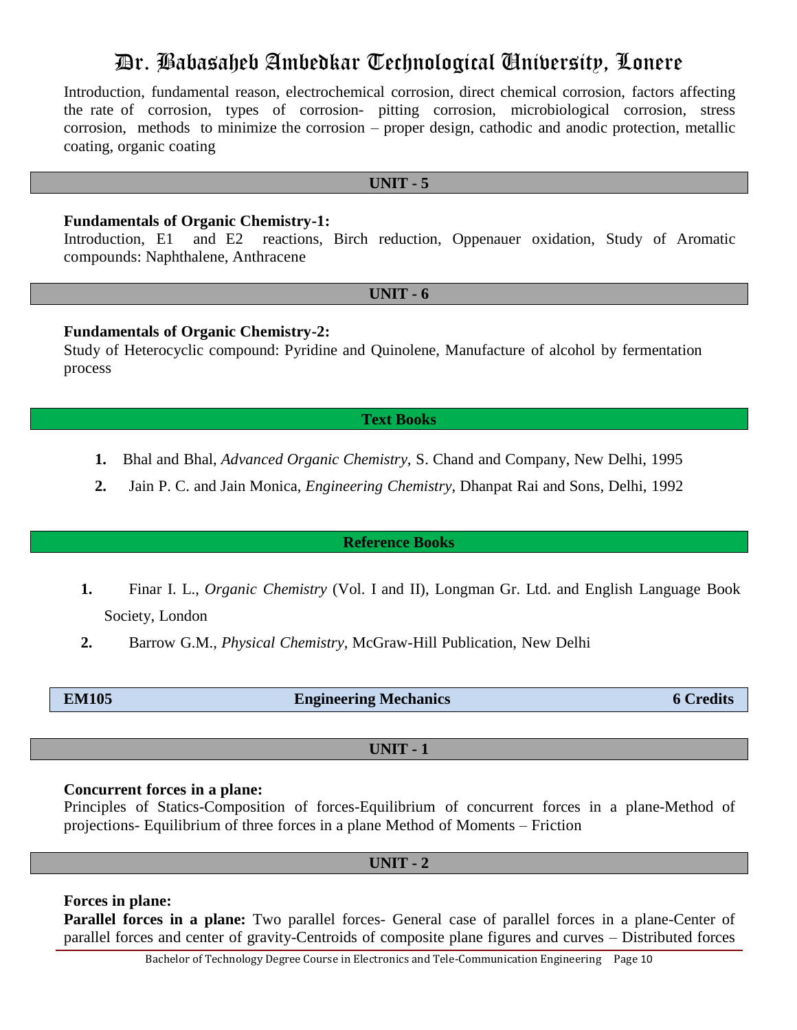Introduction, fundamental reason, electrochemical corrosion, direct chemical corrosion, factors affecting the rate of corrosion, types of corrosion- pitting corrosion, microbiological corrosion, stress corrosion, methods to minimize the corrosion – proper design, cathodic and anodic protection, metallic coating, organic coating

## UNIT - 5

**Fundamentals of Organic Chemistry-1:**
Introduction, E1 and E2 reactions, Birch reduction, Oppenauer oxidation, Study of Aromatic compounds: Naphthalene, Anthracene

## UNIT - 6

**Fundamentals of Organic Chemistry-2:**
Study of Heterocyclic compound: Pyridine and Quinolene, Manufacture of alcohol by fermentation process

## Text Books

1. Bhal and Bhal, *Advanced Organic Chemistry*, S. Chand and Company, New Delhi, 1995
2. Jain P. C. and Jain Monica, *Engineering Chemistry*, Dhanpat Rai and Sons, Delhi, 1992

## Reference Books

1. Finar I. L., *Organic Chemistry* (Vol. I and II), Longman Gr. Ltd. and English Language Book Society, London
2. Barrow G.M., *Physical Chemistry*, McGraw-Hill Publication, New Delhi

| **EM105** | **Engineering Mechanics** | **6 Credits** |
|---|---|---|

## UNIT - 1

**Concurrent forces in a plane:**
Principles of Statics-Composition of forces-Equilibrium of concurrent forces in a plane-Method of projections- Equilibrium of three forces in a plane Method of Moments – Friction

## UNIT - 2

**Forces in plane:**
**Parallel forces in a plane:** Two parallel forces- General case of parallel forces in a plane-Center of parallel forces and center of gravity-Centroids of composite plane figures and curves – Distributed forces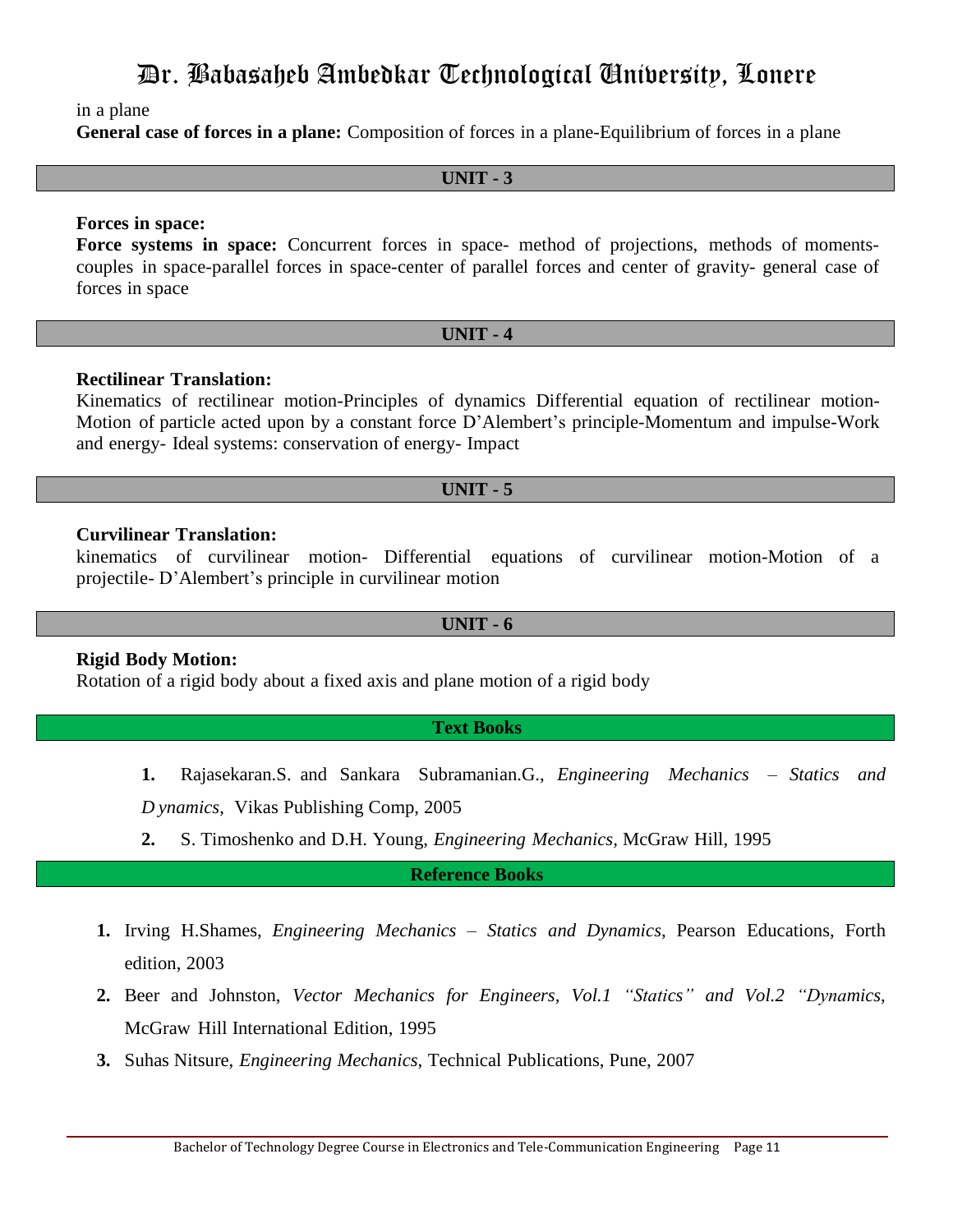in a plane

**General case of forces in a plane:** Composition of forces in a plane-Equilibrium of forces in a plane

## UNIT - 3

**Forces in space:**

**Force systems in space:** Concurrent forces in space- method of projections, methods of moments-couples in space-parallel forces in space-center of parallel forces and center of gravity- general case of forces in space

## UNIT - 4

**Rectilinear Translation:**

Kinematics of rectilinear motion-Principles of dynamics Differential equation of rectilinear motion-Motion of particle acted upon by a constant force D'Alembert's principle-Momentum and impulse-Work and energy- Ideal systems: conservation of energy- Impact

## UNIT - 5

**Curvilinear Translation:**

kinematics of curvilinear motion- Differential equations of curvilinear motion-Motion of a projectile- D'Alembert's principle in curvilinear motion

## UNIT - 6

**Rigid Body Motion:**

Rotation of a rigid body about a fixed axis and plane motion of a rigid body

## Text Books

1. Rajasekaran.S. and Sankara Subramanian.G., *Engineering Mechanics – Statics and Dynamics*, Vikas Publishing Comp, 2005
2. S. Timoshenko and D.H. Young, *Engineering Mechanics*, McGraw Hill, 1995

## Reference Books

1. Irving H.Shames, *Engineering Mechanics – Statics and Dynamics*, Pearson Educations, Forth edition, 2003
2. Beer and Johnston, *Vector Mechanics for Engineers, Vol.1 "Statics" and Vol.2 "Dynamics*, McGraw Hill International Edition, 1995
3. Suhas Nitsure, *Engineering Mechanics*, Technical Publications, Pune, 2007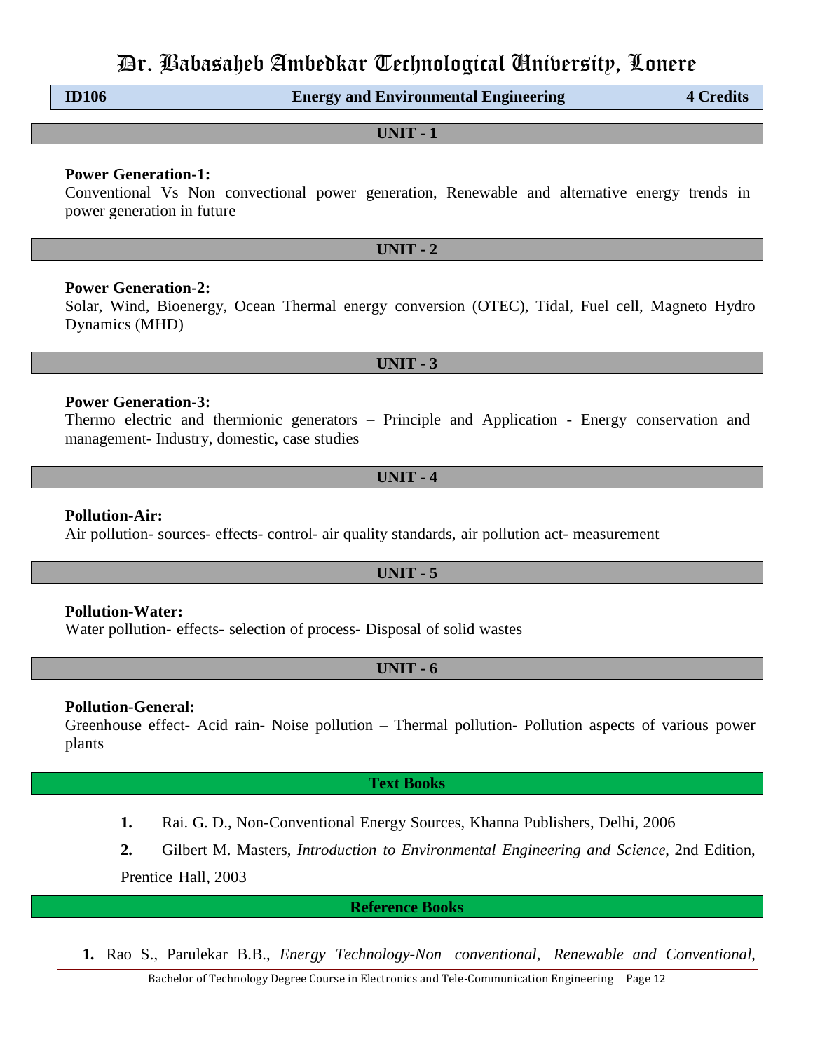# Dr. Babasaheb Ambedkar Technological University, Lonere

| ID106 | Energy and Environmental Engineering | 4 Credits |
|---|---|---|

## UNIT - 1

**Power Generation-1:**
Conventional Vs Non convectional power generation, Renewable and alternative energy trends in power generation in future

## UNIT - 2

**Power Generation-2:**
Solar, Wind, Bioenergy, Ocean Thermal energy conversion (OTEC), Tidal, Fuel cell, Magneto Hydro Dynamics (MHD)

## UNIT - 3

**Power Generation-3:**
Thermo electric and thermionic generators – Principle and Application - Energy conservation and management- Industry, domestic, case studies

## UNIT - 4

**Pollution-Air:**
Air pollution- sources- effects- control- air quality standards, air pollution act- measurement

## UNIT - 5

**Pollution-Water:**
Water pollution- effects- selection of process- Disposal of solid wastes

## UNIT - 6

**Pollution-General:**
Greenhouse effect- Acid rain- Noise pollution – Thermal pollution- Pollution aspects of various power plants

## Text Books

1. Rai. G. D., Non-Conventional Energy Sources, Khanna Publishers, Delhi, 2006
2. Gilbert M. Masters, *Introduction to Environmental Engineering and Science*, 2nd Edition, Prentice Hall, 2003

## Reference Books

1. Rao S., Parulekar B.B., *Energy Technology-Non conventional, Renewable and Conventional,*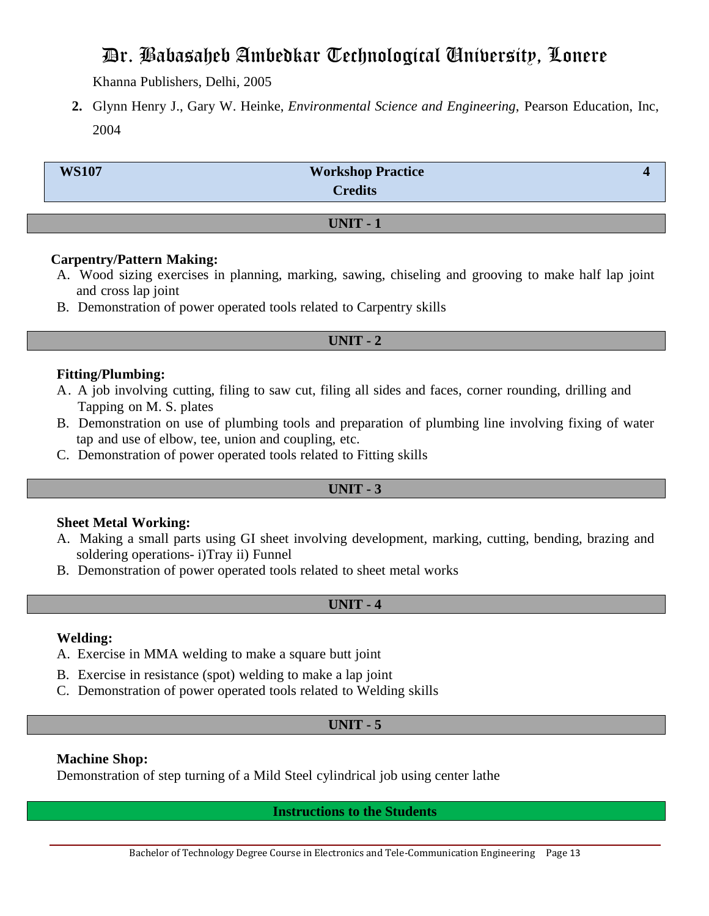Khanna Publishers, Delhi, 2005

2. Glynn Henry J., Gary W. Heinke, *Environmental Science and Engineering*, Pearson Education, Inc, 2004

| WS107 | Workshop Practice | 4 Credits |
|---|---|---|

## UNIT - 1

**Carpentry/Pattern Making:**

A. Wood sizing exercises in planning, marking, sawing, chiseling and grooving to make half lap joint and cross lap joint
B. Demonstration of power operated tools related to Carpentry skills

## UNIT - 2

**Fitting/Plumbing:**

A. A job involving cutting, filing to saw cut, filing all sides and faces, corner rounding, drilling and Tapping on M. S. plates
B. Demonstration on use of plumbing tools and preparation of plumbing line involving fixing of water tap and use of elbow, tee, union and coupling, etc.
C. Demonstration of power operated tools related to Fitting skills

## UNIT - 3

**Sheet Metal Working:**

A. Making a small parts using GI sheet involving development, marking, cutting, bending, brazing and soldering operations- i)Tray ii) Funnel
B. Demonstration of power operated tools related to sheet metal works

## UNIT - 4

**Welding:**

A. Exercise in MMA welding to make a square butt joint
B. Exercise in resistance (spot) welding to make a lap joint
C. Demonstration of power operated tools related to Welding skills

## UNIT - 5

**Machine Shop:**

Demonstration of step turning of a Mild Steel cylindrical job using center lathe

## Instructions to the Students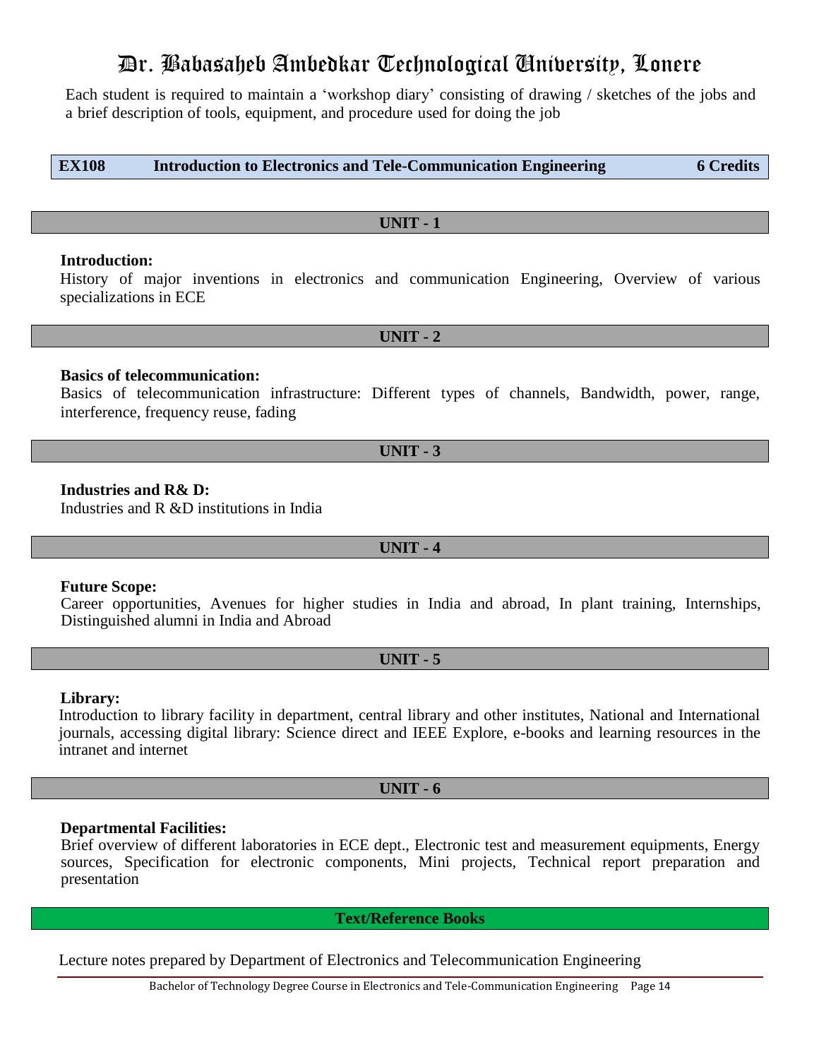Each student is required to maintain a 'workshop diary' consisting of drawing / sketches of the jobs and a brief description of tools, equipment, and procedure used for doing the job

| EX108 | Introduction to Electronics and Tele-Communication Engineering | 6 Credits |
|---|---|---|

## UNIT - 1

**Introduction:**

History of major inventions in electronics and communication Engineering, Overview of various specializations in ECE

## UNIT - 2

**Basics of telecommunication:**

Basics of telecommunication infrastructure: Different types of channels, Bandwidth, power, range, interference, frequency reuse, fading

## UNIT - 3

**Industries and R& D:**

Industries and R &D institutions in India

## UNIT - 4

**Future Scope:**

Career opportunities, Avenues for higher studies in India and abroad, In plant training, Internships, Distinguished alumni in India and Abroad

## UNIT - 5

**Library:**

Introduction to library facility in department, central library and other institutes, National and International journals, accessing digital library: Science direct and IEEE Explore, e-books and learning resources in the intranet and internet

## UNIT - 6

**Departmental Facilities:**

Brief overview of different laboratories in ECE dept., Electronic test and measurement equipments, Energy sources, Specification for electronic components, Mini projects, Technical report preparation and presentation

## Text/Reference Books

Lecture notes prepared by Department of Electronics and Telecommunication Engineering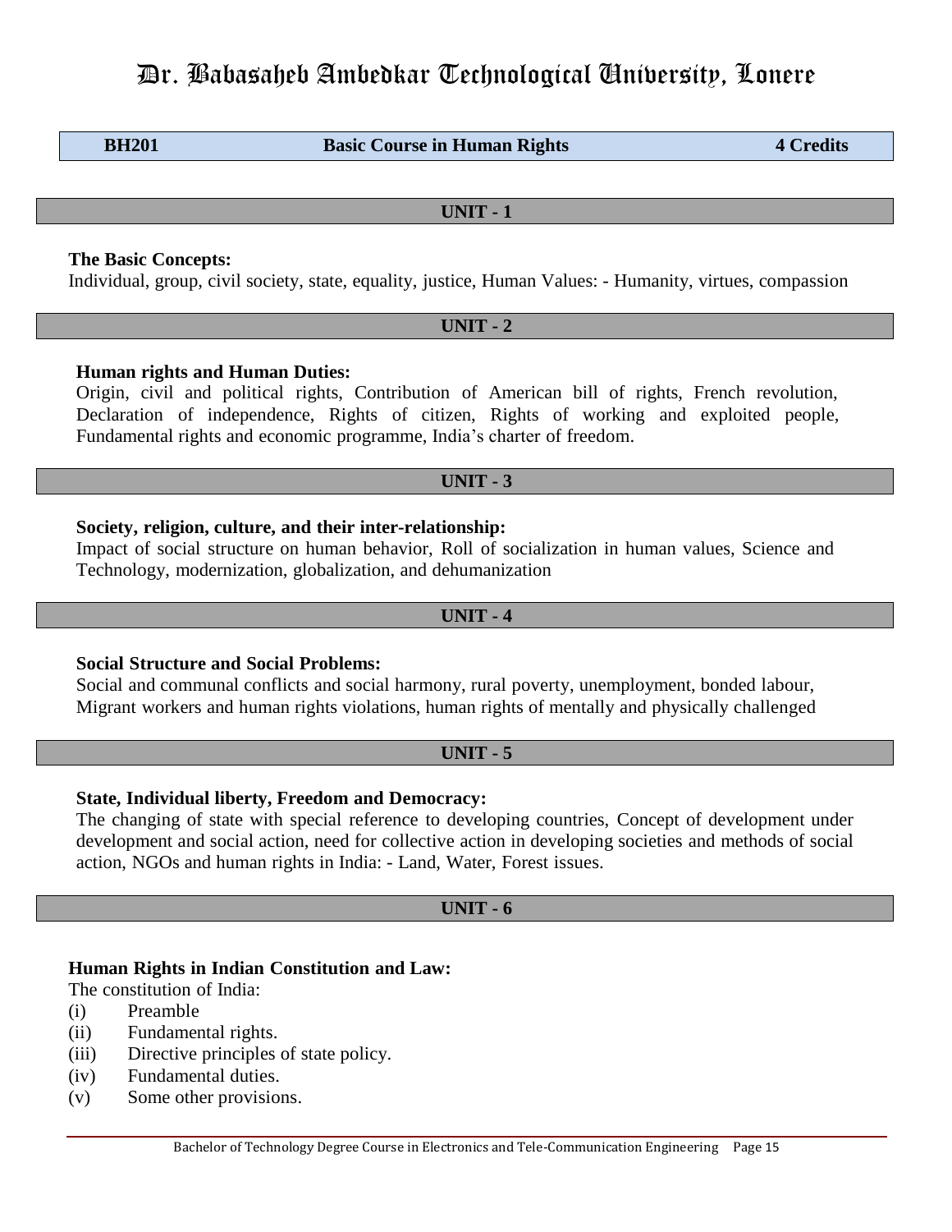| BH201 | Basic Course in Human Rights | 4 Credits |
| --- | --- | --- |

## UNIT - 1

**The Basic Concepts:**

Individual, group, civil society, state, equality, justice, Human Values: - Humanity, virtues, compassion

## UNIT - 2

**Human rights and Human Duties:**

Origin, civil and political rights, Contribution of American bill of rights, French revolution, Declaration of independence, Rights of citizen, Rights of working and exploited people, Fundamental rights and economic programme, India's charter of freedom.

## UNIT - 3

**Society, religion, culture, and their inter-relationship:**

Impact of social structure on human behavior, Roll of socialization in human values, Science and Technology, modernization, globalization, and dehumanization

## UNIT - 4

**Social Structure and Social Problems:**

Social and communal conflicts and social harmony, rural poverty, unemployment, bonded labour, Migrant workers and human rights violations, human rights of mentally and physically challenged

## UNIT - 5

**State, Individual liberty, Freedom and Democracy:**

The changing of state with special reference to developing countries, Concept of development under development and social action, need for collective action in developing societies and methods of social action, NGOs and human rights in India: - Land, Water, Forest issues.

## UNIT - 6

**Human Rights in Indian Constitution and Law:**

The constitution of India:

(i) Preamble
(ii) Fundamental rights.
(iii) Directive principles of state policy.
(iv) Fundamental duties.
(v) Some other provisions.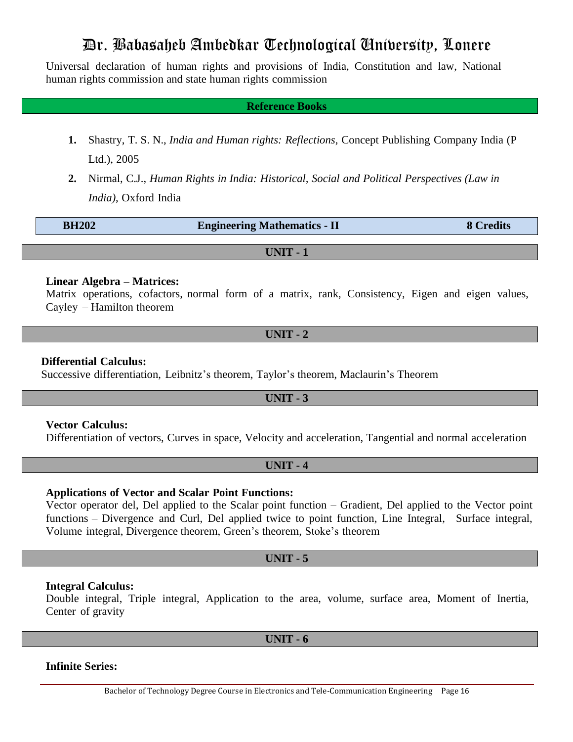Universal declaration of human rights and provisions of India, Constitution and law, National human rights commission and state human rights commission

### Reference Books

1. Shastry, T. S. N., *India and Human rights: Reflections*, Concept Publishing Company India (P Ltd.), 2005
2. Nirmal, C.J., *Human Rights in India: Historical, Social and Political Perspectives (Law in India)*, Oxford India

| BH202 | Engineering Mathematics - II | 8 Credits |
|---|---|---|

### UNIT - 1

**Linear Algebra – Matrices:**
Matrix operations, cofactors, normal form of a matrix, rank, Consistency, Eigen and eigen values, Cayley – Hamilton theorem

### UNIT - 2

**Differential Calculus:**
Successive differentiation, Leibnitz's theorem, Taylor's theorem, Maclaurin's Theorem

### UNIT - 3

**Vector Calculus:**
Differentiation of vectors, Curves in space, Velocity and acceleration, Tangential and normal acceleration

### UNIT - 4

**Applications of Vector and Scalar Point Functions:**
Vector operator del, Del applied to the Scalar point function – Gradient, Del applied to the Vector point functions – Divergence and Curl, Del applied twice to point function, Line Integral, Surface integral, Volume integral, Divergence theorem, Green's theorem, Stoke's theorem

### UNIT - 5

**Integral Calculus:**
Double integral, Triple integral, Application to the area, volume, surface area, Moment of Inertia, Center of gravity

### UNIT - 6

**Infinite Series:**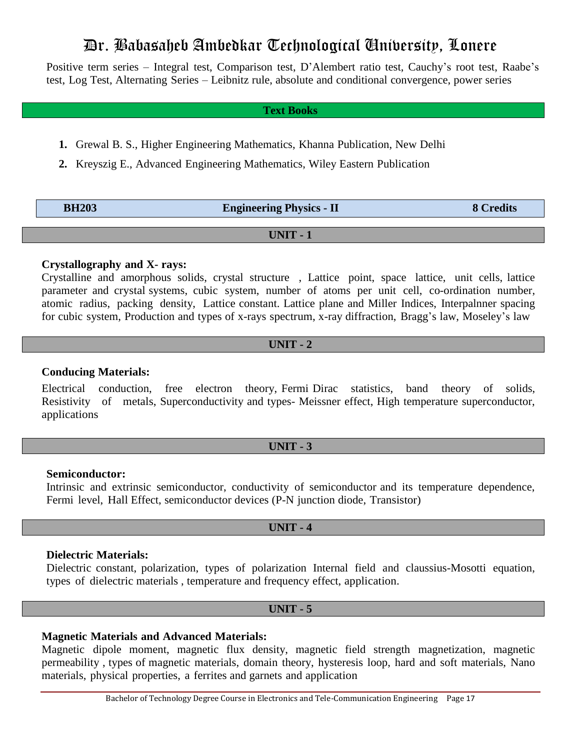Positive term series – Integral test, Comparison test, D'Alembert ratio test, Cauchy's root test, Raabe's test, Log Test, Alternating Series – Leibnitz rule, absolute and conditional convergence, power series

**Text Books**

1. Grewal B. S., Higher Engineering Mathematics, Khanna Publication, New Delhi
2. Kreyszig E., Advanced Engineering Mathematics, Wiley Eastern Publication

| BH203 | Engineering Physics - II | 8 Credits |
|---|---|---|

**UNIT - 1**

**Crystallography and X- rays:**

Crystalline and amorphous solids, crystal structure , Lattice point, space lattice, unit cells, lattice parameter and crystal systems, cubic system, number of atoms per unit cell, co-ordination number, atomic radius, packing density, Lattice constant. Lattice plane and Miller Indices, Interpalnner spacing for cubic system, Production and types of x-rays spectrum, x-ray diffraction, Bragg's law, Moseley's law

**UNIT - 2**

**Conducing Materials:**

Electrical conduction, free electron theory, Fermi Dirac statistics, band theory of solids, Resistivity of metals, Superconductivity and types- Meissner effect, High temperature superconductor, applications

**UNIT - 3**

**Semiconductor:**

Intrinsic and extrinsic semiconductor, conductivity of semiconductor and its temperature dependence, Fermi level, Hall Effect, semiconductor devices (P-N junction diode, Transistor)

**UNIT - 4**

**Dielectric Materials:**

Dielectric constant, polarization, types of polarization Internal field and claussius-Mosotti equation, types of dielectric materials , temperature and frequency effect, application.

**UNIT - 5**

**Magnetic Materials and Advanced Materials:**

Magnetic dipole moment, magnetic flux density, magnetic field strength magnetization, magnetic permeability , types of magnetic materials, domain theory, hysteresis loop, hard and soft materials, Nano materials, physical properties, a ferrites and garnets and application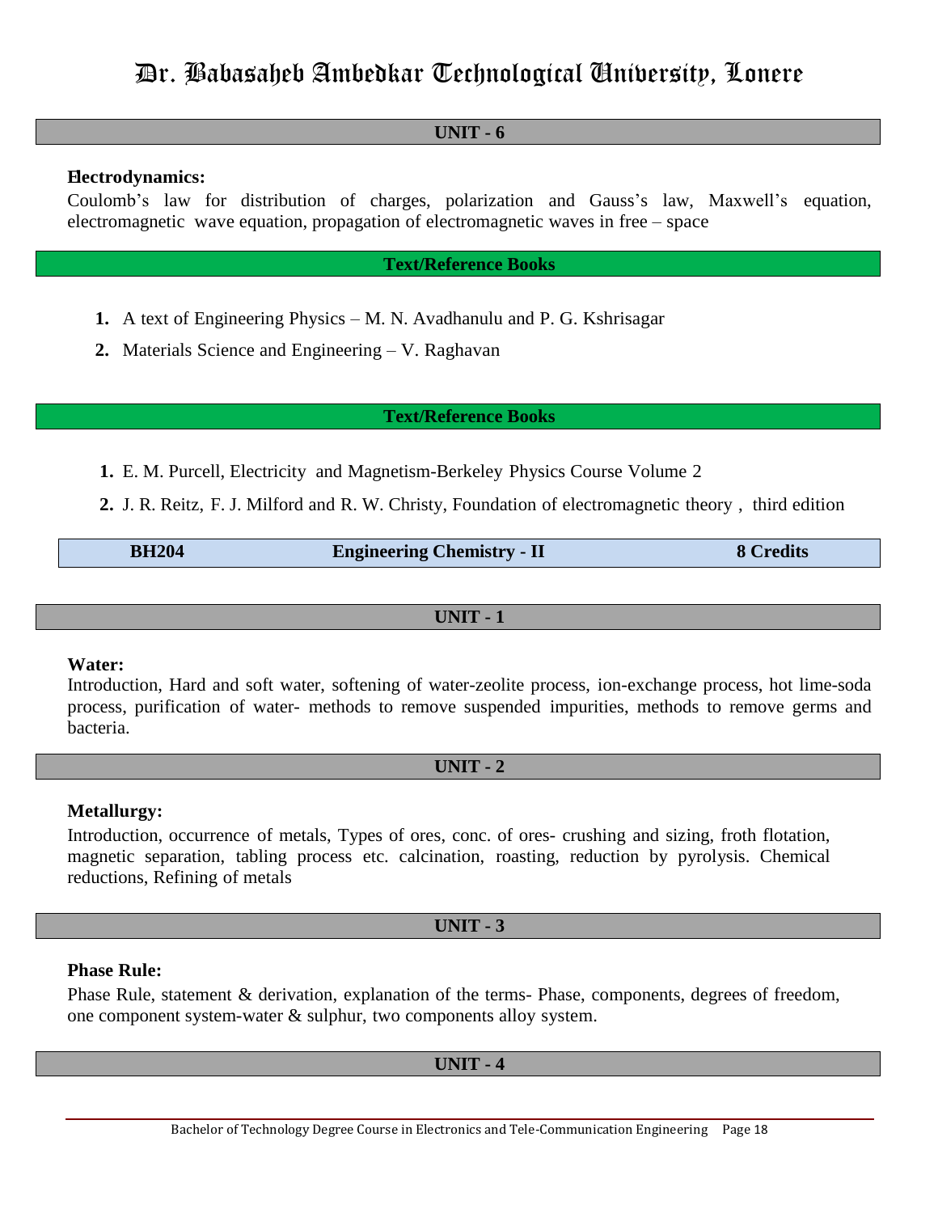## UNIT - 6

**Electrodynamics:**

Coulomb's law for distribution of charges, polarization and Gauss's law, Maxwell's equation, electromagnetic wave equation, propagation of electromagnetic waves in free – space

## Text/Reference Books

1. A text of Engineering Physics – M. N. Avadhanulu and P. G. Kshrisagar
2. Materials Science and Engineering – V. Raghavan

## Text/Reference Books

1. E. M. Purcell, Electricity and Magnetism-Berkeley Physics Course Volume 2
2. J. R. Reitz, F. J. Milford and R. W. Christy, Foundation of electromagnetic theory , third edition

| BH204 | Engineering Chemistry - II | 8 Credits |
|---|---|---|

## UNIT - 1

**Water:**

Introduction, Hard and soft water, softening of water-zeolite process, ion-exchange process, hot lime-soda process, purification of water- methods to remove suspended impurities, methods to remove germs and bacteria.

## UNIT - 2

**Metallurgy:**

Introduction, occurrence of metals, Types of ores, conc. of ores- crushing and sizing, froth flotation, magnetic separation, tabling process etc. calcination, roasting, reduction by pyrolysis. Chemical reductions, Refining of metals

## UNIT - 3

**Phase Rule:**

Phase Rule, statement & derivation, explanation of the terms- Phase, components, degrees of freedom, one component system-water & sulphur, two components alloy system.

## UNIT - 4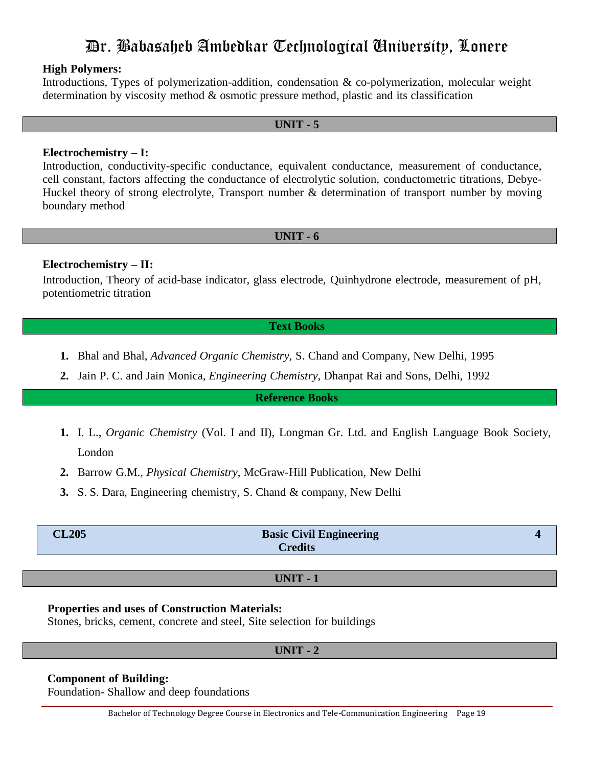**High Polymers:**
Introductions, Types of polymerization-addition, condensation & co-polymerization, molecular weight determination by viscosity method & osmotic pressure method, plastic and its classification

## UNIT - 5

**Electrochemistry – I:**
Introduction, conductivity-specific conductance, equivalent conductance, measurement of conductance, cell constant, factors affecting the conductance of electrolytic solution, conductometric titrations, Debye-Huckel theory of strong electrolyte, Transport number & determination of transport number by moving boundary method

## UNIT - 6

**Electrochemistry – II:**
Introduction, Theory of acid-base indicator, glass electrode, Quinhydrone electrode, measurement of pH, potentiometric titration

## Text Books

1. Bhal and Bhal, *Advanced Organic Chemistry,* S. Chand and Company, New Delhi, 1995
2. Jain P. C. and Jain Monica, *Engineering Chemistry*, Dhanpat Rai and Sons, Delhi, 1992

## Reference Books

1. I. L., *Organic Chemistry* (Vol. I and II), Longman Gr. Ltd. and English Language Book Society, London
2. Barrow G.M., *Physical Chemistry*, McGraw-Hill Publication, New Delhi
3. S. S. Dara, Engineering chemistry, S. Chand & company, New Delhi

| CL205 | Basic Civil Engineering | 4 Credits |
|---|---|---|

## UNIT - 1

**Properties and uses of Construction Materials:**
Stones, bricks, cement, concrete and steel, Site selection for buildings

## UNIT - 2

**Component of Building:**
Foundation- Shallow and deep foundations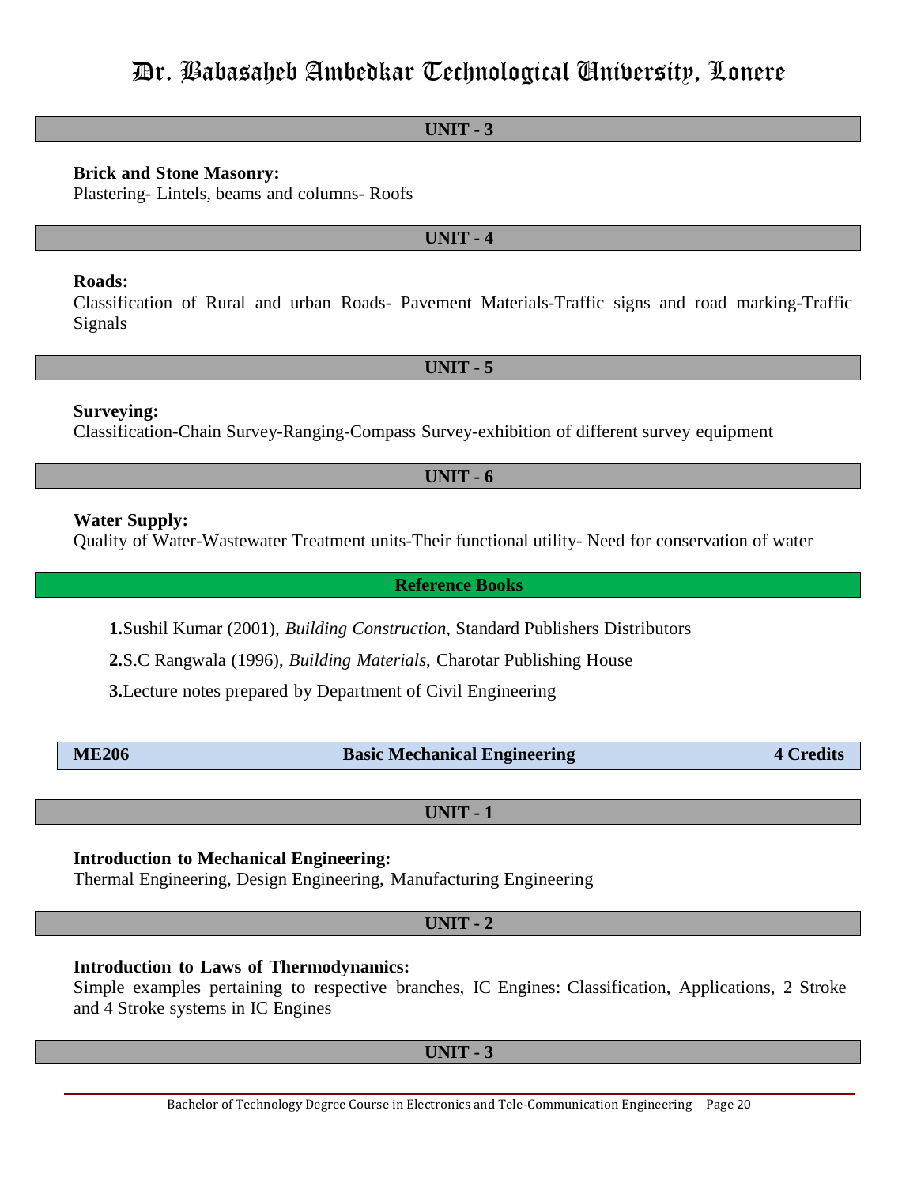## UNIT - 3

**Brick and Stone Masonry:**
Plastering- Lintels, beams and columns- Roofs

## UNIT - 4

**Roads:**
Classification of Rural and urban Roads- Pavement Materials-Traffic signs and road marking-Traffic Signals

## UNIT - 5

**Surveying:**
Classification-Chain Survey-Ranging-Compass Survey-exhibition of different survey equipment

## UNIT - 6

**Water Supply:**
Quality of Water-Wastewater Treatment units-Their functional utility- Need for conservation of water

## Reference Books

1. Sushil Kumar (2001), *Building Construction*, Standard Publishers Distributors
2. S.C Rangwala (1996), *Building Materials*, Charotar Publishing House
3. Lecture notes prepared by Department of Civil Engineering

| **ME206** | **Basic Mechanical Engineering** | **4 Credits** |
|---|---|---|

## UNIT - 1

**Introduction to Mechanical Engineering:**
Thermal Engineering, Design Engineering, Manufacturing Engineering

## UNIT - 2

**Introduction to Laws of Thermodynamics:**
Simple examples pertaining to respective branches, IC Engines: Classification, Applications, 2 Stroke and 4 Stroke systems in IC Engines

## UNIT - 3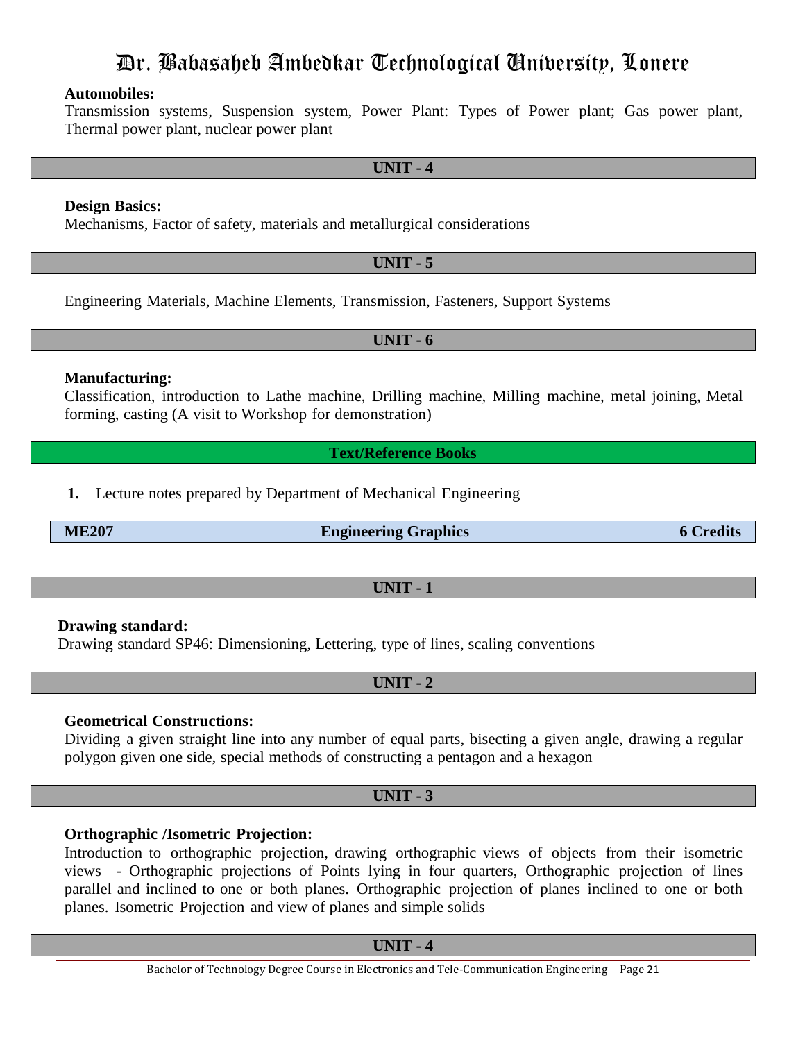**Automobiles:**
Transmission systems, Suspension system, Power Plant: Types of Power plant; Gas power plant, Thermal power plant, nuclear power plant

### UNIT - 4

**Design Basics:**
Mechanisms, Factor of safety, materials and metallurgical considerations

### UNIT - 5

Engineering Materials, Machine Elements, Transmission, Fasteners, Support Systems

### UNIT - 6

**Manufacturing:**
Classification, introduction to Lathe machine, Drilling machine, Milling machine, metal joining, Metal forming, casting (A visit to Workshop for demonstration)

### Text/Reference Books

1. Lecture notes prepared by Department of Mechanical Engineering

| ME207 | Engineering Graphics | 6 Credits |
|---|---|---|

### UNIT - 1

**Drawing standard:**
Drawing standard SP46: Dimensioning, Lettering, type of lines, scaling conventions

### UNIT - 2

**Geometrical Constructions:**
Dividing a given straight line into any number of equal parts, bisecting a given angle, drawing a regular polygon given one side, special methods of constructing a pentagon and a hexagon

### UNIT - 3

**Orthographic /Isometric Projection:**
Introduction to orthographic projection, drawing orthographic views of objects from their isometric views - Orthographic projections of Points lying in four quarters, Orthographic projection of lines parallel and inclined to one or both planes. Orthographic projection of planes inclined to one or both planes. Isometric Projection and view of planes and simple solids

### UNIT - 4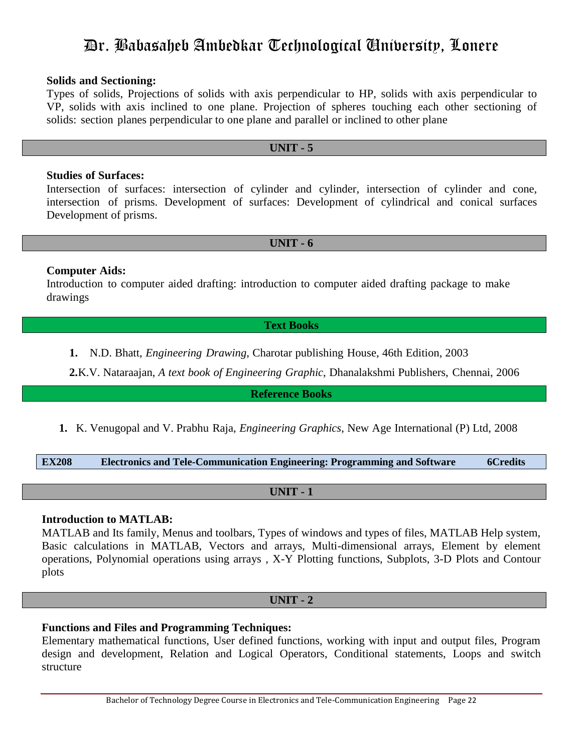**Solids and Sectioning:**

Types of solids, Projections of solids with axis perpendicular to HP, solids with axis perpendicular to VP, solids with axis inclined to one plane. Projection of spheres touching each other sectioning of solids: section planes perpendicular to one plane and parallel or inclined to other plane

## UNIT - 5

**Studies of Surfaces:**

Intersection of surfaces: intersection of cylinder and cylinder, intersection of cylinder and cone, intersection of prisms. Development of surfaces: Development of cylindrical and conical surfaces Development of prisms.

## UNIT - 6

**Computer Aids:**

Introduction to computer aided drafting: introduction to computer aided drafting package to make drawings

## Text Books

1. N.D. Bhatt, *Engineering Drawing*, Charotar publishing House, 46th Edition, 2003
2. K.V. Nataraajan, *A text book of Engineering Graphic*, Dhanalakshmi Publishers, Chennai, 2006

## Reference Books

1. K. Venugopal and V. Prabhu Raja, *Engineering Graphics*, New Age International (P) Ltd, 2008

| EX208 | Electronics and Tele-Communication Engineering: Programming and Software | 6Credits |
|---|---|---|

## UNIT - 1

**Introduction to MATLAB:**

MATLAB and Its family, Menus and toolbars, Types of windows and types of files, MATLAB Help system, Basic calculations in MATLAB, Vectors and arrays, Multi-dimensional arrays, Element by element operations, Polynomial operations using arrays , X-Y Plotting functions, Subplots, 3-D Plots and Contour plots

## UNIT - 2

**Functions and Files and Programming Techniques:**

Elementary mathematical functions, User defined functions, working with input and output files, Program design and development, Relation and Logical Operators, Conditional statements, Loops and switch structure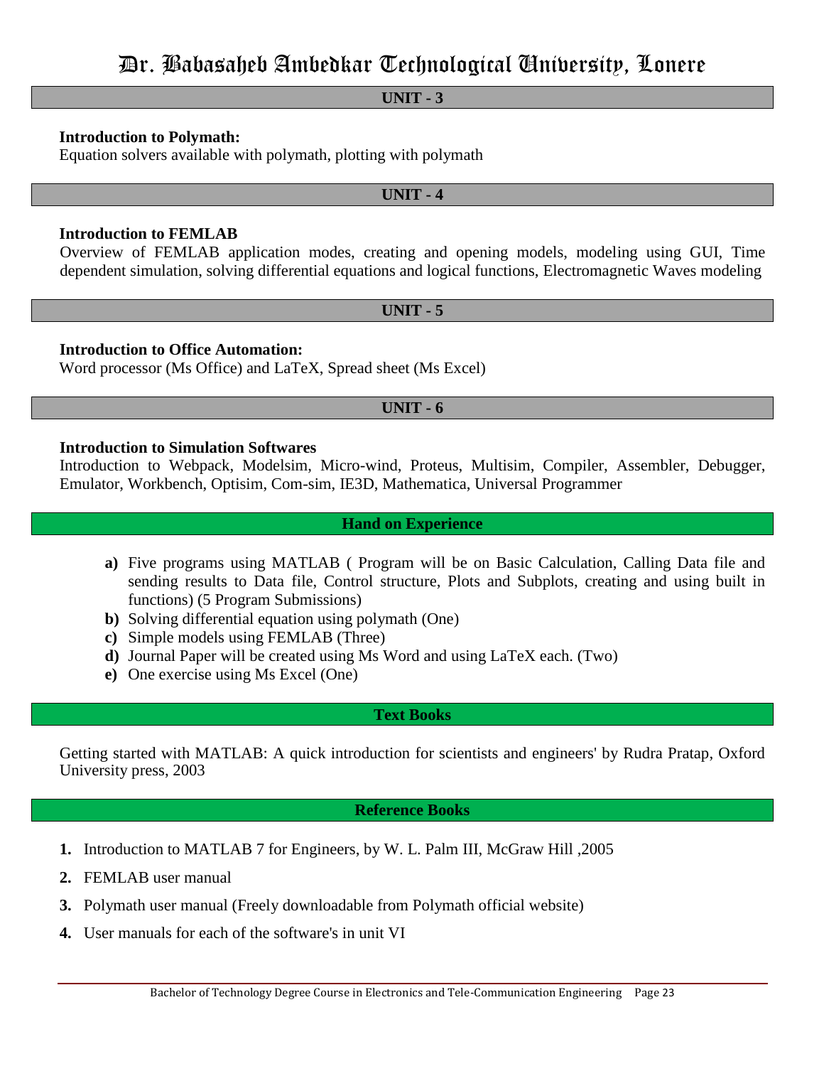## UNIT - 3

**Introduction to Polymath:**

Equation solvers available with polymath, plotting with polymath

## UNIT - 4

**Introduction to FEMLAB**

Overview of FEMLAB application modes, creating and opening models, modeling using GUI, Time dependent simulation, solving differential equations and logical functions, Electromagnetic Waves modeling

## UNIT - 5

**Introduction to Office Automation:**

Word processor (Ms Office) and LaTeX, Spread sheet (Ms Excel)

## UNIT - 6

**Introduction to Simulation Softwares**

Introduction to Webpack, Modelsim, Micro-wind, Proteus, Multisim, Compiler, Assembler, Debugger, Emulator, Workbench, Optisim, Com-sim, IE3D, Mathematica, Universal Programmer

## Hand on Experience

- **a)** Five programs using MATLAB ( Program will be on Basic Calculation, Calling Data file and sending results to Data file, Control structure, Plots and Subplots, creating and using built in functions) (5 Program Submissions)
- **b)** Solving differential equation using polymath (One)
- **c)** Simple models using FEMLAB (Three)
- **d)** Journal Paper will be created using Ms Word and using LaTeX each. (Two)
- **e)** One exercise using Ms Excel (One)

## Text Books

Getting started with MATLAB: A quick introduction for scientists and engineers' by Rudra Pratap, Oxford University press, 2003

## Reference Books

1. Introduction to MATLAB 7 for Engineers, by W. L. Palm III, McGraw Hill ,2005
2. FEMLAB user manual
3. Polymath user manual (Freely downloadable from Polymath official website)
4. User manuals for each of the software's in unit VI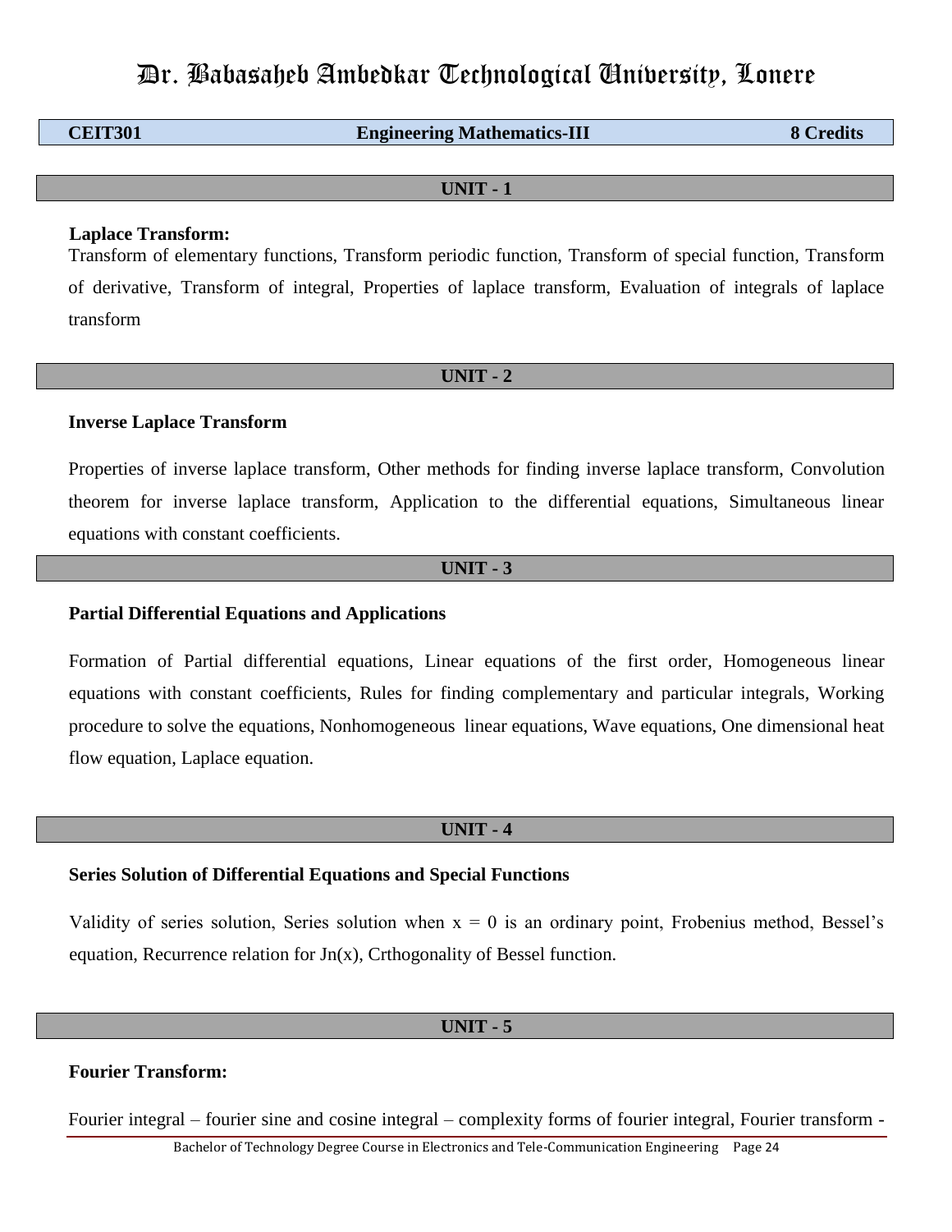# Dr. Babasaheb Ambedkar Technological University, Lonere

| CEIT301 | Engineering Mathematics-III | 8 Credits |
|---|---|---|

## UNIT - 1

**Laplace Transform:**

Transform of elementary functions, Transform periodic function, Transform of special function, Transform of derivative, Transform of integral, Properties of laplace transform, Evaluation of integrals of laplace transform

## UNIT - 2

**Inverse Laplace Transform**

Properties of inverse laplace transform, Other methods for finding inverse laplace transform, Convolution theorem for inverse laplace transform, Application to the differential equations, Simultaneous linear equations with constant coefficients.

## UNIT - 3

**Partial Differential Equations and Applications**

Formation of Partial differential equations, Linear equations of the first order, Homogeneous linear equations with constant coefficients, Rules for finding complementary and particular integrals, Working procedure to solve the equations, Nonhomogeneous linear equations, Wave equations, One dimensional heat flow equation, Laplace equation.

## UNIT - 4

**Series Solution of Differential Equations and Special Functions**

Validity of series solution, Series solution when $x = 0$ is an ordinary point, Frobenius method, Bessel's equation, Recurrence relation for $J_n(x)$, Crthogonality of Bessel function.

## UNIT - 5

**Fourier Transform:**

Fourier integral – fourier sine and cosine integral – complexity forms of fourier integral, Fourier transform -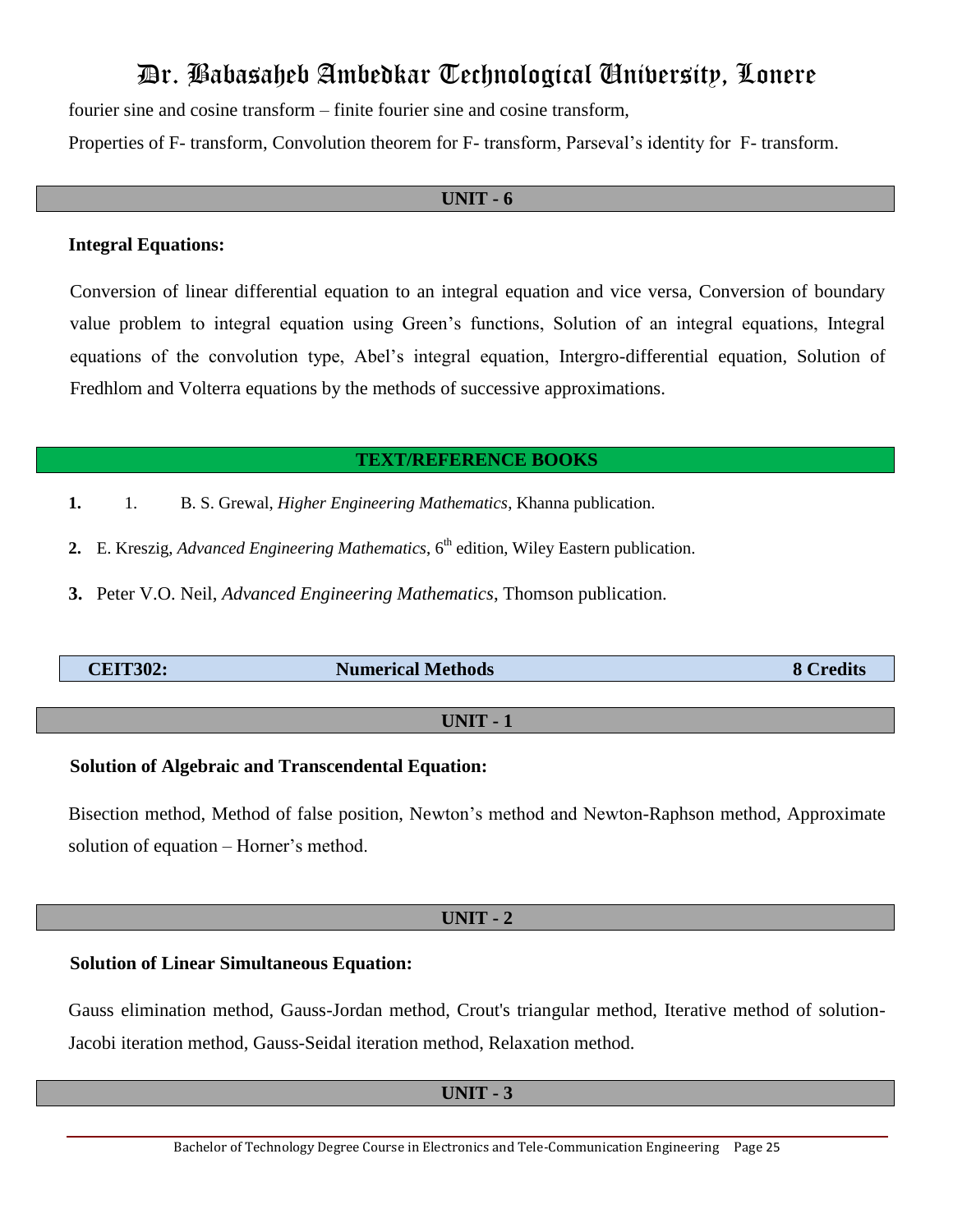fourier sine and cosine transform – finite fourier sine and cosine transform,

Properties of F- transform, Convolution theorem for F- transform, Parseval's identity for F- transform.

## UNIT - 6

**Integral Equations:**

Conversion of linear differential equation to an integral equation and vice versa, Conversion of boundary value problem to integral equation using Green's functions, Solution of an integral equations, Integral equations of the convolution type, Abel's integral equation, Intergro-differential equation, Solution of Fredhlom and Volterra equations by the methods of successive approximations.

## TEXT/REFERENCE BOOKS

1. B. S. Grewal, *Higher Engineering Mathematics*, Khanna publication.
2. E. Kreszig, *Advanced Engineering Mathematics*, 6th edition, Wiley Eastern publication.
3. Peter V.O. Neil, *Advanced Engineering Mathematics*, Thomson publication.

| **CEIT302:** | **Numerical Methods** | **8 Credits** |
|---|---|---|

## UNIT - 1

**Solution of Algebraic and Transcendental Equation:**

Bisection method, Method of false position, Newton's method and Newton-Raphson method, Approximate solution of equation – Horner's method.

## UNIT - 2

**Solution of Linear Simultaneous Equation:**

Gauss elimination method, Gauss-Jordan method, Crout's triangular method, Iterative method of solution-Jacobi iteration method, Gauss-Seidal iteration method, Relaxation method.

## UNIT - 3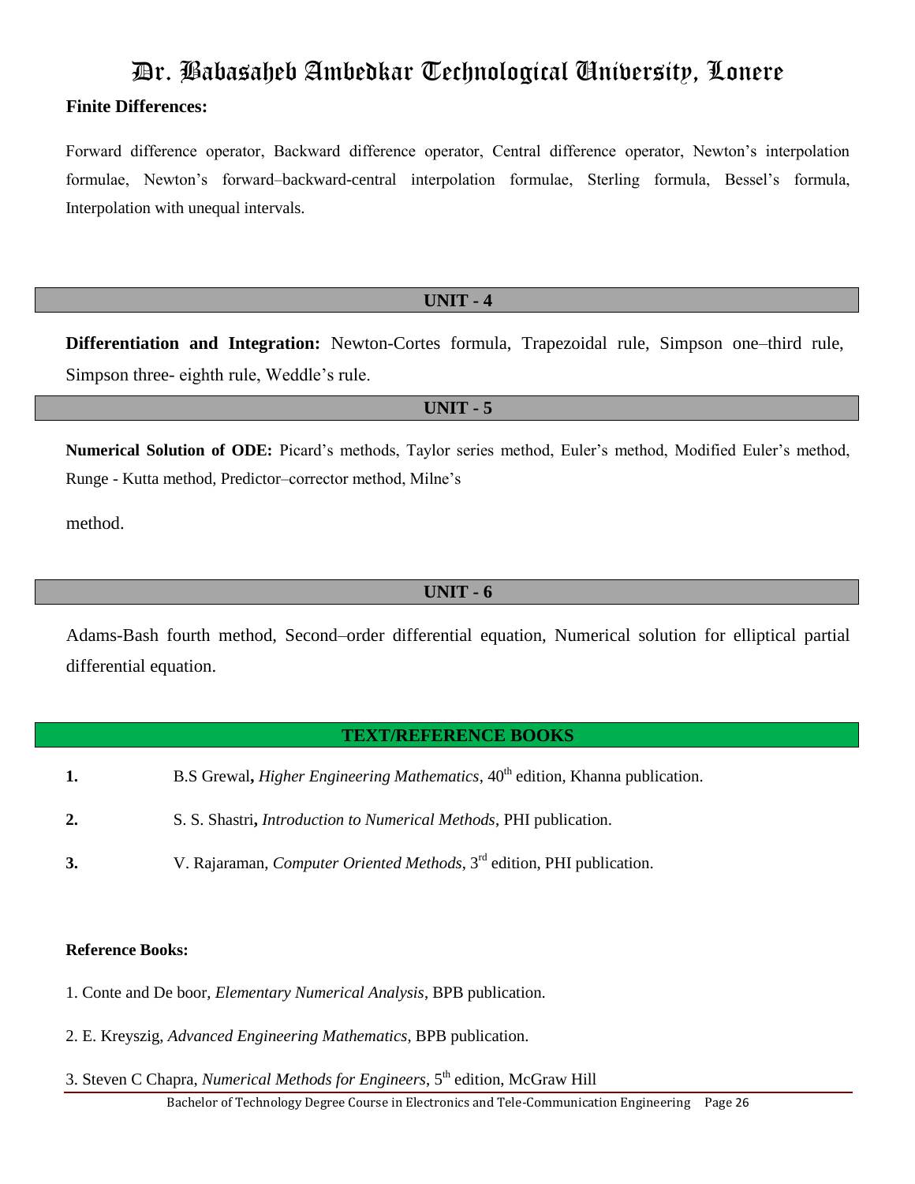**Finite Differences:**

Forward difference operator, Backward difference operator, Central difference operator, Newton's interpolation formulae, Newton's forward–backward-central interpolation formulae, Sterling formula, Bessel's formula, Interpolation with unequal intervals.

## UNIT - 4

**Differentiation and Integration:** Newton-Cortes formula, Trapezoidal rule, Simpson one–third rule, Simpson three- eighth rule, Weddle's rule.

## UNIT - 5

**Numerical Solution of ODE:** Picard's methods, Taylor series method, Euler's method, Modified Euler's method, Runge - Kutta method, Predictor–corrector method, Milne's

method.

## UNIT - 6

Adams-Bash fourth method, Second–order differential equation, Numerical solution for elliptical partial differential equation.

## TEXT/REFERENCE BOOKS

1. B.S Grewal**,** *Higher Engineering Mathematics*, 40th edition, Khanna publication.
2. S. S. Shastri**,** *Introduction to Numerical Methods*, PHI publication.
3. V. Rajaraman, *Computer Oriented Methods*, 3rd edition, PHI publication.

**Reference Books:**

1. Conte and De boor, *Elementary Numerical Analysis*, BPB publication.
2. E. Kreyszig, *Advanced Engineering Mathematics*, BPB publication.
3. Steven C Chapra, *Numerical Methods for Engineers*, 5th edition, McGraw Hill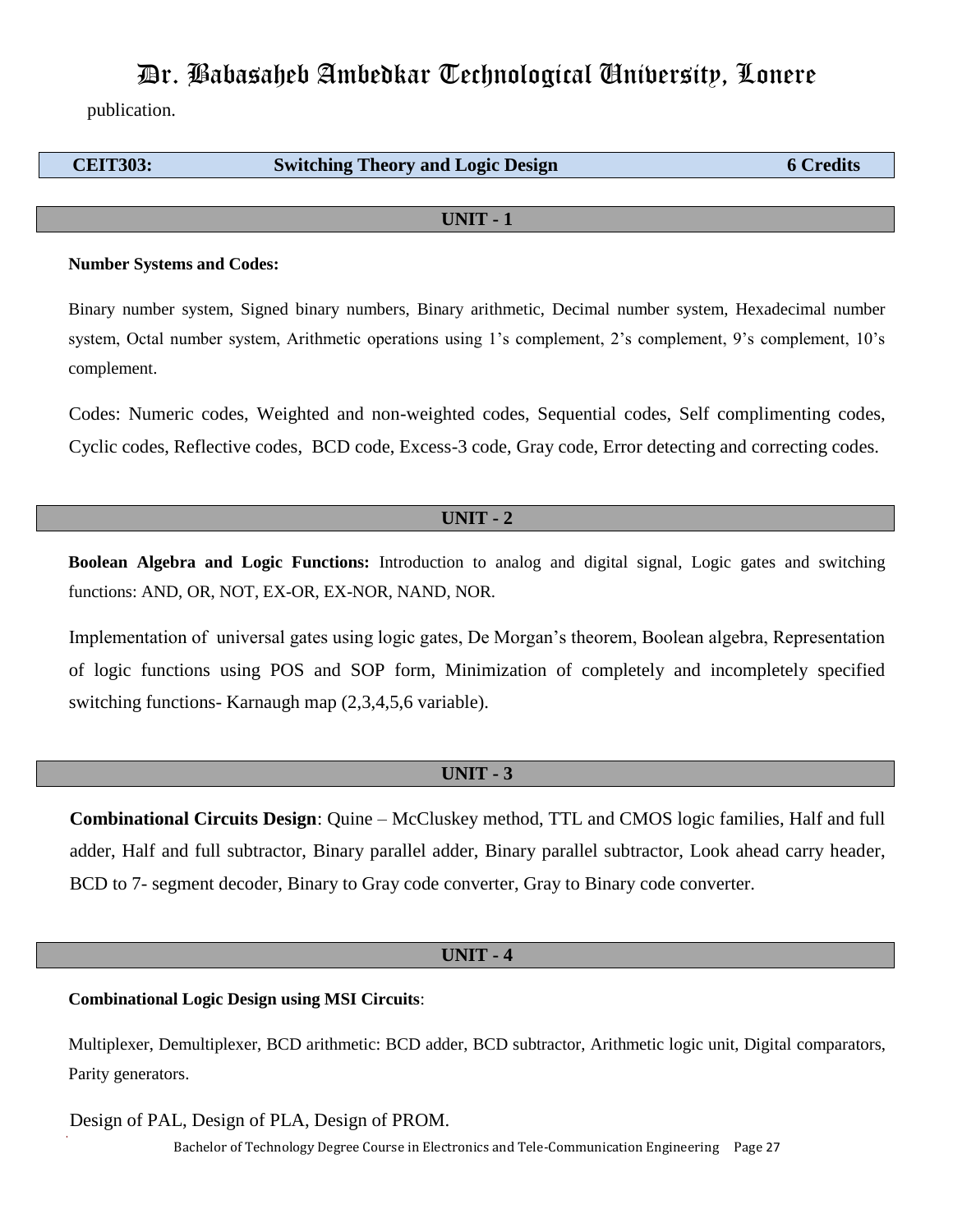publication.

| CEIT303: | Switching Theory and Logic Design | 6 Credits |
| --- | --- | --- |

## UNIT - 1

**Number Systems and Codes:**

Binary number system, Signed binary numbers, Binary arithmetic, Decimal number system, Hexadecimal number system, Octal number system, Arithmetic operations using 1's complement, 2's complement, 9's complement, 10's complement.

Codes: Numeric codes, Weighted and non-weighted codes, Sequential codes, Self complimenting codes, Cyclic codes, Reflective codes, BCD code, Excess-3 code, Gray code, Error detecting and correcting codes.

## UNIT - 2

**Boolean Algebra and Logic Functions:** Introduction to analog and digital signal, Logic gates and switching functions: AND, OR, NOT, EX-OR, EX-NOR, NAND, NOR.

Implementation of universal gates using logic gates, De Morgan's theorem, Boolean algebra, Representation of logic functions using POS and SOP form, Minimization of completely and incompletely specified switching functions- Karnaugh map (2,3,4,5,6 variable).

## UNIT - 3

**Combinational Circuits Design**: Quine – McCluskey method, TTL and CMOS logic families, Half and full adder, Half and full subtractor, Binary parallel adder, Binary parallel subtractor, Look ahead carry header, BCD to 7- segment decoder, Binary to Gray code converter, Gray to Binary code converter.

## UNIT - 4

**Combinational Logic Design using MSI Circuits**:

Multiplexer, Demultiplexer, BCD arithmetic: BCD adder, BCD subtractor, Arithmetic logic unit, Digital comparators, Parity generators.

Design of PAL, Design of PLA, Design of PROM.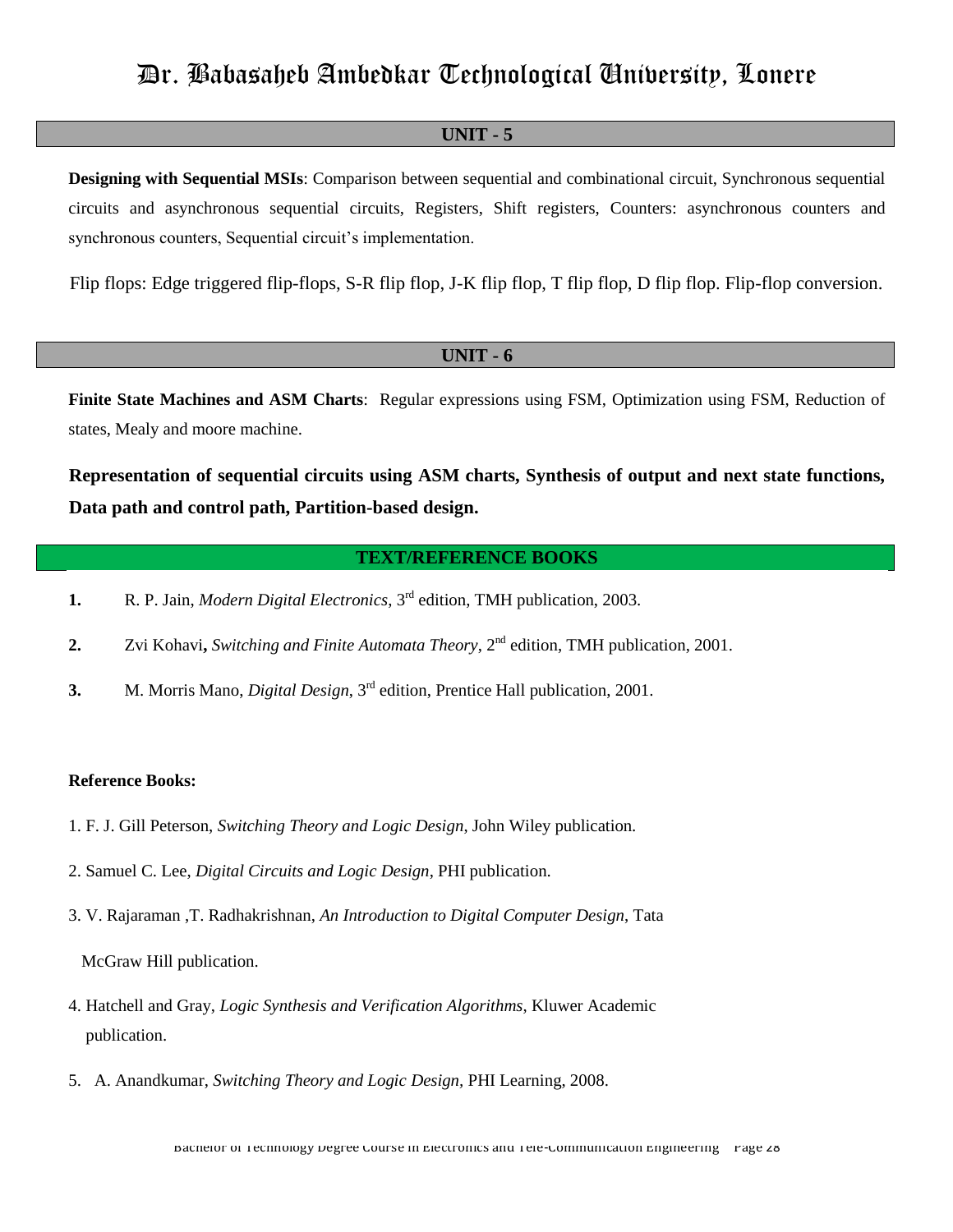## UNIT - 5

**Designing with Sequential MSIs**: Comparison between sequential and combinational circuit, Synchronous sequential circuits and asynchronous sequential circuits, Registers, Shift registers, Counters: asynchronous counters and synchronous counters, Sequential circuit's implementation.

Flip flops: Edge triggered flip-flops, S-R flip flop, J-K flip flop, T flip flop, D flip flop. Flip-flop conversion.

## UNIT - 6

**Finite State Machines and ASM Charts**: Regular expressions using FSM, Optimization using FSM, Reduction of states, Mealy and moore machine.

**Representation of sequential circuits using ASM charts, Synthesis of output and next state functions, Data path and control path, Partition-based design.**

## TEXT/REFERENCE BOOKS

1. R. P. Jain, *Modern Digital Electronics*, 3rd edition, TMH publication, 2003.
2. Zvi Kohavi**,** *Switching and Finite Automata Theory*, 2nd edition, TMH publication, 2001.
3. M. Morris Mano, *Digital Design*, 3rd edition, Prentice Hall publication, 2001.

**Reference Books:**

1. F. J. Gill Peterson, *Switching Theory and Logic Design*, John Wiley publication.
2. Samuel C. Lee, *Digital Circuits and Logic Design*, PHI publication.
3. V. Rajaraman ,T. Radhakrishnan, *An Introduction to Digital Computer Design*, Tata McGraw Hill publication.
4. Hatchell and Gray, *Logic Synthesis and Verification Algorithms*, Kluwer Academic publication.
5. A. Anandkumar, *Switching Theory and Logic Design*, PHI Learning, 2008.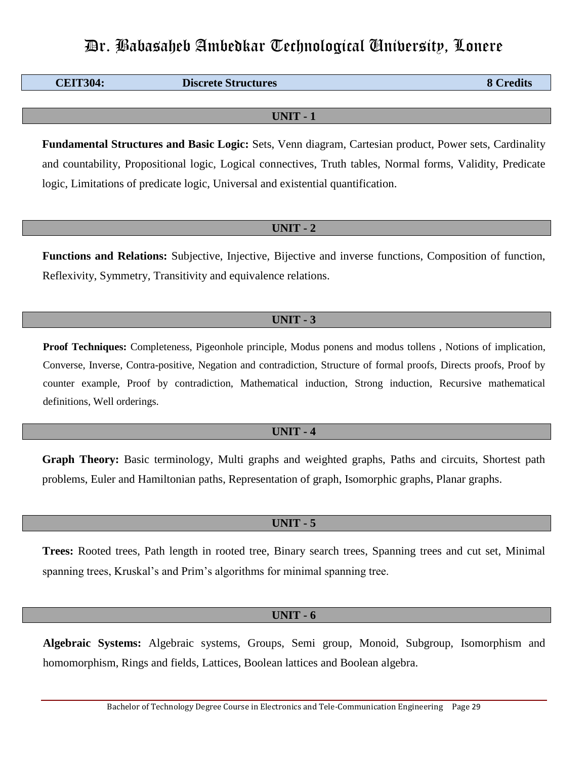# Dr. Babasaheb Ambedkar Technological University, Lonere

**CEIT304: Discrete Structures 8 Credits**

## UNIT - 1

**Fundamental Structures and Basic Logic:** Sets, Venn diagram, Cartesian product, Power sets, Cardinality and countability, Propositional logic, Logical connectives, Truth tables, Normal forms, Validity, Predicate logic, Limitations of predicate logic, Universal and existential quantification.

## UNIT - 2

**Functions and Relations:** Subjective, Injective, Bijective and inverse functions, Composition of function, Reflexivity, Symmetry, Transitivity and equivalence relations.

## UNIT - 3

**Proof Techniques:** Completeness, Pigeonhole principle, Modus ponens and modus tollens , Notions of implication, Converse, Inverse, Contra-positive, Negation and contradiction, Structure of formal proofs, Directs proofs, Proof by counter example, Proof by contradiction, Mathematical induction, Strong induction, Recursive mathematical definitions, Well orderings.

## UNIT - 4

**Graph Theory:** Basic terminology, Multi graphs and weighted graphs, Paths and circuits, Shortest path problems, Euler and Hamiltonian paths, Representation of graph, Isomorphic graphs, Planar graphs.

## UNIT - 5

**Trees:** Rooted trees, Path length in rooted tree, Binary search trees, Spanning trees and cut set, Minimal spanning trees, Kruskal's and Prim's algorithms for minimal spanning tree.

## UNIT - 6

**Algebraic Systems:** Algebraic systems, Groups, Semi group, Monoid, Subgroup, Isomorphism and homomorphism, Rings and fields, Lattices, Boolean lattices and Boolean algebra.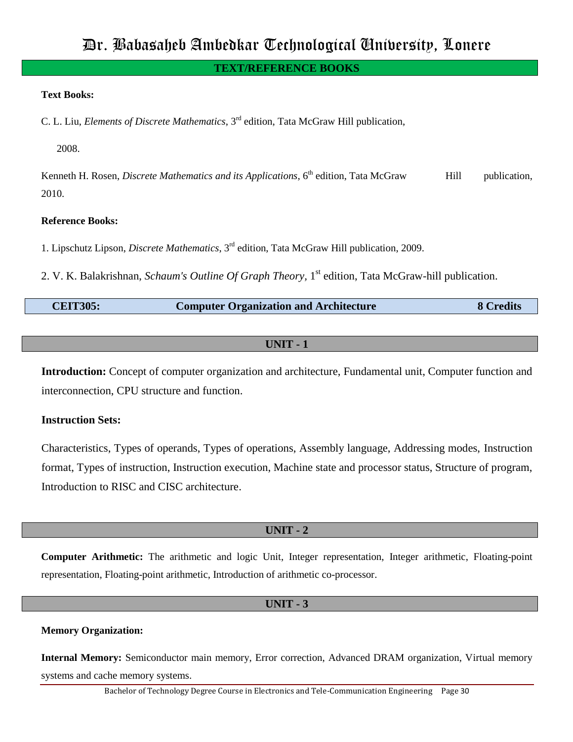## TEXT/REFERENCE BOOKS

**Text Books:**

C. L. Liu, *Elements of Discrete Mathematics*, 3rd edition, Tata McGraw Hill publication, 2008.

Kenneth H. Rosen, *Discrete Mathematics and its Applications*, 6th edition, Tata McGraw Hill publication, 2010.

**Reference Books:**

1. Lipschutz Lipson, *Discrete Mathematics*, 3rd edition, Tata McGraw Hill publication, 2009.
2. V. K. Balakrishnan, *Schaum's Outline Of Graph Theory*, 1st edition, Tata McGraw-hill publication.

| CEIT305: | Computer Organization and Architecture | 8 Credits |
|---|---|---|

## UNIT - 1

**Introduction:** Concept of computer organization and architecture, Fundamental unit, Computer function and interconnection, CPU structure and function.

**Instruction Sets:**

Characteristics, Types of operands, Types of operations, Assembly language, Addressing modes, Instruction format, Types of instruction, Instruction execution, Machine state and processor status, Structure of program, Introduction to RISC and CISC architecture.

## UNIT - 2

**Computer Arithmetic:** The arithmetic and logic Unit, Integer representation, Integer arithmetic, Floating-point representation, Floating-point arithmetic, Introduction of arithmetic co-processor.

## UNIT - 3

**Memory Organization:**

**Internal Memory:** Semiconductor main memory, Error correction, Advanced DRAM organization, Virtual memory systems and cache memory systems.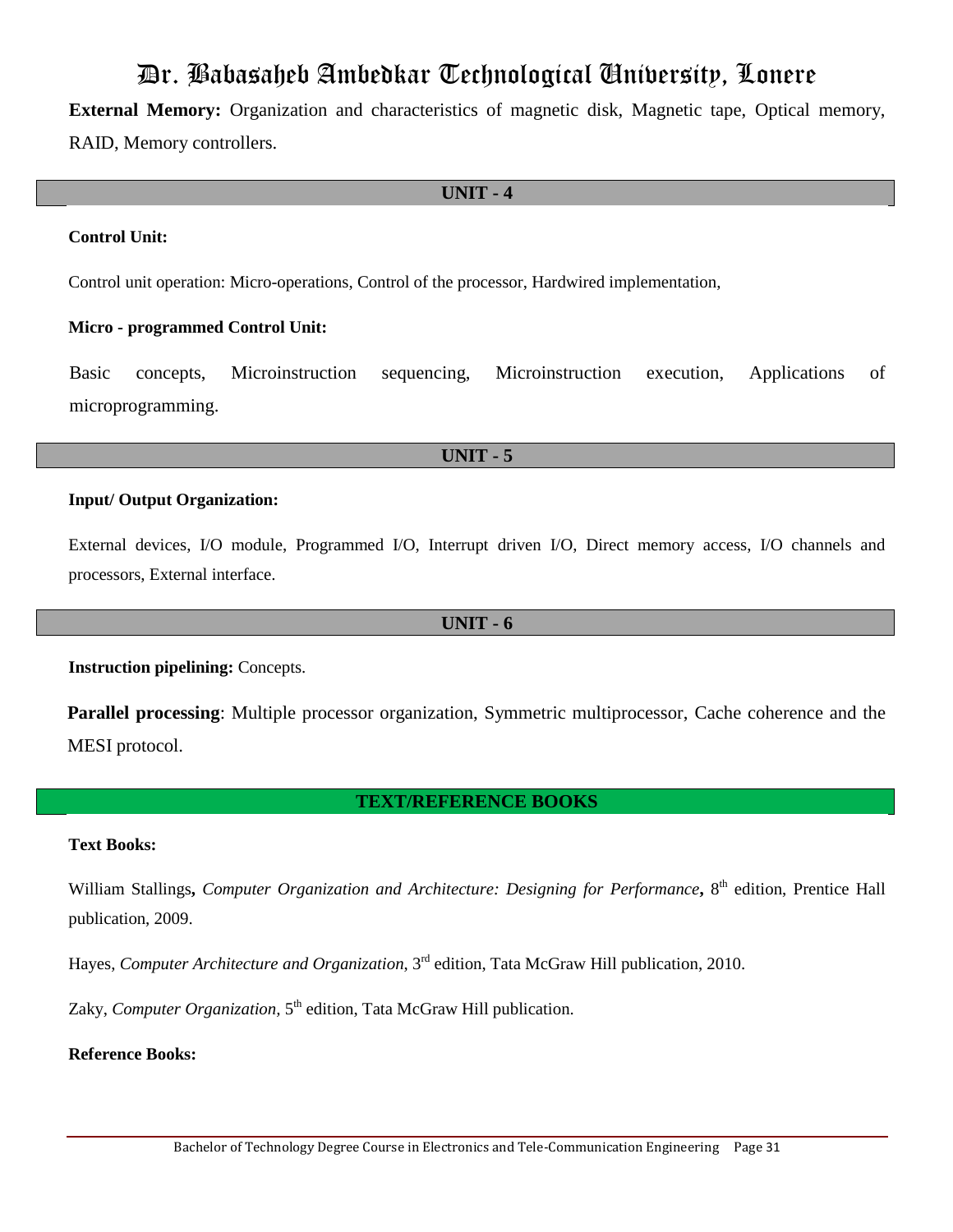**External Memory:** Organization and characteristics of magnetic disk, Magnetic tape, Optical memory, RAID, Memory controllers.

## UNIT - 4

**Control Unit:**

Control unit operation: Micro-operations, Control of the processor, Hardwired implementation,

**Micro - programmed Control Unit:**

Basic concepts, Microinstruction sequencing, Microinstruction execution, Applications of microprogramming.

## UNIT - 5

**Input/ Output Organization:**

External devices, I/O module, Programmed I/O, Interrupt driven I/O, Direct memory access, I/O channels and processors, External interface.

## UNIT - 6

**Instruction pipelining:** Concepts.

**Parallel processing**: Multiple processor organization, Symmetric multiprocessor, Cache coherence and the MESI protocol.

## TEXT/REFERENCE BOOKS

**Text Books:**

William Stallings**,** *Computer Organization and Architecture: Designing for Performance***,** 8th edition, Prentice Hall publication, 2009.

Hayes, *Computer Architecture and Organization*, 3rd edition, Tata McGraw Hill publication, 2010.

Zaky, *Computer Organization,* 5th edition, Tata McGraw Hill publication.

**Reference Books:**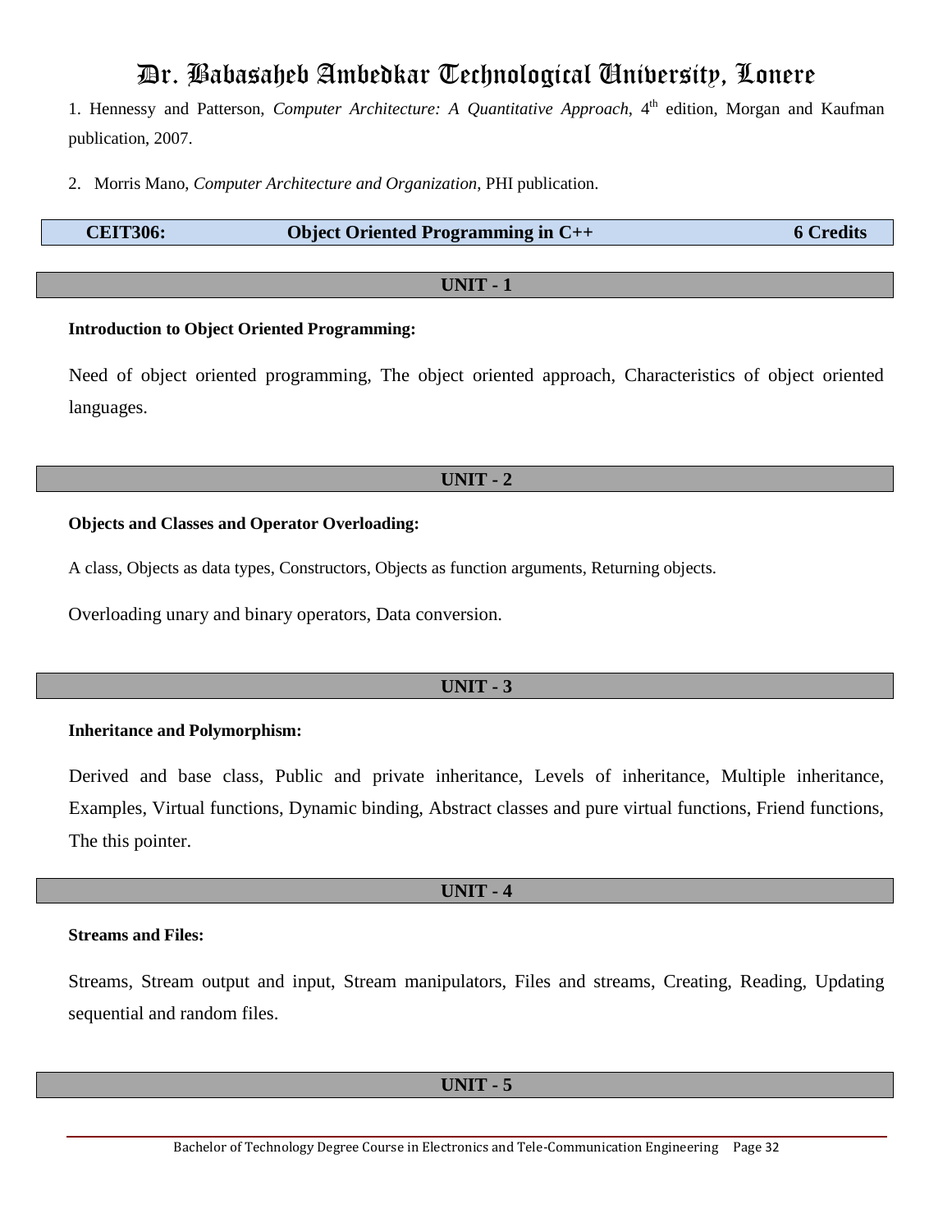1. Hennessy and Patterson, *Computer Architecture: A Quantitative Approach*, 4th edition, Morgan and Kaufman publication, 2007.

2. Morris Mano, *Computer Architecture and Organization*, PHI publication.

| **CEIT306:** | **Object Oriented Programming in C++** | **6 Credits** |
|---|---|---|

## UNIT - 1

**Introduction to Object Oriented Programming:**

Need of object oriented programming, The object oriented approach, Characteristics of object oriented languages.

## UNIT - 2

**Objects and Classes and Operator Overloading:**

A class, Objects as data types, Constructors, Objects as function arguments, Returning objects.

Overloading unary and binary operators, Data conversion.

## UNIT - 3

**Inheritance and Polymorphism:**

Derived and base class, Public and private inheritance, Levels of inheritance, Multiple inheritance, Examples, Virtual functions, Dynamic binding, Abstract classes and pure virtual functions, Friend functions, The this pointer.

## UNIT - 4

**Streams and Files:**

Streams, Stream output and input, Stream manipulators, Files and streams, Creating, Reading, Updating sequential and random files.

## UNIT - 5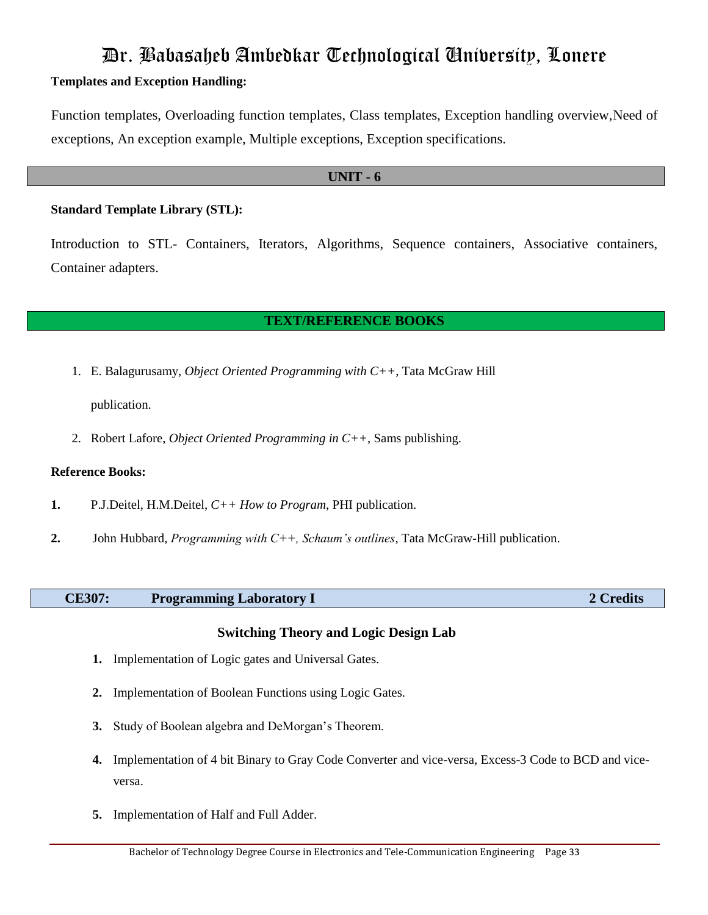**Templates and Exception Handling:**

Function templates, Overloading function templates, Class templates, Exception handling overview,Need of exceptions, An exception example, Multiple exceptions, Exception specifications.

## UNIT - 6

**Standard Template Library (STL):**

Introduction to STL- Containers, Iterators, Algorithms, Sequence containers, Associative containers, Container adapters.

## TEXT/REFERENCE BOOKS

1. E. Balagurusamy, *Object Oriented Programming with C++*, Tata McGraw Hill publication.
2. Robert Lafore, *Object Oriented Programming in C++*, Sams publishing.

**Reference Books:**

1. P.J.Deitel, H.M.Deitel, *C++ How to Program*, PHI publication.
2. John Hubbard, *Programming with C++, Schaum's outlines*, Tata McGraw-Hill publication.

## CE307: Programming Laboratory I — 2 Credits

### Switching Theory and Logic Design Lab

1. Implementation of Logic gates and Universal Gates.
2. Implementation of Boolean Functions using Logic Gates.
3. Study of Boolean algebra and DeMorgan's Theorem.
4. Implementation of 4 bit Binary to Gray Code Converter and vice-versa, Excess-3 Code to BCD and vice-versa.
5. Implementation of Half and Full Adder.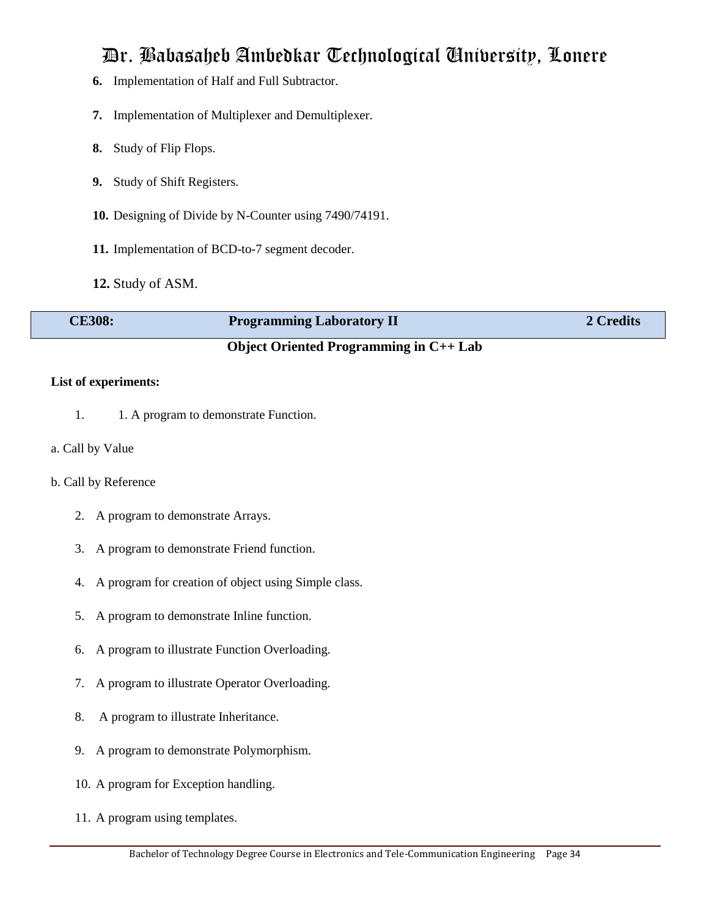6. Implementation of Half and Full Subtractor.
7. Implementation of Multiplexer and Demultiplexer.
8. Study of Flip Flops.
9. Study of Shift Registers.
10. Designing of Divide by N-Counter using 7490/74191.
11. Implementation of BCD-to-7 segment decoder.
12. Study of ASM.

| CE308: | Programming Laboratory II | 2 Credits |
|---|---|---|

## Object Oriented Programming in C++ Lab

**List of experiments:**

1. 1. A program to demonstrate Function.

a. Call by Value

b. Call by Reference

2. A program to demonstrate Arrays.
3. A program to demonstrate Friend function.
4. A program for creation of object using Simple class.
5. A program to demonstrate Inline function.
6. A program to illustrate Function Overloading.
7. A program to illustrate Operator Overloading.
8. A program to illustrate Inheritance.
9. A program to demonstrate Polymorphism.
10. A program for Exception handling.
11. A program using templates.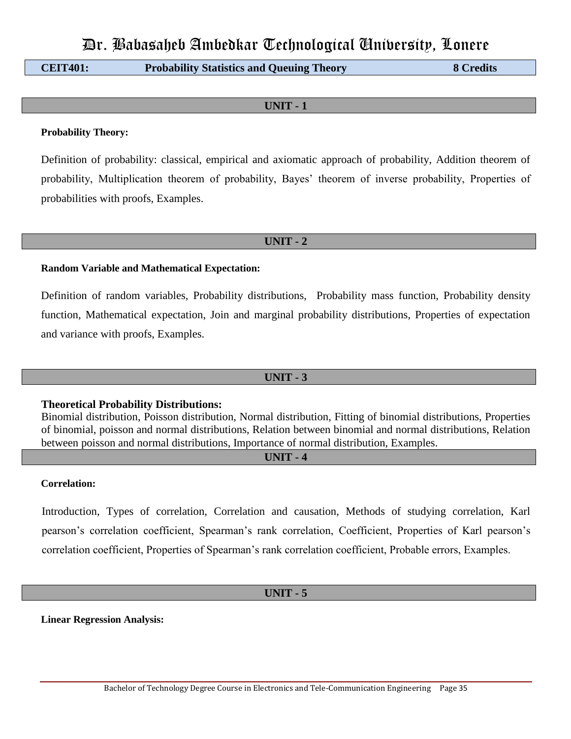# Dr. Babasaheb Ambedkar Technological University, Lonere

| **CEIT401:** | **Probability Statistics and Queuing Theory** | **8 Credits** |
|---|---|---|

## UNIT - 1

**Probability Theory:**

Definition of probability: classical, empirical and axiomatic approach of probability, Addition theorem of probability, Multiplication theorem of probability, Bayes' theorem of inverse probability, Properties of probabilities with proofs, Examples.

## UNIT - 2

**Random Variable and Mathematical Expectation:**

Definition of random variables, Probability distributions, Probability mass function, Probability density function, Mathematical expectation, Join and marginal probability distributions, Properties of expectation and variance with proofs, Examples.

## UNIT - 3

**Theoretical Probability Distributions:**

Binomial distribution, Poisson distribution, Normal distribution, Fitting of binomial distributions, Properties of binomial, poisson and normal distributions, Relation between binomial and normal distributions, Relation between poisson and normal distributions, Importance of normal distribution, Examples.

## UNIT - 4

**Correlation:**

Introduction, Types of correlation, Correlation and causation, Methods of studying correlation, Karl pearson's correlation coefficient, Spearman's rank correlation, Coefficient, Properties of Karl pearson's correlation coefficient, Properties of Spearman's rank correlation coefficient, Probable errors, Examples.

## UNIT - 5

**Linear Regression Analysis:**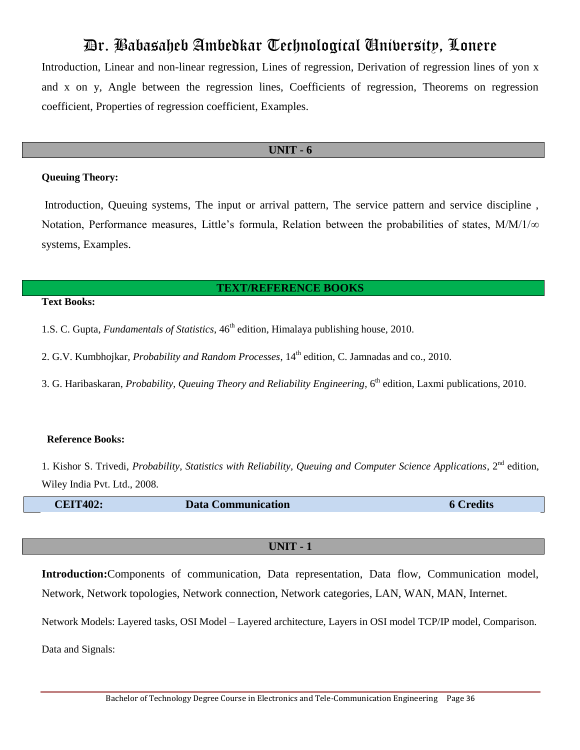Introduction, Linear and non-linear regression, Lines of regression, Derivation of regression lines of yon x and x on y, Angle between the regression lines, Coefficients of regression, Theorems on regression coefficient, Properties of regression coefficient, Examples.

## UNIT - 6

**Queuing Theory:**

Introduction, Queuing systems, The input or arrival pattern, The service pattern and service discipline , Notation, Performance measures, Little's formula, Relation between the probabilities of states, $M/M/1/\infty$ systems, Examples.

## TEXT/REFERENCE BOOKS

**Text Books:**

1.S. C. Gupta, *Fundamentals of Statistics*, 46th edition, Himalaya publishing house, 2010.

2. G.V. Kumbhojkar, *Probability and Random Processes*, 14th edition, C. Jamnadas and co., 2010.

3. G. Haribaskaran, *Probability, Queuing Theory and Reliability Engineering*, 6th edition, Laxmi publications, 2010.

**Reference Books:**

1. Kishor S. Trivedi, *Probability, Statistics with Reliability, Queuing and Computer Science Applications*, 2nd edition, Wiley India Pvt. Ltd., 2008.

| **CEIT402:** | **Data Communication** | **6 Credits** |
|---|---|---|

## UNIT - 1

**Introduction:**Components of communication, Data representation, Data flow, Communication model, Network, Network topologies, Network connection, Network categories, LAN, WAN, MAN, Internet.

Network Models: Layered tasks, OSI Model – Layered architecture, Layers in OSI model TCP/IP model, Comparison.

Data and Signals: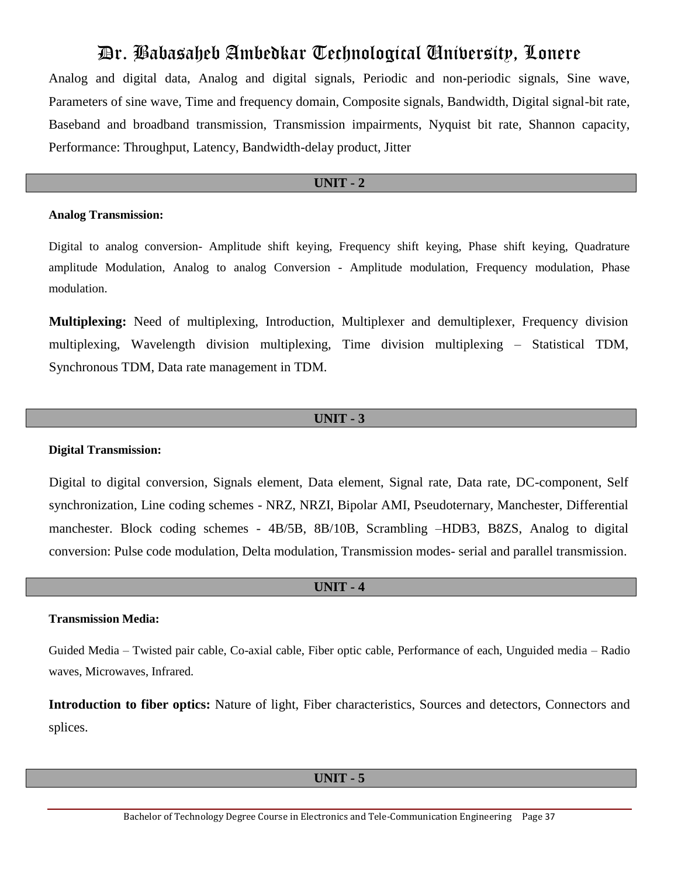Analog and digital data, Analog and digital signals, Periodic and non-periodic signals, Sine wave, Parameters of sine wave, Time and frequency domain, Composite signals, Bandwidth, Digital signal-bit rate, Baseband and broadband transmission, Transmission impairments, Nyquist bit rate, Shannon capacity, Performance: Throughput, Latency, Bandwidth-delay product, Jitter

## UNIT - 2

**Analog Transmission:**

Digital to analog conversion- Amplitude shift keying, Frequency shift keying, Phase shift keying, Quadrature amplitude Modulation, Analog to analog Conversion - Amplitude modulation, Frequency modulation, Phase modulation.

**Multiplexing:** Need of multiplexing, Introduction, Multiplexer and demultiplexer, Frequency division multiplexing, Wavelength division multiplexing, Time division multiplexing – Statistical TDM, Synchronous TDM, Data rate management in TDM.

## UNIT - 3

**Digital Transmission:**

Digital to digital conversion, Signals element, Data element, Signal rate, Data rate, DC-component, Self synchronization, Line coding schemes - NRZ, NRZI, Bipolar AMI, Pseudoternary, Manchester, Differential manchester. Block coding schemes - 4B/5B, 8B/10B, Scrambling –HDB3, B8ZS, Analog to digital conversion: Pulse code modulation, Delta modulation, Transmission modes- serial and parallel transmission.

## UNIT - 4

**Transmission Media:**

Guided Media – Twisted pair cable, Co-axial cable, Fiber optic cable, Performance of each, Unguided media – Radio waves, Microwaves, Infrared.

**Introduction to fiber optics:** Nature of light, Fiber characteristics, Sources and detectors, Connectors and splices.

## UNIT - 5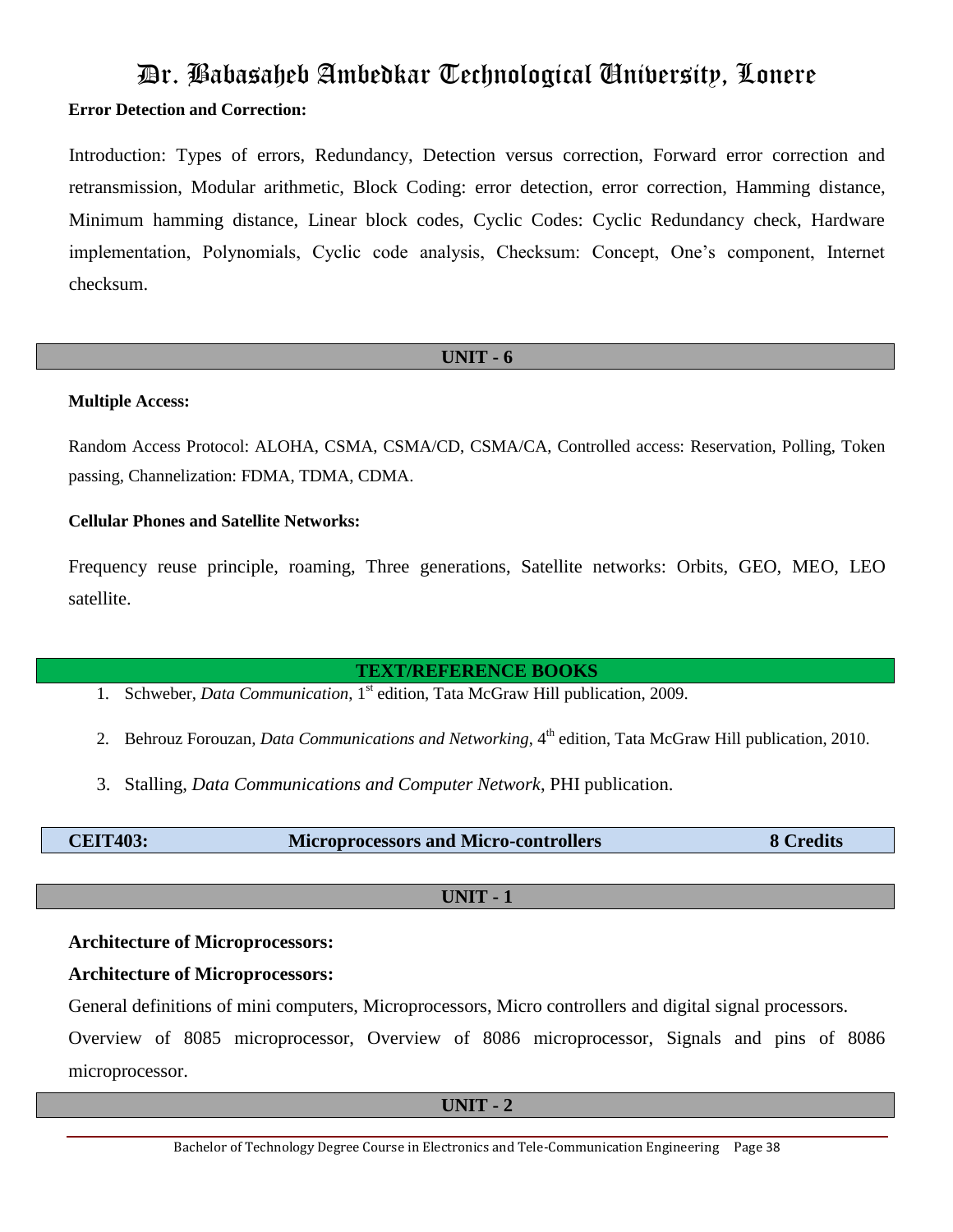**Error Detection and Correction:**

Introduction: Types of errors, Redundancy, Detection versus correction, Forward error correction and retransmission, Modular arithmetic, Block Coding: error detection, error correction, Hamming distance, Minimum hamming distance, Linear block codes, Cyclic Codes: Cyclic Redundancy check, Hardware implementation, Polynomials, Cyclic code analysis, Checksum: Concept, One's component, Internet checksum.

## UNIT - 6

**Multiple Access:**

Random Access Protocol: ALOHA, CSMA, CSMA/CD, CSMA/CA, Controlled access: Reservation, Polling, Token passing, Channelization: FDMA, TDMA, CDMA.

**Cellular Phones and Satellite Networks:**

Frequency reuse principle, roaming, Three generations, Satellite networks: Orbits, GEO, MEO, LEO satellite.

## TEXT/REFERENCE BOOKS

1. Schweber, *Data Communication,* 1st edition, Tata McGraw Hill publication, 2009.
2. Behrouz Forouzan, *Data Communications and Networking*, 4th edition, Tata McGraw Hill publication, 2010.
3. Stalling, *Data Communications and Computer Network*, PHI publication.

| CEIT403: | Microprocessors and Micro-controllers | 8 Credits |
|---|---|---|

## UNIT - 1

**Architecture of Microprocessors:**

**Architecture of Microprocessors:**

General definitions of mini computers, Microprocessors, Micro controllers and digital signal processors.
Overview of 8085 microprocessor, Overview of 8086 microprocessor, Signals and pins of 8086 microprocessor.

## UNIT - 2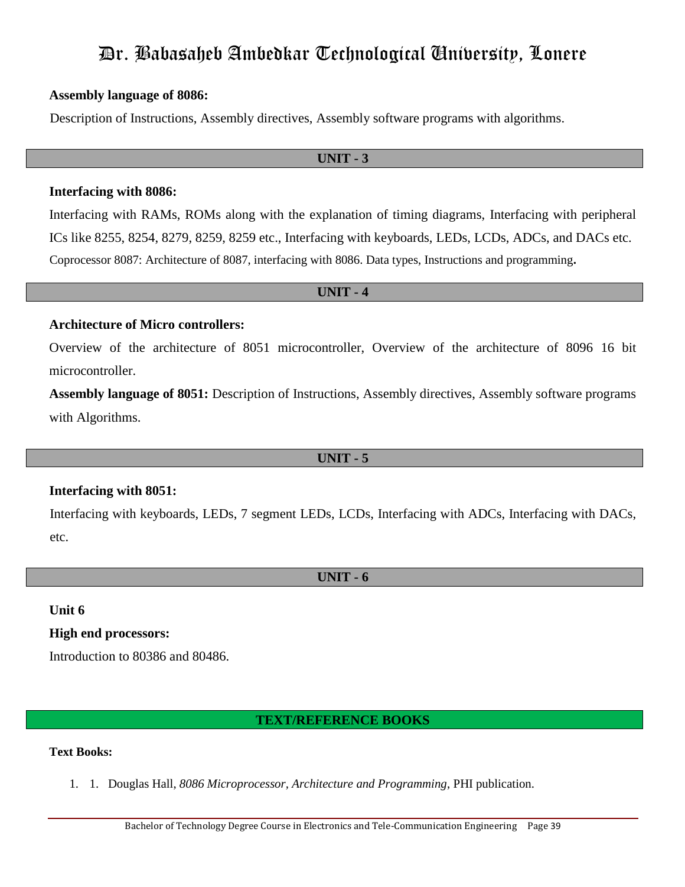**Assembly language of 8086:**

Description of Instructions, Assembly directives, Assembly software programs with algorithms.

## UNIT - 3

**Interfacing with 8086:**

Interfacing with RAMs, ROMs along with the explanation of timing diagrams, Interfacing with peripheral ICs like 8255, 8254, 8279, 8259, 8259 etc., Interfacing with keyboards, LEDs, LCDs, ADCs, and DACs etc. Coprocessor 8087: Architecture of 8087, interfacing with 8086. Data types, Instructions and programming**.**

## UNIT - 4

**Architecture of Micro controllers:**

Overview of the architecture of 8051 microcontroller, Overview of the architecture of 8096 16 bit microcontroller.

**Assembly language of 8051:** Description of Instructions, Assembly directives, Assembly software programs with Algorithms.

## UNIT - 5

**Interfacing with 8051:**

Interfacing with keyboards, LEDs, 7 segment LEDs, LCDs, Interfacing with ADCs, Interfacing with DACs, etc.

## UNIT - 6

**Unit 6**

**High end processors:**

Introduction to 80386 and 80486.

## TEXT/REFERENCE BOOKS

**Text Books:**

1. 1. Douglas Hall, *8086 Microprocessor, Architecture and Programming*, PHI publication.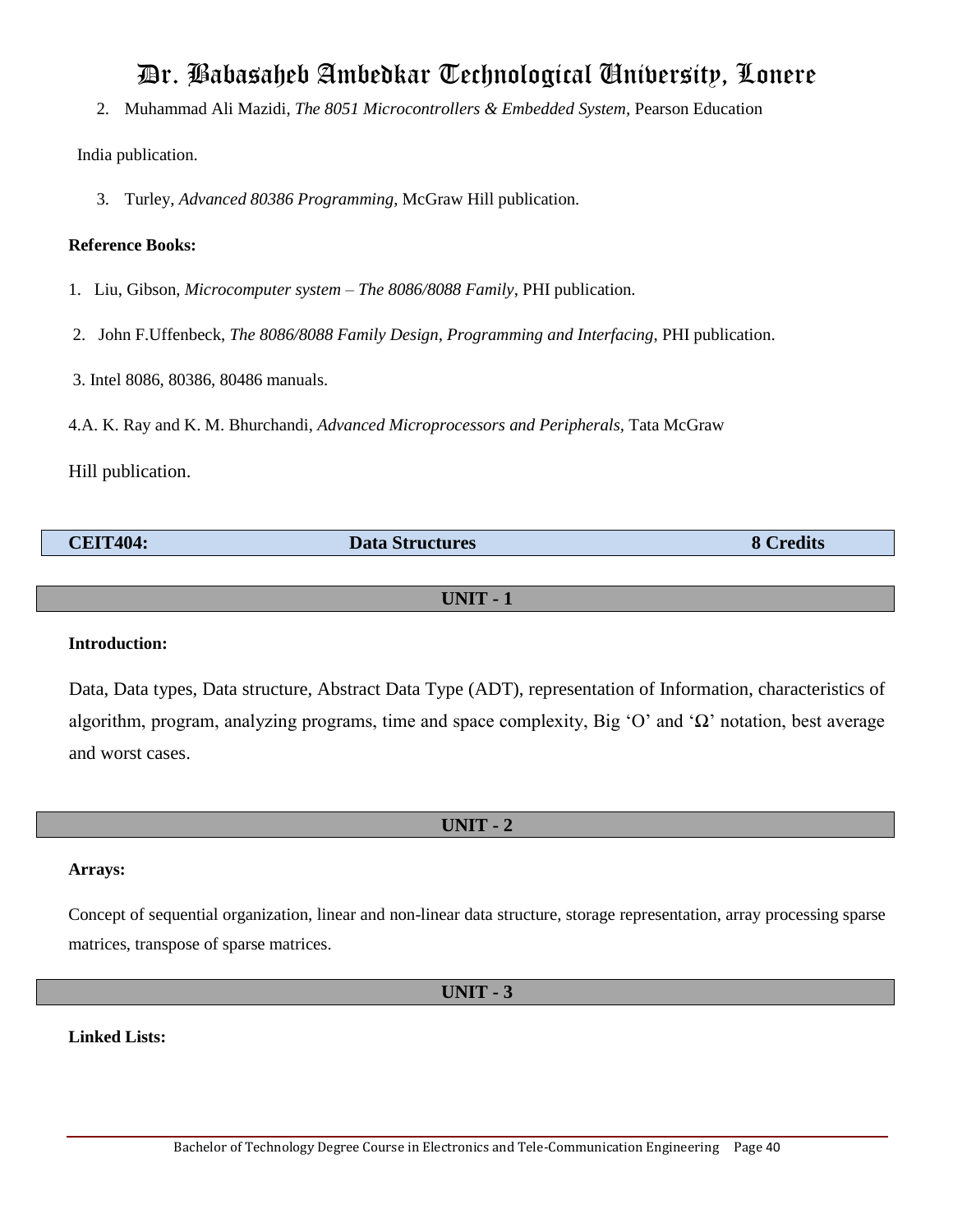2. Muhammad Ali Mazidi, *The 8051 Microcontrollers & Embedded System*, Pearson Education India publication.

3. Turley, *Advanced 80386 Programming*, McGraw Hill publication.

**Reference Books:**

1. Liu, Gibson, *Microcomputer system – The 8086/8088 Family*, PHI publication.
2. John F.Uffenbeck, *The 8086/8088 Family Design, Programming and Interfacing*, PHI publication.
3. Intel 8086, 80386, 80486 manuals.
4. A. K. Ray and K. M. Bhurchandi, *Advanced Microprocessors and Peripherals*, Tata McGraw Hill publication.

| **CEIT404:** | **Data Structures** | **8 Credits** |
|---|---|---|

## UNIT - 1

**Introduction:**

Data, Data types, Data structure, Abstract Data Type (ADT), representation of Information, characteristics of algorithm, program, analyzing programs, time and space complexity, Big 'O' and 'Ω' notation, best average and worst cases.

## UNIT - 2

**Arrays:**

Concept of sequential organization, linear and non-linear data structure, storage representation, array processing sparse matrices, transpose of sparse matrices.

## UNIT - 3

**Linked Lists:**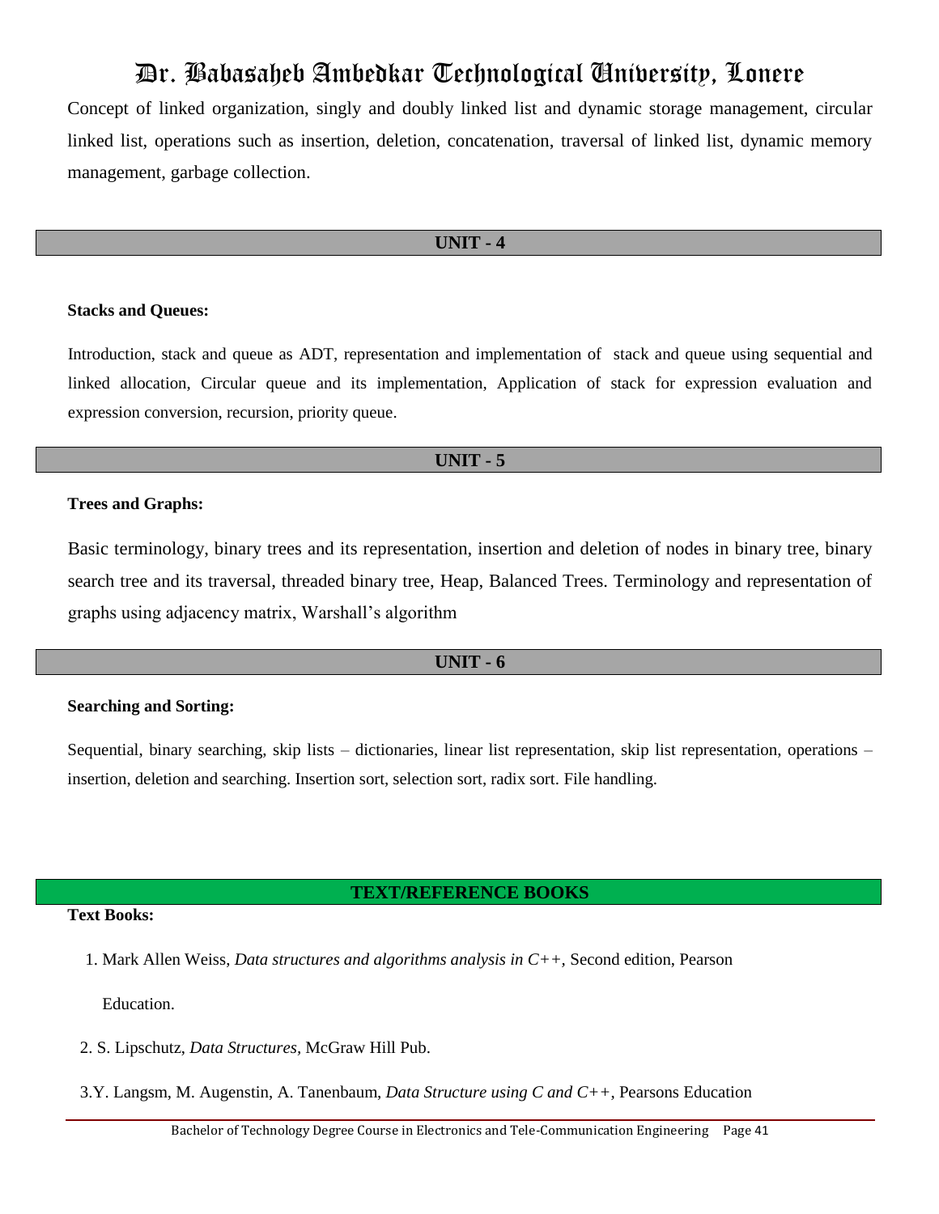Concept of linked organization, singly and doubly linked list and dynamic storage management, circular linked list, operations such as insertion, deletion, concatenation, traversal of linked list, dynamic memory management, garbage collection.

## UNIT - 4

**Stacks and Queues:**

Introduction, stack and queue as ADT, representation and implementation of stack and queue using sequential and linked allocation, Circular queue and its implementation, Application of stack for expression evaluation and expression conversion, recursion, priority queue.

## UNIT - 5

**Trees and Graphs:**

Basic terminology, binary trees and its representation, insertion and deletion of nodes in binary tree, binary search tree and its traversal, threaded binary tree, Heap, Balanced Trees. Terminology and representation of graphs using adjacency matrix, Warshall's algorithm

## UNIT - 6

**Searching and Sorting:**

Sequential, binary searching, skip lists – dictionaries, linear list representation, skip list representation, operations – insertion, deletion and searching. Insertion sort, selection sort, radix sort. File handling.

## TEXT/REFERENCE BOOKS

**Text Books:**

1. Mark Allen Weiss, *Data structures and algorithms analysis in C++*, Second edition, Pearson Education.
2. S. Lipschutz, *Data Structures*, McGraw Hill Pub.
3. Y. Langsm, M. Augenstin, A. Tanenbaum, *Data Structure using C and C++*, Pearsons Education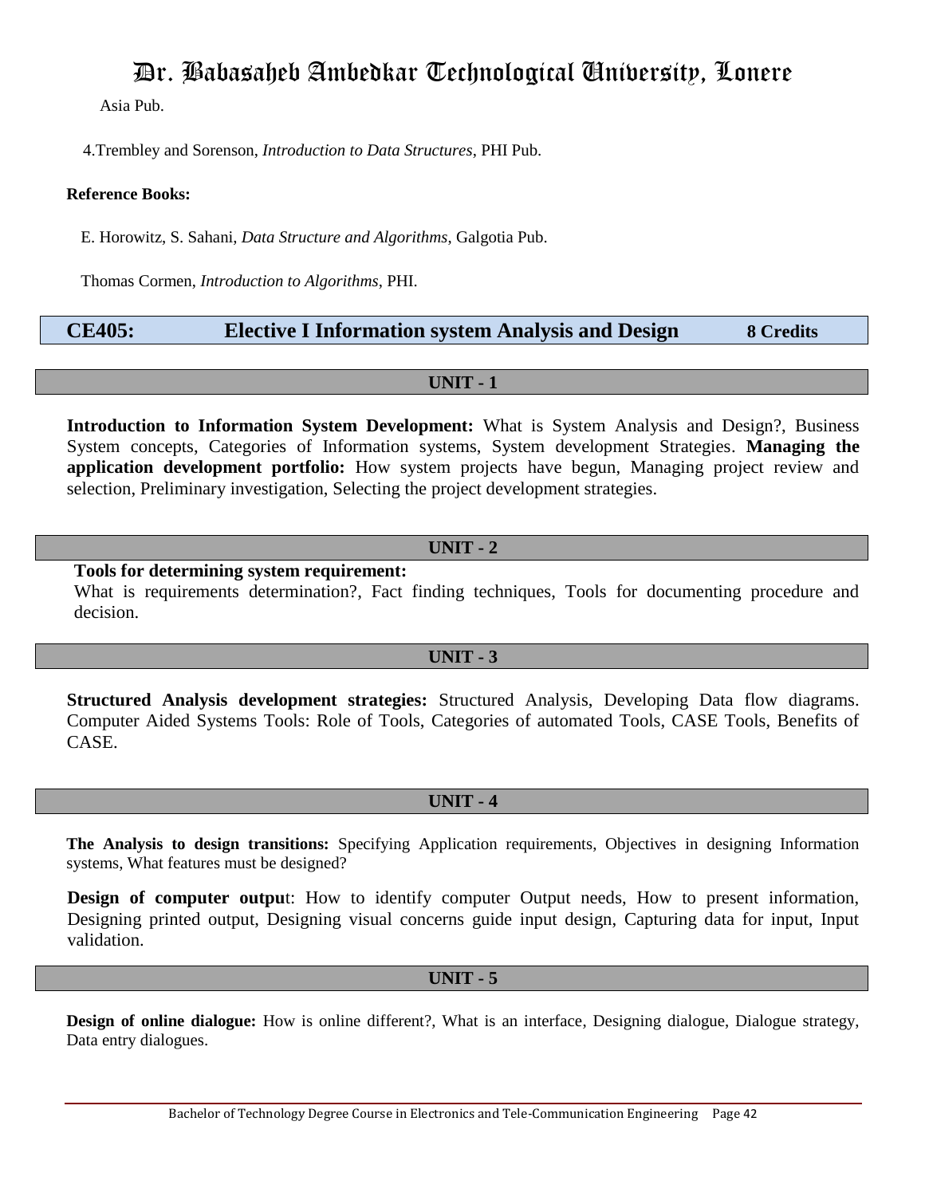Asia Pub.

4.Trembley and Sorenson, *Introduction to Data Structures*, PHI Pub.

**Reference Books:**

E. Horowitz, S. Sahani, *Data Structure and Algorithms*, Galgotia Pub.

Thomas Cormen, *Introduction to Algorithms*, PHI.

## CE405: Elective I Information system Analysis and Design — 8 Credits

### UNIT - 1

**Introduction to Information System Development:** What is System Analysis and Design?, Business System concepts, Categories of Information systems, System development Strategies. **Managing the application development portfolio:** How system projects have begun, Managing project review and selection, Preliminary investigation, Selecting the project development strategies.

### UNIT - 2

**Tools for determining system requirement:**

What is requirements determination?, Fact finding techniques, Tools for documenting procedure and decision.

### UNIT - 3

**Structured Analysis development strategies:** Structured Analysis, Developing Data flow diagrams. Computer Aided Systems Tools: Role of Tools, Categories of automated Tools, CASE Tools, Benefits of CASE.

### UNIT - 4

**The Analysis to design transitions:** Specifying Application requirements, Objectives in designing Information systems, What features must be designed?

**Design of computer outpu**t: How to identify computer Output needs, How to present information, Designing printed output, Designing visual concerns guide input design, Capturing data for input, Input validation.

### UNIT - 5

**Design of online dialogue:** How is online different?, What is an interface, Designing dialogue, Dialogue strategy, Data entry dialogues.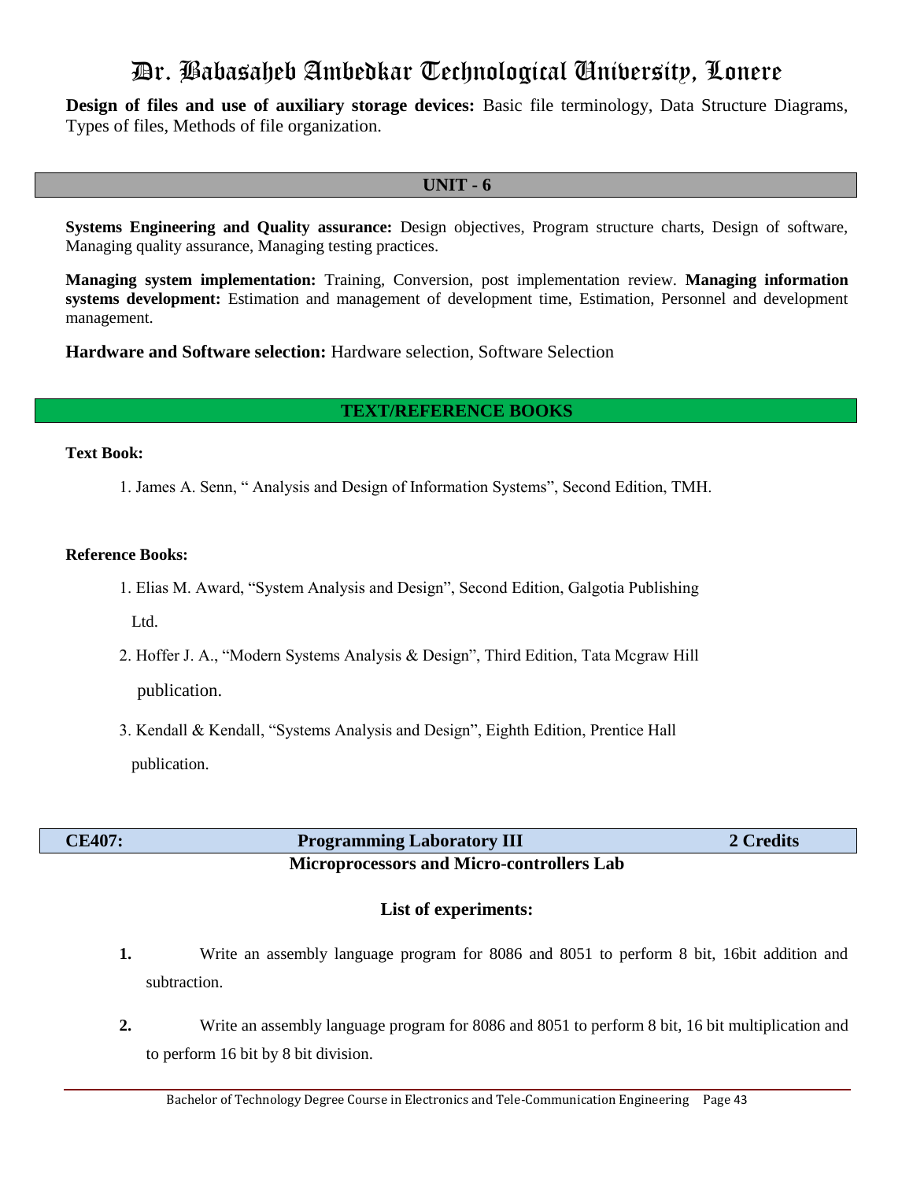**Design of files and use of auxiliary storage devices:** Basic file terminology, Data Structure Diagrams, Types of files, Methods of file organization.

## UNIT - 6

**Systems Engineering and Quality assurance:** Design objectives, Program structure charts, Design of software, Managing quality assurance, Managing testing practices.

**Managing system implementation:** Training, Conversion, post implementation review. **Managing information systems development:** Estimation and management of development time, Estimation, Personnel and development management.

**Hardware and Software selection:** Hardware selection, Software Selection

## TEXT/REFERENCE BOOKS

**Text Book:**

1. James A. Senn, " Analysis and Design of Information Systems", Second Edition, TMH.

**Reference Books:**

1. Elias M. Award, "System Analysis and Design", Second Edition, Galgotia Publishing Ltd.
2. Hoffer J. A., "Modern Systems Analysis & Design", Third Edition, Tata Mcgraw Hill publication.
3. Kendall & Kendall, "Systems Analysis and Design", Eighth Edition, Prentice Hall publication.

| CE407: | Programming Laboratory III | 2 Credits |
|---|---|---|

### Microprocessors and Micro-controllers Lab

**List of experiments:**

1. Write an assembly language program for 8086 and 8051 to perform 8 bit, 16bit addition and subtraction.
2. Write an assembly language program for 8086 and 8051 to perform 8 bit, 16 bit multiplication and to perform 16 bit by 8 bit division.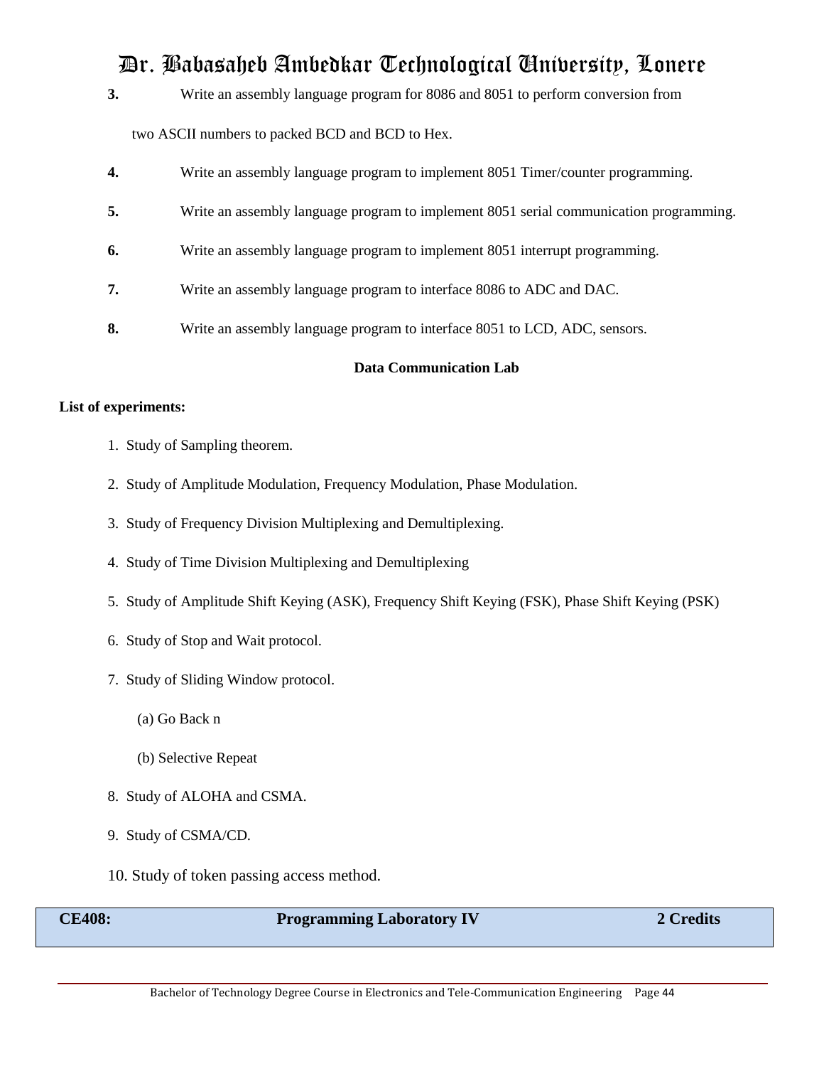3. Write an assembly language program for 8086 and 8051 to perform conversion from two ASCII numbers to packed BCD and BCD to Hex.
4. Write an assembly language program to implement 8051 Timer/counter programming.
5. Write an assembly language program to implement 8051 serial communication programming.
6. Write an assembly language program to implement 8051 interrupt programming.
7. Write an assembly language program to interface 8086 to ADC and DAC.
8. Write an assembly language program to interface 8051 to LCD, ADC, sensors.

**Data Communication Lab**

**List of experiments:**

1. Study of Sampling theorem.
2. Study of Amplitude Modulation, Frequency Modulation, Phase Modulation.
3. Study of Frequency Division Multiplexing and Demultiplexing.
4. Study of Time Division Multiplexing and Demultiplexing
5. Study of Amplitude Shift Keying (ASK), Frequency Shift Keying (FSK), Phase Shift Keying (PSK)
6. Study of Stop and Wait protocol.
7. Study of Sliding Window protocol.
   (a) Go Back n
   (b) Selective Repeat
8. Study of ALOHA and CSMA.
9. Study of CSMA/CD.
10. Study of token passing access method.

| **CE408:** | **Programming Laboratory IV** | **2 Credits** |
|---|---|---|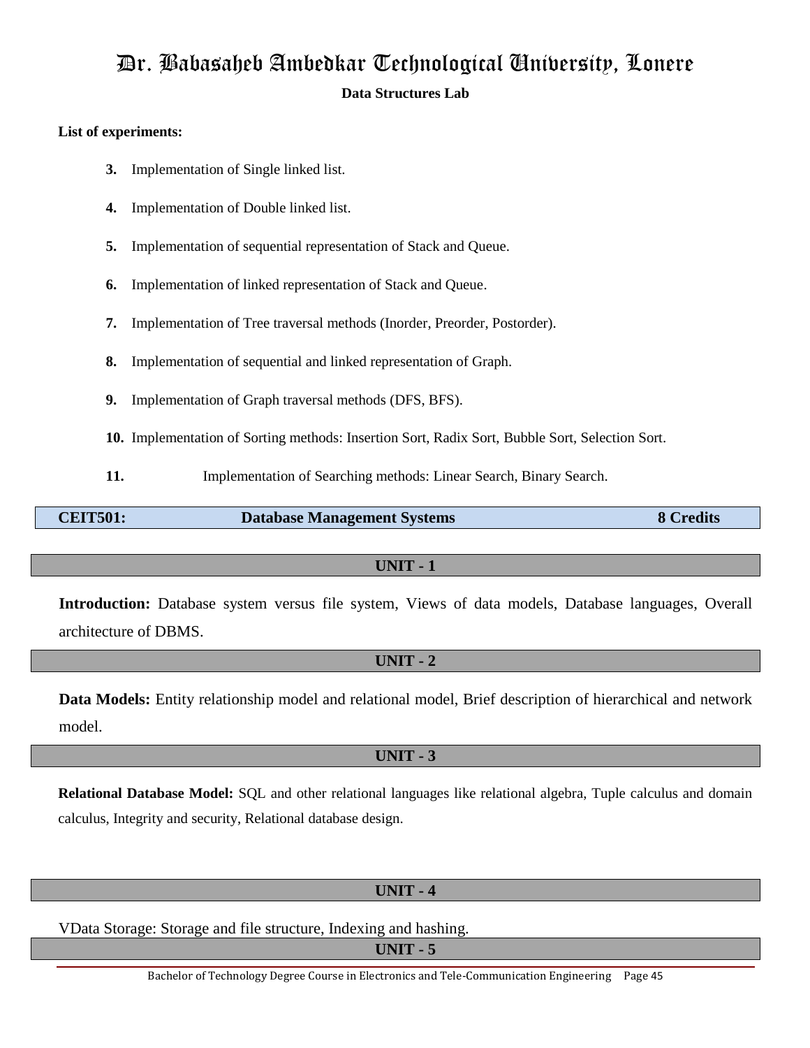# Dr. Babasaheb Ambedkar Technological University, Lonere

**Data Structures Lab**

**List of experiments:**

3. Implementation of Single linked list.
4. Implementation of Double linked list.
5. Implementation of sequential representation of Stack and Queue.
6. Implementation of linked representation of Stack and Queue.
7. Implementation of Tree traversal methods (Inorder, Preorder, Postorder).
8. Implementation of sequential and linked representation of Graph.
9. Implementation of Graph traversal methods (DFS, BFS).
10. Implementation of Sorting methods: Insertion Sort, Radix Sort, Bubble Sort, Selection Sort.
11. Implementation of Searching methods: Linear Search, Binary Search.

| **CEIT501:** | **Database Management Systems** | **8 Credits** |
|---|---|---|

### UNIT - 1

**Introduction:** Database system versus file system, Views of data models, Database languages, Overall architecture of DBMS.

### UNIT - 2

**Data Models:** Entity relationship model and relational model, Brief description of hierarchical and network model.

### UNIT - 3

**Relational Database Model:** SQL and other relational languages like relational algebra, Tuple calculus and domain calculus, Integrity and security, Relational database design.

### UNIT - 4

VData Storage: Storage and file structure, Indexing and hashing.

### UNIT - 5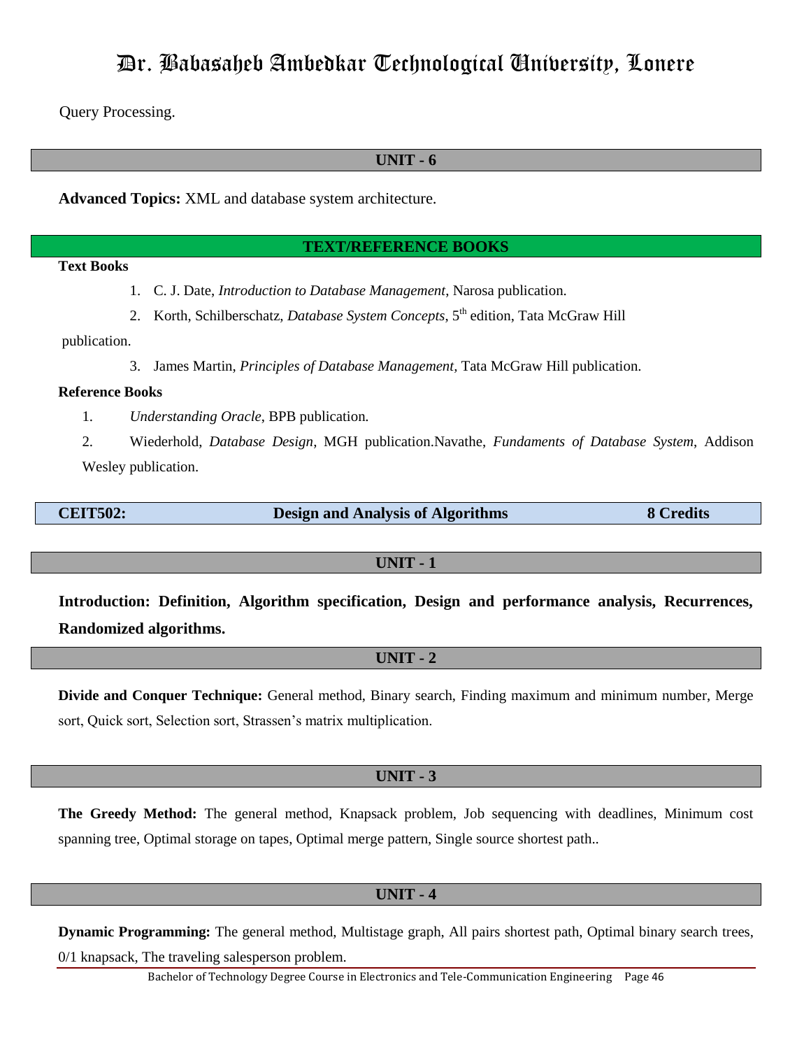Query Processing.

## UNIT - 6

**Advanced Topics:** XML and database system architecture.

## TEXT/REFERENCE BOOKS

**Text Books**

1. C. J. Date, *Introduction to Database Management*, Narosa publication.
2. Korth, Schilberschatz, *Database System Concepts*, 5th edition, Tata McGraw Hill publication.
3. James Martin, *Principles of Database Management*, Tata McGraw Hill publication.

**Reference Books**

1. *Understanding Oracle*, BPB publication.
2. Wiederhold, *Database Design*, MGH publication.Navathe, *Fundaments of Database System*, Addison Wesley publication.

| **CEIT502:** | **Design and Analysis of Algorithms** | **8 Credits** |
|---|---|---|

## UNIT - 1

**Introduction: Definition, Algorithm specification, Design and performance analysis, Recurrences, Randomized algorithms.**

## UNIT - 2

**Divide and Conquer Technique:** General method, Binary search, Finding maximum and minimum number, Merge sort, Quick sort, Selection sort, Strassen's matrix multiplication.

## UNIT - 3

**The Greedy Method:** The general method, Knapsack problem, Job sequencing with deadlines, Minimum cost spanning tree, Optimal storage on tapes, Optimal merge pattern, Single source shortest path..

## UNIT - 4

**Dynamic Programming:** The general method, Multistage graph, All pairs shortest path, Optimal binary search trees, 0/1 knapsack, The traveling salesperson problem.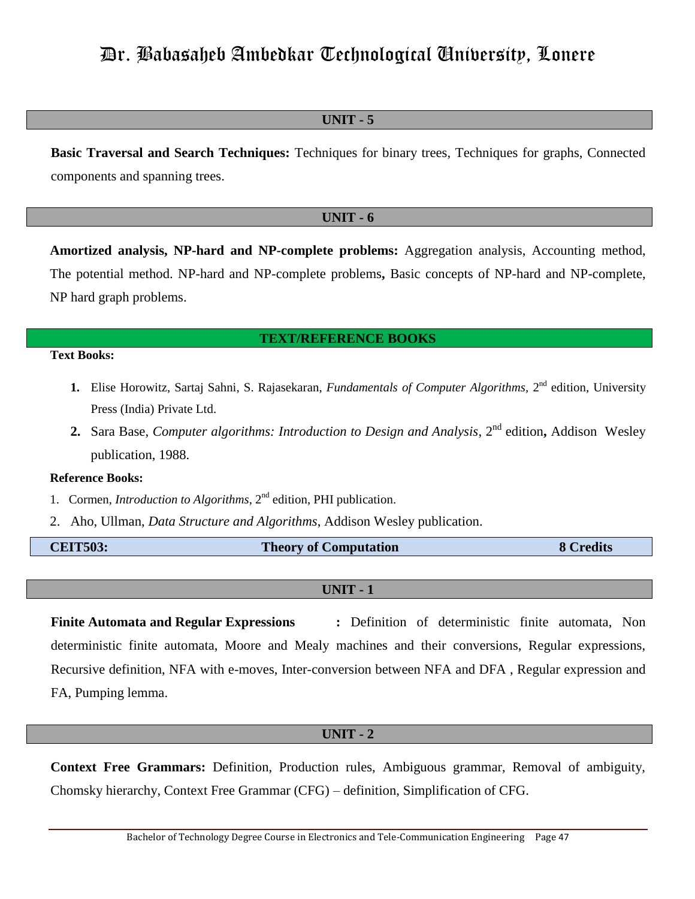### UNIT - 5

**Basic Traversal and Search Techniques:** Techniques for binary trees, Techniques for graphs, Connected components and spanning trees.

### UNIT - 6

**Amortized analysis, NP-hard and NP-complete problems:** Aggregation analysis, Accounting method, The potential method. NP-hard and NP-complete problems**,** Basic concepts of NP-hard and NP-complete, NP hard graph problems.

### TEXT/REFERENCE BOOKS

**Text Books:**

1. Elise Horowitz, Sartaj Sahni, S. Rajasekaran, *Fundamentals of Computer Algorithms*, 2nd edition, University Press (India) Private Ltd.
2. Sara Base, *Computer algorithms: Introduction to Design and Analysis*, 2nd edition**,** Addison Wesley publication, 1988.

**Reference Books:**

1. Cormen, *Introduction to Algorithms*, 2nd edition, PHI publication.
2. Aho, Ullman, *Data Structure and Algorithms*, Addison Wesley publication.

| **CEIT503:** | **Theory of Computation** | **8 Credits** |
|---|---|---|

### UNIT - 1

**Finite Automata and Regular Expressions :** Definition of deterministic finite automata, Non deterministic finite automata, Moore and Mealy machines and their conversions, Regular expressions, Recursive definition, NFA with e-moves, Inter-conversion between NFA and DFA , Regular expression and FA, Pumping lemma.

### UNIT - 2

**Context Free Grammars:** Definition, Production rules, Ambiguous grammar, Removal of ambiguity, Chomsky hierarchy, Context Free Grammar (CFG) – definition, Simplification of CFG.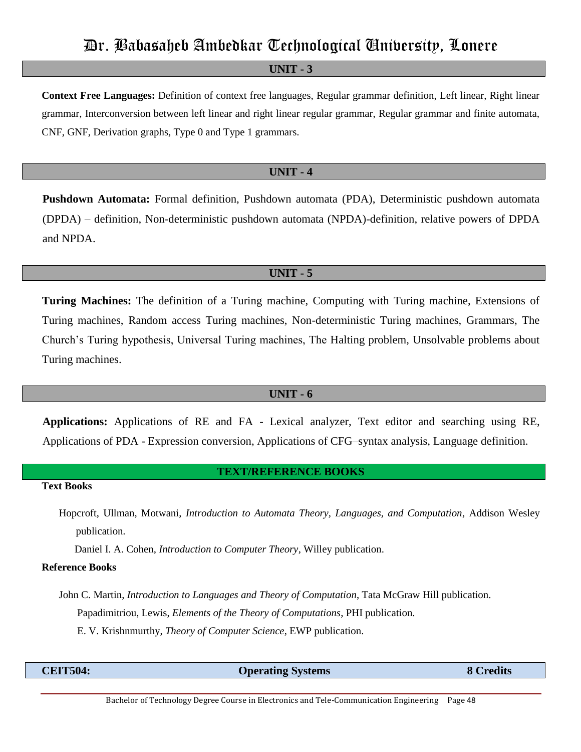## UNIT - 3

**Context Free Languages:** Definition of context free languages, Regular grammar definition, Left linear, Right linear grammar, Interconversion between left linear and right linear regular grammar, Regular grammar and finite automata, CNF, GNF, Derivation graphs, Type 0 and Type 1 grammars.

## UNIT - 4

**Pushdown Automata:** Formal definition, Pushdown automata (PDA), Deterministic pushdown automata (DPDA) – definition, Non-deterministic pushdown automata (NPDA)-definition, relative powers of DPDA and NPDA.

## UNIT - 5

**Turing Machines:** The definition of a Turing machine, Computing with Turing machine, Extensions of Turing machines, Random access Turing machines, Non-deterministic Turing machines, Grammars, The Church's Turing hypothesis, Universal Turing machines, The Halting problem, Unsolvable problems about Turing machines.

## UNIT - 6

**Applications:** Applications of RE and FA - Lexical analyzer, Text editor and searching using RE, Applications of PDA - Expression conversion, Applications of CFG–syntax analysis, Language definition.

## TEXT/REFERENCE BOOKS

**Text Books**

Hopcroft, Ullman, Motwani, *Introduction to Automata Theory, Languages, and Computation*, Addison Wesley publication.

Daniel I. A. Cohen, *Introduction to Computer Theory*, Willey publication.

**Reference Books**

John C. Martin, *Introduction to Languages and Theory of Computation*, Tata McGraw Hill publication.

Papadimitriou, Lewis, *Elements of the Theory of Computations*, PHI publication.

E. V. Krishnmurthy, *Theory of Computer Science*, EWP publication.

| CEIT504: | Operating Systems | 8 Credits |
|---|---|---|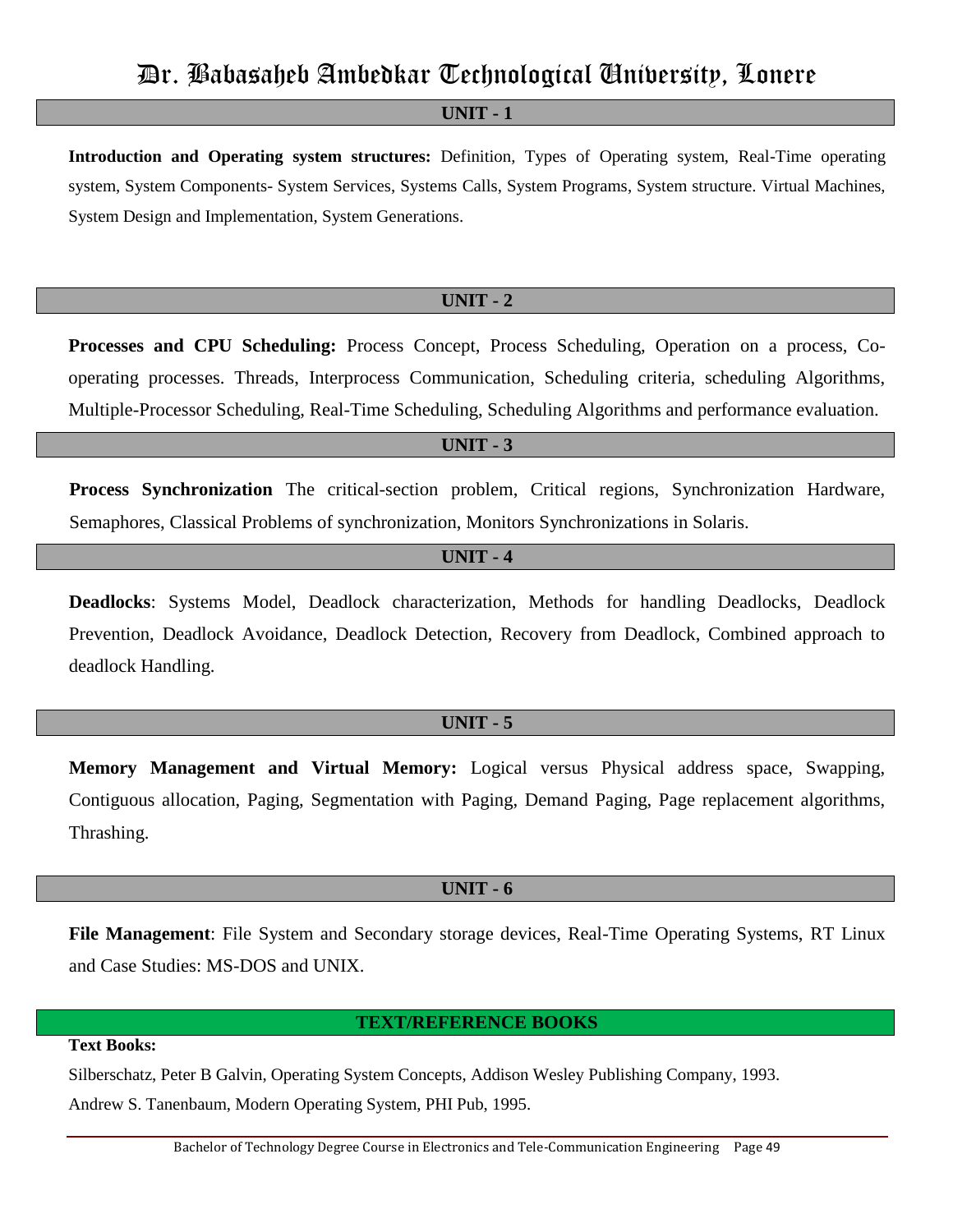## UNIT - 1

**Introduction and Operating system structures:** Definition, Types of Operating system, Real-Time operating system, System Components- System Services, Systems Calls, System Programs, System structure. Virtual Machines, System Design and Implementation, System Generations.

## UNIT - 2

**Processes and CPU Scheduling:** Process Concept, Process Scheduling, Operation on a process, Co-operating processes. Threads, Interprocess Communication, Scheduling criteria, scheduling Algorithms, Multiple-Processor Scheduling, Real-Time Scheduling, Scheduling Algorithms and performance evaluation.

## UNIT - 3

**Process Synchronization** The critical-section problem, Critical regions, Synchronization Hardware, Semaphores, Classical Problems of synchronization, Monitors Synchronizations in Solaris.

## UNIT - 4

**Deadlocks**: Systems Model, Deadlock characterization, Methods for handling Deadlocks, Deadlock Prevention, Deadlock Avoidance, Deadlock Detection, Recovery from Deadlock, Combined approach to deadlock Handling.

## UNIT - 5

**Memory Management and Virtual Memory:** Logical versus Physical address space, Swapping, Contiguous allocation, Paging, Segmentation with Paging, Demand Paging, Page replacement algorithms, Thrashing.

## UNIT - 6

**File Management**: File System and Secondary storage devices, Real-Time Operating Systems, RT Linux and Case Studies: MS-DOS and UNIX.

## TEXT/REFERENCE BOOKS

**Text Books:**

Silberschatz, Peter B Galvin, Operating System Concepts, Addison Wesley Publishing Company, 1993.

Andrew S. Tanenbaum, Modern Operating System, PHI Pub, 1995.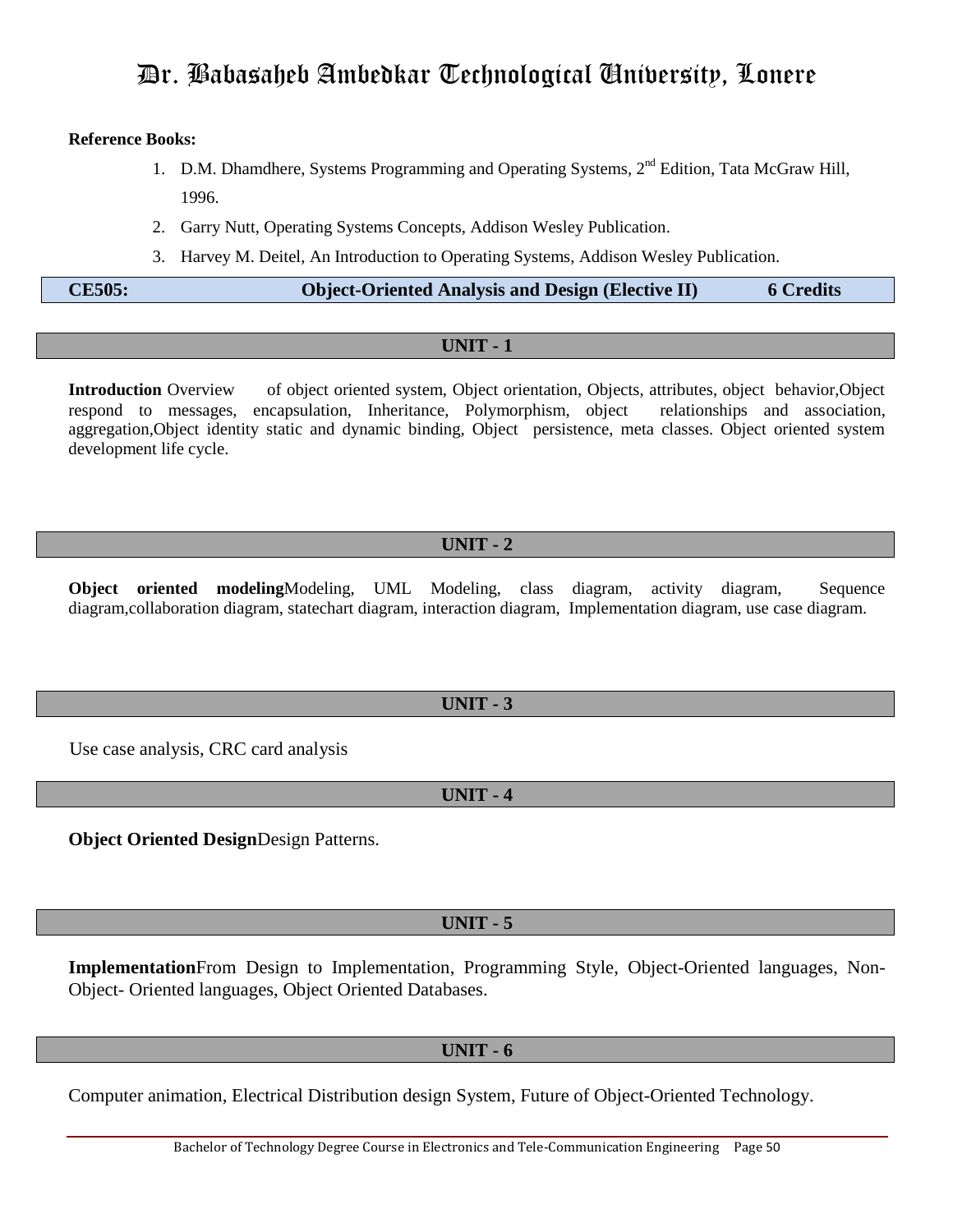**Reference Books:**

1. D.M. Dhamdhere, Systems Programming and Operating Systems, 2nd Edition, Tata McGraw Hill, 1996.
2. Garry Nutt, Operating Systems Concepts, Addison Wesley Publication.
3. Harvey M. Deitel, An Introduction to Operating Systems, Addison Wesley Publication.

| CE505: | Object-Oriented Analysis and Design (Elective II) | 6 Credits |
|---|---|---|

## UNIT - 1

**Introduction** Overview of object oriented system, Object orientation, Objects, attributes, object behavior,Object respond to messages, encapsulation, Inheritance, Polymorphism, object relationships and association, aggregation,Object identity static and dynamic binding, Object persistence, meta classes. Object oriented system development life cycle.

## UNIT - 2

**Object oriented modeling**Modeling, UML Modeling, class diagram, activity diagram, Sequence diagram,collaboration diagram, statechart diagram, interaction diagram, Implementation diagram, use case diagram.

## UNIT - 3

Use case analysis, CRC card analysis

## UNIT - 4

**Object Oriented Design**Design Patterns.

## UNIT - 5

**Implementation**From Design to Implementation, Programming Style, Object-Oriented languages, Non-Object- Oriented languages, Object Oriented Databases.

## UNIT - 6

Computer animation, Electrical Distribution design System, Future of Object-Oriented Technology.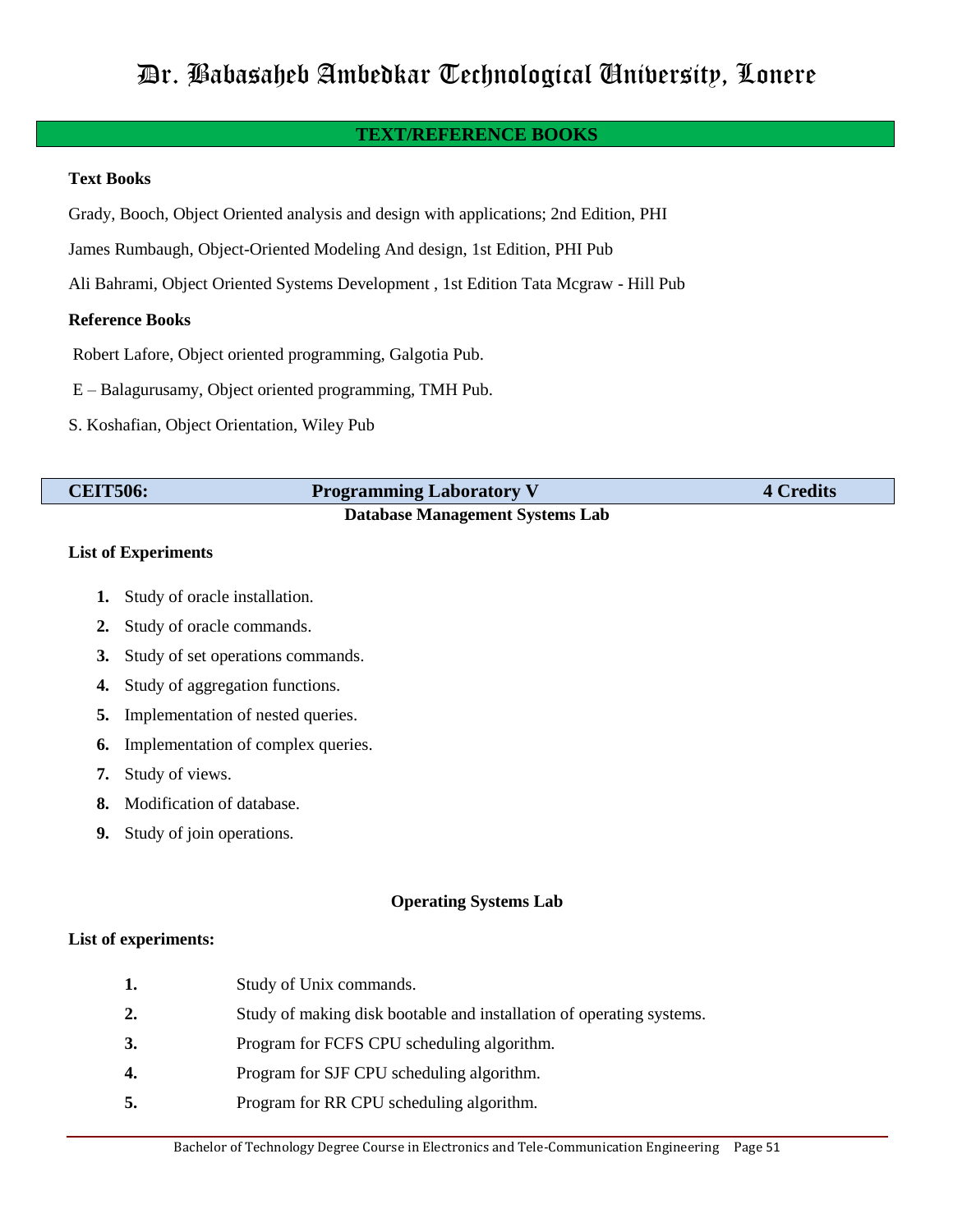## TEXT/REFERENCE BOOKS

**Text Books**

Grady, Booch, Object Oriented analysis and design with applications; 2nd Edition, PHI

James Rumbaugh, Object-Oriented Modeling And design, 1st Edition, PHI Pub

Ali Bahrami, Object Oriented Systems Development , 1st Edition Tata Mcgraw - Hill Pub

**Reference Books**

Robert Lafore, Object oriented programming, Galgotia Pub.

E – Balagurusamy, Object oriented programming, TMH Pub.

S. Koshafian, Object Orientation, Wiley Pub

| **CEIT506:** | **Programming Laboratory V** | **4 Credits** |
|---|---|---|

**Database Management Systems Lab**

**List of Experiments**

1. Study of oracle installation.
2. Study of oracle commands.
3. Study of set operations commands.
4. Study of aggregation functions.
5. Implementation of nested queries.
6. Implementation of complex queries.
7. Study of views.
8. Modification of database.
9. Study of join operations.

**Operating Systems Lab**

**List of experiments:**

1. Study of Unix commands.
2. Study of making disk bootable and installation of operating systems.
3. Program for FCFS CPU scheduling algorithm.
4. Program for SJF CPU scheduling algorithm.
5. Program for RR CPU scheduling algorithm.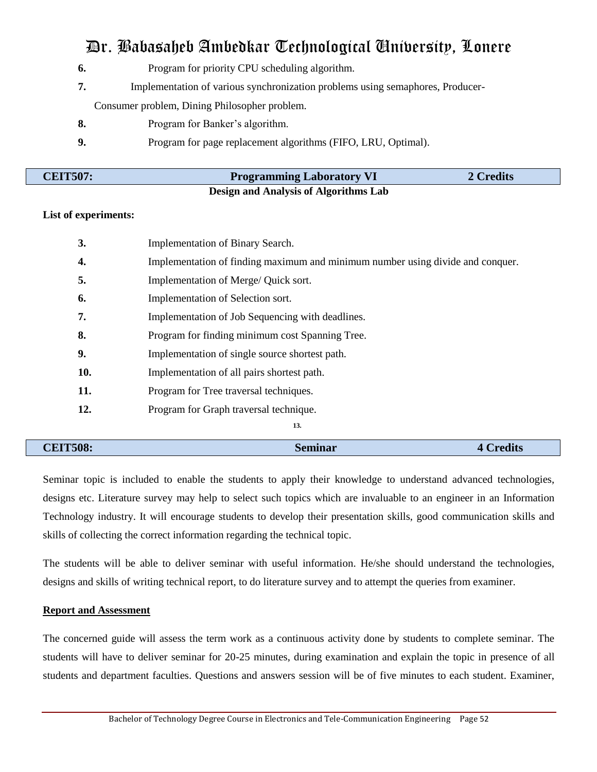6. Program for priority CPU scheduling algorithm.
7. Implementation of various synchronization problems using semaphores, Producer-Consumer problem, Dining Philosopher problem.
8. Program for Banker's algorithm.
9. Program for page replacement algorithms (FIFO, LRU, Optimal).

| **CEIT507:** | **Programming Laboratory VI** | **2 Credits** |
|---|---|---|

**Design and Analysis of Algorithms Lab**

**List of experiments:**

3. Implementation of Binary Search.
4. Implementation of finding maximum and minimum number using divide and conquer.
5. Implementation of Merge/ Quick sort.
6. Implementation of Selection sort.
7. Implementation of Job Sequencing with deadlines.
8. Program for finding minimum cost Spanning Tree.
9. Implementation of single source shortest path.
10. Implementation of all pairs shortest path.
11. Program for Tree traversal techniques.
12. Program for Graph traversal technique.
13.

| **CEIT508:** | **Seminar** | **4 Credits** |
|---|---|---|

Seminar topic is included to enable the students to apply their knowledge to understand advanced technologies, designs etc. Literature survey may help to select such topics which are invaluable to an engineer in an Information Technology industry. It will encourage students to develop their presentation skills, good communication skills and skills of collecting the correct information regarding the technical topic.

The students will be able to deliver seminar with useful information. He/she should understand the technologies, designs and skills of writing technical report, to do literature survey and to attempt the queries from examiner.

**Report and Assessment**

The concerned guide will assess the term work as a continuous activity done by students to complete seminar. The students will have to deliver seminar for 20-25 minutes, during examination and explain the topic in presence of all students and department faculties. Questions and answers session will be of five minutes to each student. Examiner,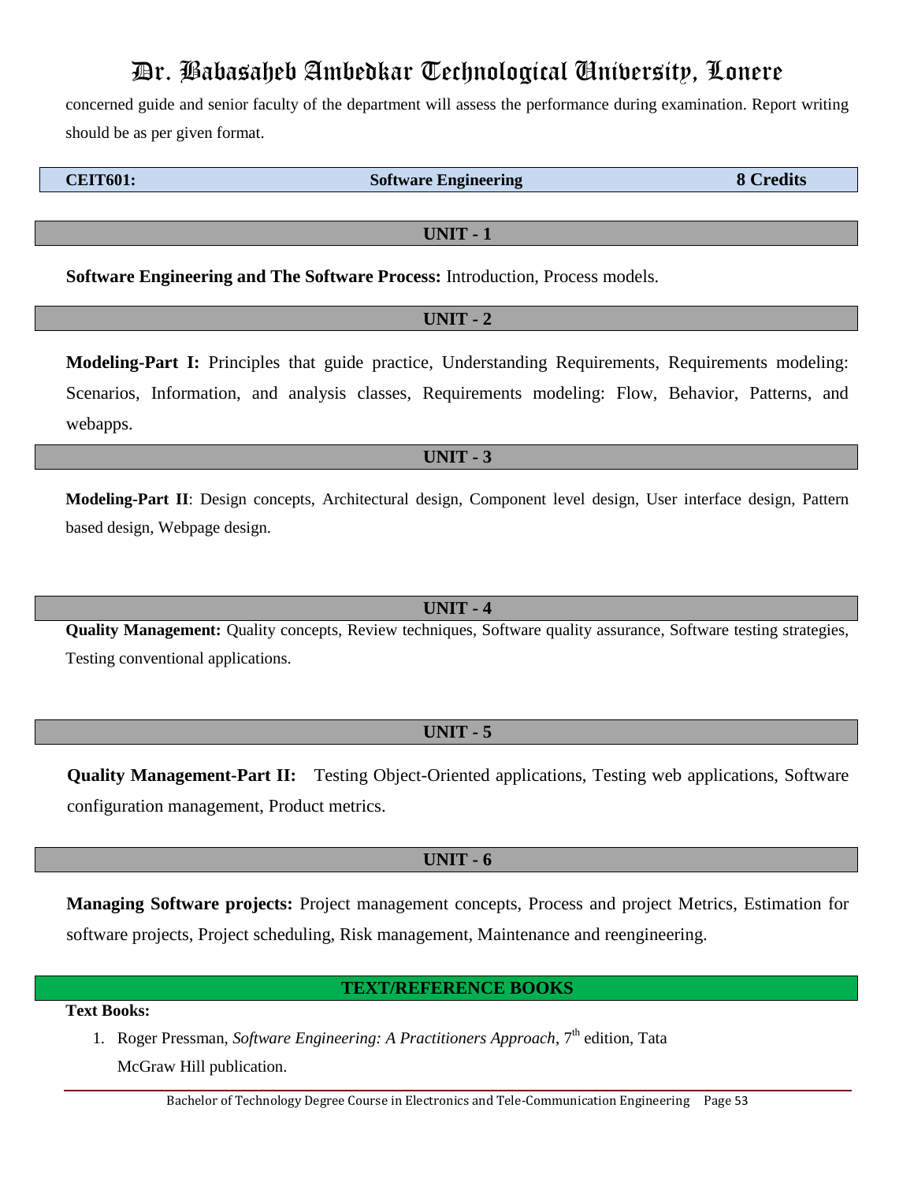concerned guide and senior faculty of the department will assess the performance during examination. Report writing should be as per given format.

| **CEIT601:** | **Software Engineering** | **8 Credits** |
|---|---|---|

## UNIT - 1

**Software Engineering and The Software Process:** Introduction, Process models.

## UNIT - 2

**Modeling-Part I:** Principles that guide practice, Understanding Requirements, Requirements modeling: Scenarios, Information, and analysis classes, Requirements modeling: Flow, Behavior, Patterns, and webapps.

## UNIT - 3

**Modeling-Part II**: Design concepts, Architectural design, Component level design, User interface design, Pattern based design, Webpage design.

## UNIT - 4

**Quality Management:** Quality concepts, Review techniques, Software quality assurance, Software testing strategies, Testing conventional applications.

## UNIT - 5

**Quality Management-Part II:** Testing Object-Oriented applications, Testing web applications, Software configuration management, Product metrics.

## UNIT - 6

**Managing Software projects:** Project management concepts, Process and project Metrics, Estimation for software projects, Project scheduling, Risk management, Maintenance and reengineering.

## TEXT/REFERENCE BOOKS

**Text Books:**

1. Roger Pressman, *Software Engineering: A Practitioners Approach*, 7th edition, Tata McGraw Hill publication.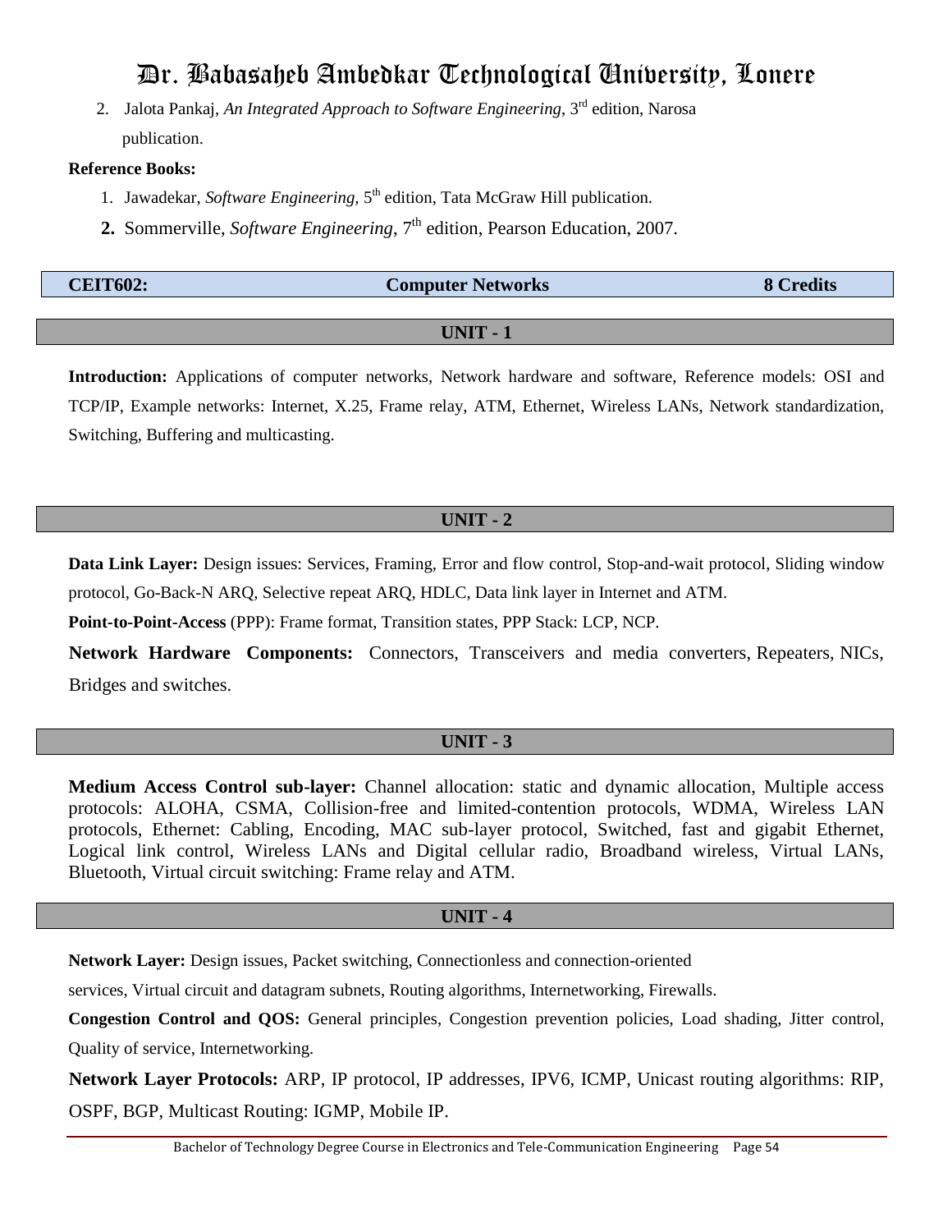2. Jalota Pankaj, *An Integrated Approach to Software Engineering*, 3rd edition, Narosa publication.

**Reference Books:**

1. Jawadekar, *Software Engineering*, 5th edition, Tata McGraw Hill publication.
2. Sommerville, *Software Engineering*, 7th edition, Pearson Education, 2007.

| **CEIT602:** | **Computer Networks** | **8 Credits** |
| --- | --- | --- |

## UNIT - 1

**Introduction:** Applications of computer networks, Network hardware and software, Reference models: OSI and TCP/IP, Example networks: Internet, X.25, Frame relay, ATM, Ethernet, Wireless LANs, Network standardization, Switching, Buffering and multicasting.

## UNIT - 2

**Data Link Layer:** Design issues: Services, Framing, Error and flow control, Stop-and-wait protocol, Sliding window protocol, Go-Back-N ARQ, Selective repeat ARQ, HDLC, Data link layer in Internet and ATM.

**Point-to-Point-Access** (PPP): Frame format, Transition states, PPP Stack: LCP, NCP.

**Network Hardware Components:** Connectors, Transceivers and media converters, Repeaters, NICs, Bridges and switches.

## UNIT - 3

**Medium Access Control sub-layer:** Channel allocation: static and dynamic allocation, Multiple access protocols: ALOHA, CSMA, Collision-free and limited-contention protocols, WDMA, Wireless LAN protocols, Ethernet: Cabling, Encoding, MAC sub-layer protocol, Switched, fast and gigabit Ethernet, Logical link control, Wireless LANs and Digital cellular radio, Broadband wireless, Virtual LANs, Bluetooth, Virtual circuit switching: Frame relay and ATM.

## UNIT - 4

**Network Layer:** Design issues, Packet switching, Connectionless and connection-oriented services, Virtual circuit and datagram subnets, Routing algorithms, Internetworking, Firewalls.

**Congestion Control and QOS:** General principles, Congestion prevention policies, Load shading, Jitter control, Quality of service, Internetworking.

**Network Layer Protocols:** ARP, IP protocol, IP addresses, IPV6, ICMP, Unicast routing algorithms: RIP, OSPF, BGP, Multicast Routing: IGMP, Mobile IP.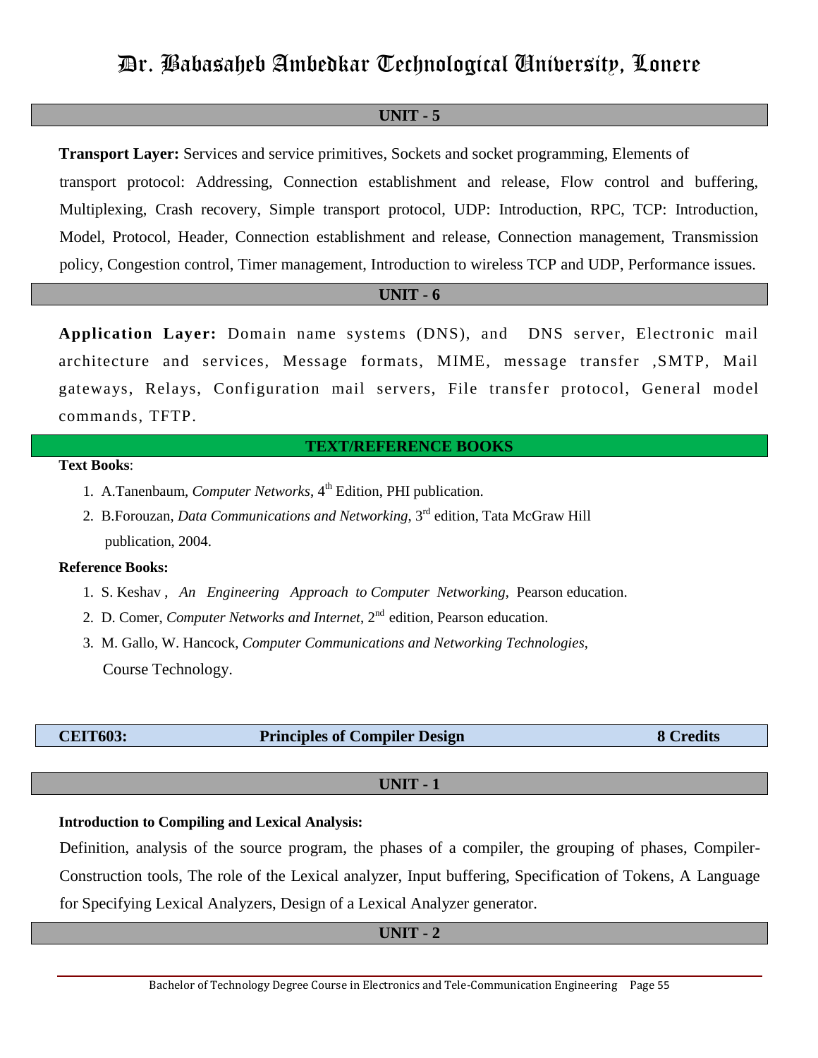## UNIT - 5

**Transport Layer:** Services and service primitives, Sockets and socket programming, Elements of transport protocol: Addressing, Connection establishment and release, Flow control and buffering, Multiplexing, Crash recovery, Simple transport protocol, UDP: Introduction, RPC, TCP: Introduction, Model, Protocol, Header, Connection establishment and release, Connection management, Transmission policy, Congestion control, Timer management, Introduction to wireless TCP and UDP, Performance issues.

## UNIT - 6

**Application Layer:** Domain name systems (DNS), and DNS server, Electronic mail architecture and services, Message formats, MIME, message transfer ,SMTP, Mail gateways, Relays, Configuration mail servers, File transfer protocol, General model commands, TFTP.

## TEXT/REFERENCE BOOKS

**Text Books**:

1. A.Tanenbaum, *Computer Networks*, 4th Edition, PHI publication.
2. B.Forouzan, *Data Communications and Networking*, 3rd edition, Tata McGraw Hill publication, 2004.

**Reference Books:**

1. S. Keshav , *An Engineering Approach to Computer Networking*, Pearson education.
2. D. Comer, *Computer Networks and Internet*, 2nd edition, Pearson education.
3. M. Gallo, W. Hancock, *Computer Communications and Networking Technologies*, Course Technology.

| **CEIT603:** | **Principles of Compiler Design** | **8 Credits** |
|---|---|---|

## UNIT - 1

**Introduction to Compiling and Lexical Analysis:**

Definition, analysis of the source program, the phases of a compiler, the grouping of phases, Compiler-Construction tools, The role of the Lexical analyzer, Input buffering, Specification of Tokens, A Language for Specifying Lexical Analyzers, Design of a Lexical Analyzer generator.

## UNIT - 2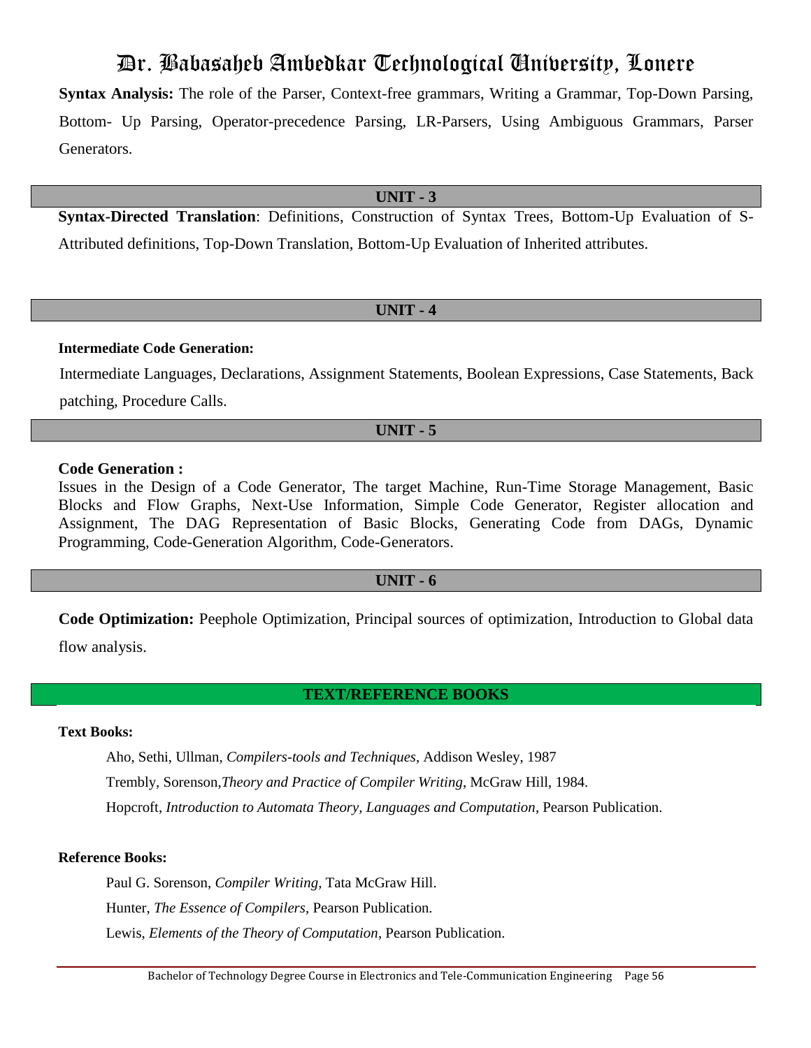**Syntax Analysis:** The role of the Parser, Context-free grammars, Writing a Grammar, Top-Down Parsing, Bottom- Up Parsing, Operator-precedence Parsing, LR-Parsers, Using Ambiguous Grammars, Parser Generators.

## UNIT - 3

**Syntax-Directed Translation**: Definitions, Construction of Syntax Trees, Bottom-Up Evaluation of S-Attributed definitions, Top-Down Translation, Bottom-Up Evaluation of Inherited attributes.

## UNIT - 4

**Intermediate Code Generation:**

Intermediate Languages, Declarations, Assignment Statements, Boolean Expressions, Case Statements, Back patching, Procedure Calls.

## UNIT - 5

**Code Generation :**

Issues in the Design of a Code Generator, The target Machine, Run-Time Storage Management, Basic Blocks and Flow Graphs, Next-Use Information, Simple Code Generator, Register allocation and Assignment, The DAG Representation of Basic Blocks, Generating Code from DAGs, Dynamic Programming, Code-Generation Algorithm, Code-Generators.

## UNIT - 6

**Code Optimization:** Peephole Optimization, Principal sources of optimization, Introduction to Global data flow analysis.

## TEXT/REFERENCE BOOKS

**Text Books:**

Aho, Sethi, Ullman, *Compilers-tools and Techniques*, Addison Wesley, 1987

Trembly, Sorenson,*Theory and Practice of Compiler Writing*, McGraw Hill, 1984.

Hopcroft, *Introduction to Automata Theory, Languages and Computation*, Pearson Publication.

**Reference Books:**

Paul G. Sorenson, *Compiler Writing,* Tata McGraw Hill.

Hunter, *The Essence of Compilers*, Pearson Publication.

Lewis, *Elements of the Theory of Computation*, Pearson Publication.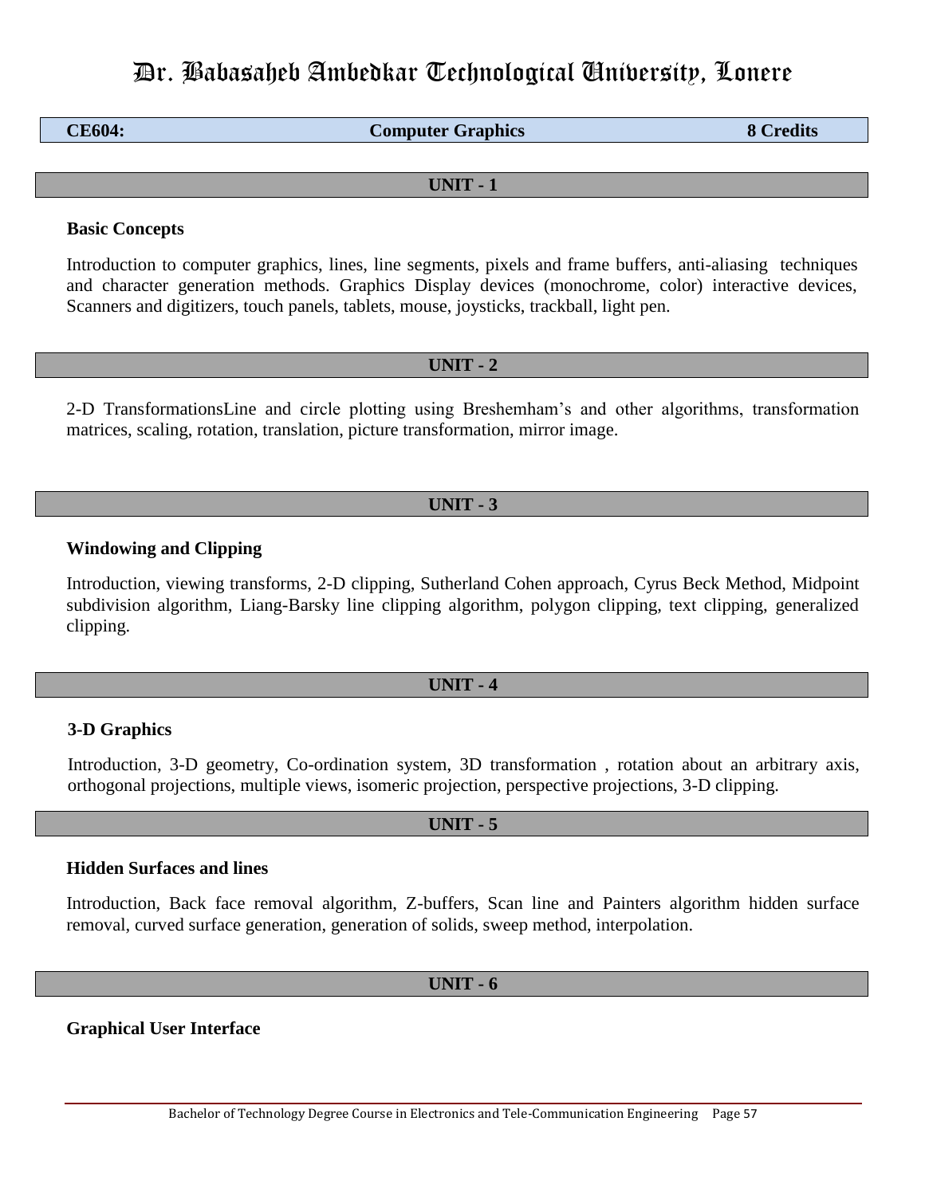# Dr. Babasaheb Ambedkar Technological University, Lonere

| CE604: | Computer Graphics | 8 Credits |
|---|---|---|

## UNIT - 1

### Basic Concepts

Introduction to computer graphics, lines, line segments, pixels and frame buffers, anti-aliasing techniques and character generation methods. Graphics Display devices (monochrome, color) interactive devices, Scanners and digitizers, touch panels, tablets, mouse, joysticks, trackball, light pen.

## UNIT - 2

2-D TransformationsLine and circle plotting using Breshemham's and other algorithms, transformation matrices, scaling, rotation, translation, picture transformation, mirror image.

## UNIT - 3

### Windowing and Clipping

Introduction, viewing transforms, 2-D clipping, Sutherland Cohen approach, Cyrus Beck Method, Midpoint subdivision algorithm, Liang-Barsky line clipping algorithm, polygon clipping, text clipping, generalized clipping.

## UNIT - 4

### 3-D Graphics

Introduction, 3-D geometry, Co-ordination system, 3D transformation , rotation about an arbitrary axis, orthogonal projections, multiple views, isomeric projection, perspective projections, 3-D clipping.

## UNIT - 5

### Hidden Surfaces and lines

Introduction, Back face removal algorithm, Z-buffers, Scan line and Painters algorithm hidden surface removal, curved surface generation, generation of solids, sweep method, interpolation.

## UNIT - 6

### Graphical User Interface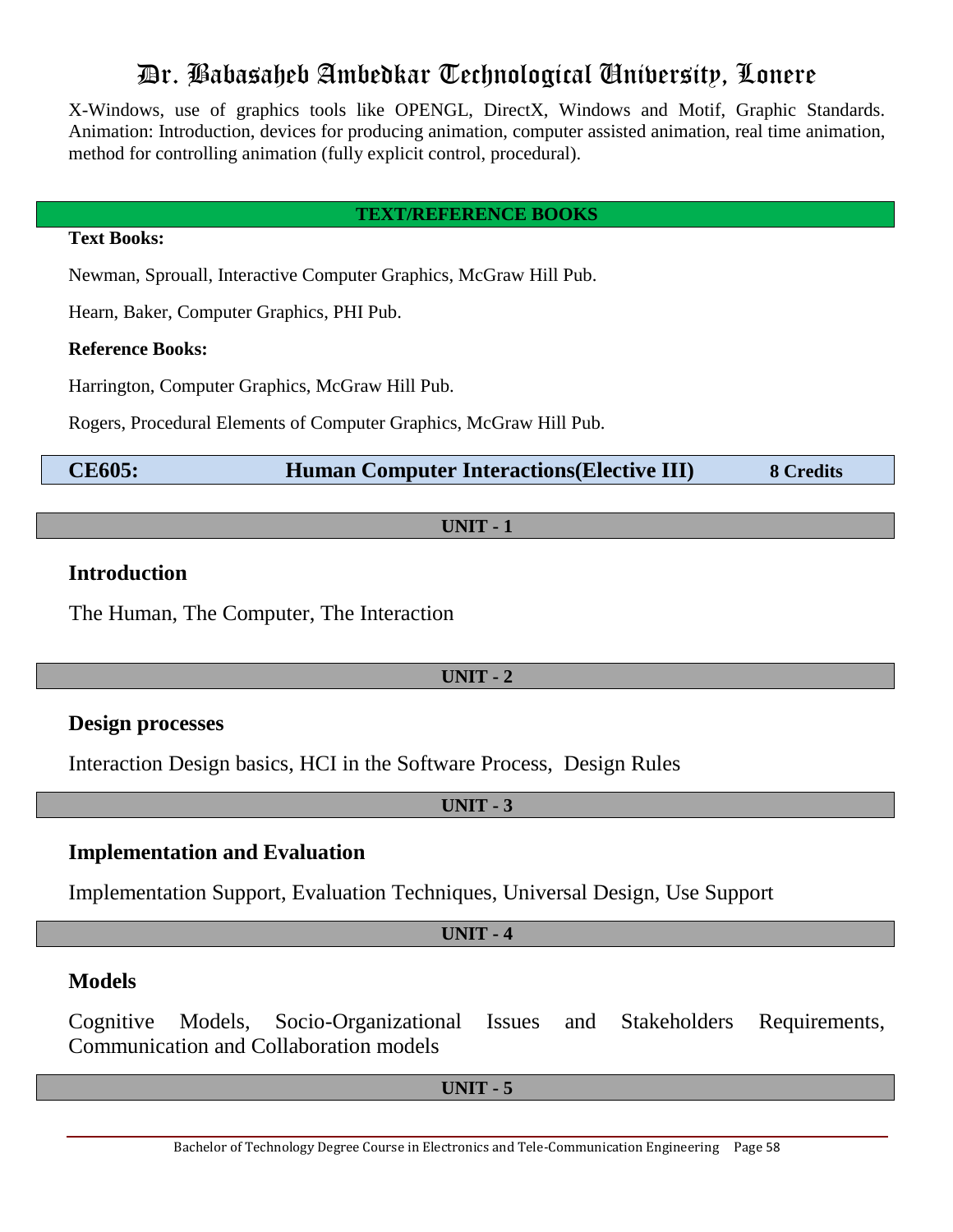X-Windows, use of graphics tools like OPENGL, DirectX, Windows and Motif, Graphic Standards. Animation: Introduction, devices for producing animation, computer assisted animation, real time animation, method for controlling animation (fully explicit control, procedural).

**TEXT/REFERENCE BOOKS**

**Text Books:**

Newman, Sprouall, Interactive Computer Graphics, McGraw Hill Pub.

Hearn, Baker, Computer Graphics, PHI Pub.

**Reference Books:**

Harrington, Computer Graphics, McGraw Hill Pub.

Rogers, Procedural Elements of Computer Graphics, McGraw Hill Pub.

## CE605: Human Computer Interactions(Elective III) — 8 Credits

**UNIT - 1**

### Introduction

The Human, The Computer, The Interaction

**UNIT - 2**

### Design processes

Interaction Design basics, HCI in the Software Process, Design Rules

**UNIT - 3**

### Implementation and Evaluation

Implementation Support, Evaluation Techniques, Universal Design, Use Support

**UNIT - 4**

### Models

Cognitive Models, Socio-Organizational Issues and Stakeholders Requirements, Communication and Collaboration models

**UNIT - 5**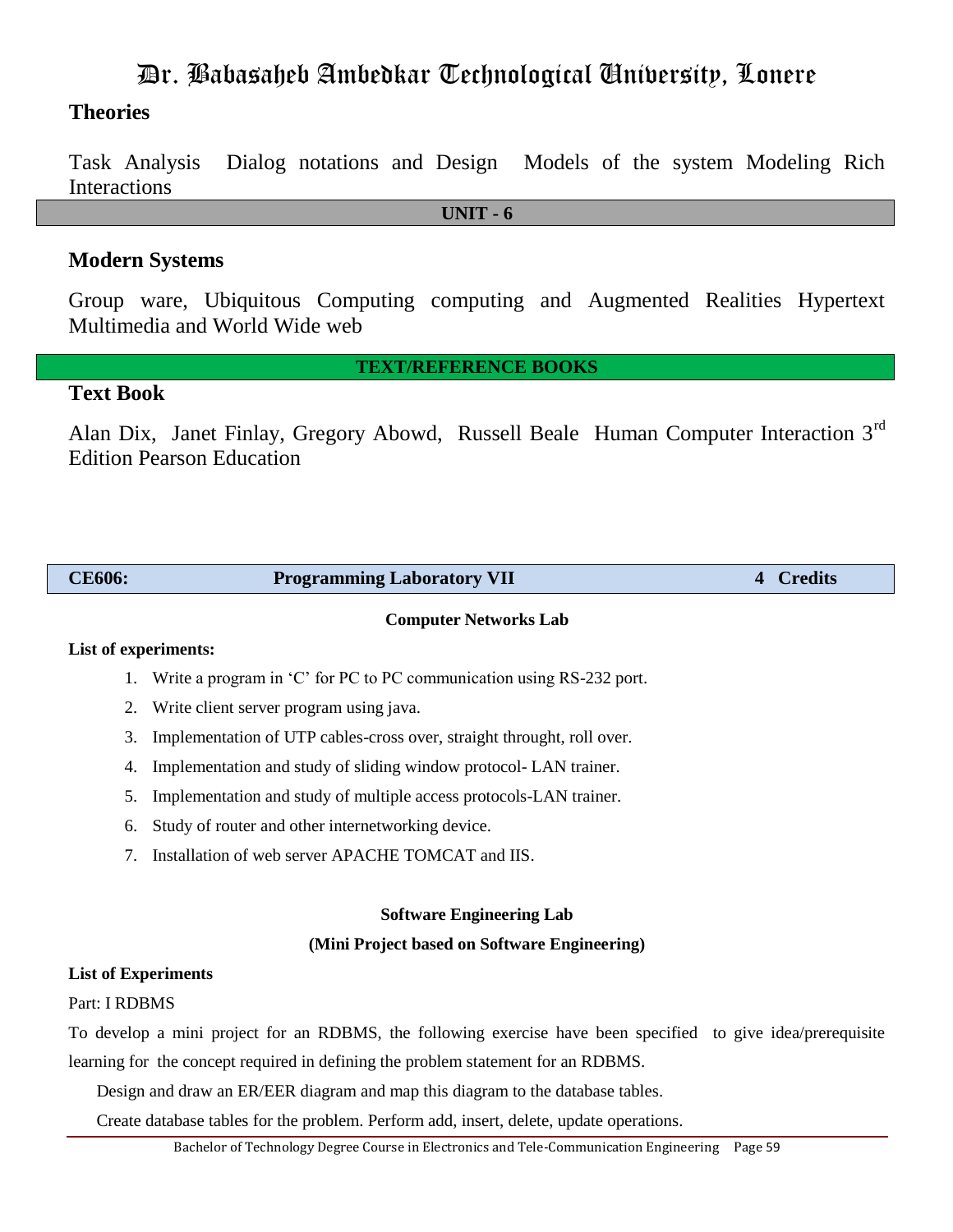## Theories

Task Analysis Dialog notations and Design Models of the system Modeling Rich Interactions

**UNIT - 6**

## Modern Systems

Group ware, Ubiquitous Computing computing and Augmented Realities Hypertext Multimedia and World Wide web

**TEXT/REFERENCE BOOKS**

## Text Book

Alan Dix, Janet Finlay, Gregory Abowd, Russell Beale Human Computer Interaction 3rd Edition Pearson Education

| **CE606:** | **Programming Laboratory VII** | **4 Credits** |
|---|---|---|

**Computer Networks Lab**

**List of experiments:**

1. Write a program in 'C' for PC to PC communication using RS-232 port.
2. Write client server program using java.
3. Implementation of UTP cables-cross over, straight throught, roll over.
4. Implementation and study of sliding window protocol- LAN trainer.
5. Implementation and study of multiple access protocols-LAN trainer.
6. Study of router and other internetworking device.
7. Installation of web server APACHE TOMCAT and IIS.

**Software Engineering Lab**

**(Mini Project based on Software Engineering)**

**List of Experiments**

Part: I RDBMS

To develop a mini project for an RDBMS, the following exercise have been specified to give idea/prerequisite learning for the concept required in defining the problem statement for an RDBMS.

Design and draw an ER/EER diagram and map this diagram to the database tables.

Create database tables for the problem. Perform add, insert, delete, update operations.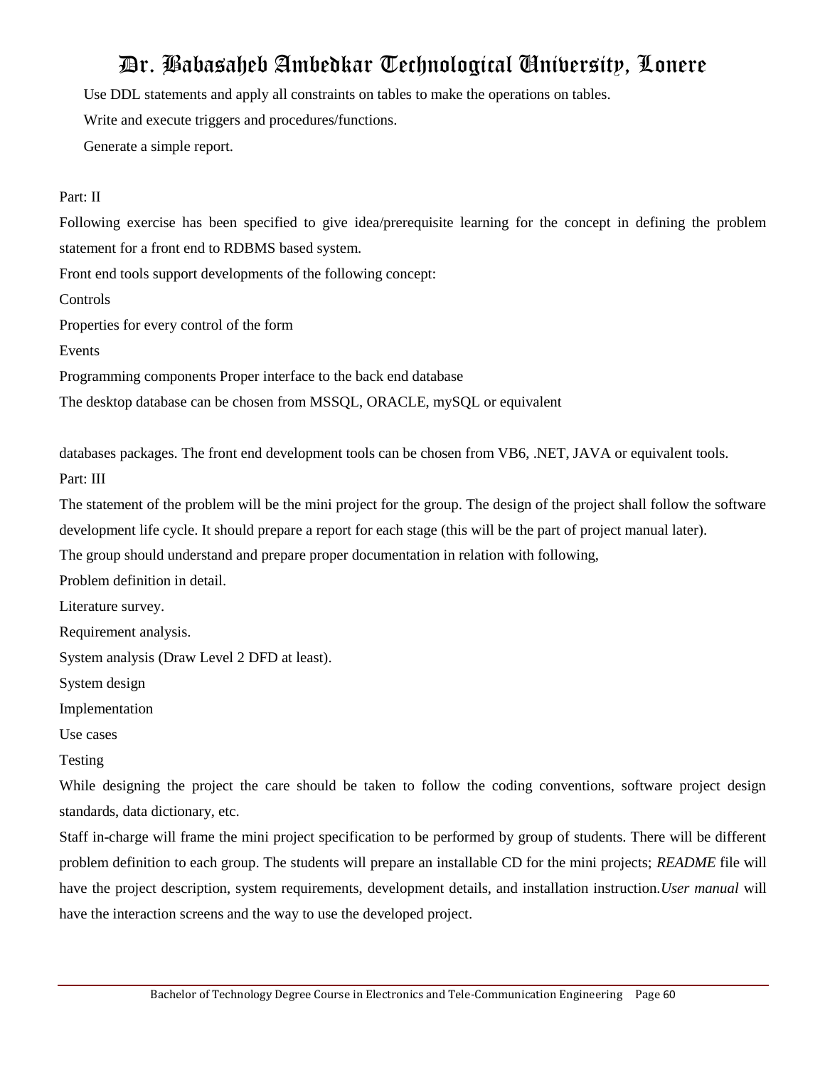Use DDL statements and apply all constraints on tables to make the operations on tables.

Write and execute triggers and procedures/functions.

Generate a simple report.

Part: II

Following exercise has been specified to give idea/prerequisite learning for the concept in defining the problem statement for a front end to RDBMS based system.

Front end tools support developments of the following concept:

Controls

Properties for every control of the form

Events

Programming components Proper interface to the back end database

The desktop database can be chosen from MSSQL, ORACLE, mySQL or equivalent

databases packages. The front end development tools can be chosen from VB6, .NET, JAVA or equivalent tools.

Part: III

The statement of the problem will be the mini project for the group. The design of the project shall follow the software development life cycle. It should prepare a report for each stage (this will be the part of project manual later).

The group should understand and prepare proper documentation in relation with following,

Problem definition in detail.

Literature survey.

Requirement analysis.

System analysis (Draw Level 2 DFD at least).

System design

Implementation

Use cases

Testing

While designing the project the care should be taken to follow the coding conventions, software project design standards, data dictionary, etc.

Staff in-charge will frame the mini project specification to be performed by group of students. There will be different problem definition to each group. The students will prepare an installable CD for the mini projects; *README* file will have the project description, system requirements, development details, and installation instruction.*User manual* will have the interaction screens and the way to use the developed project.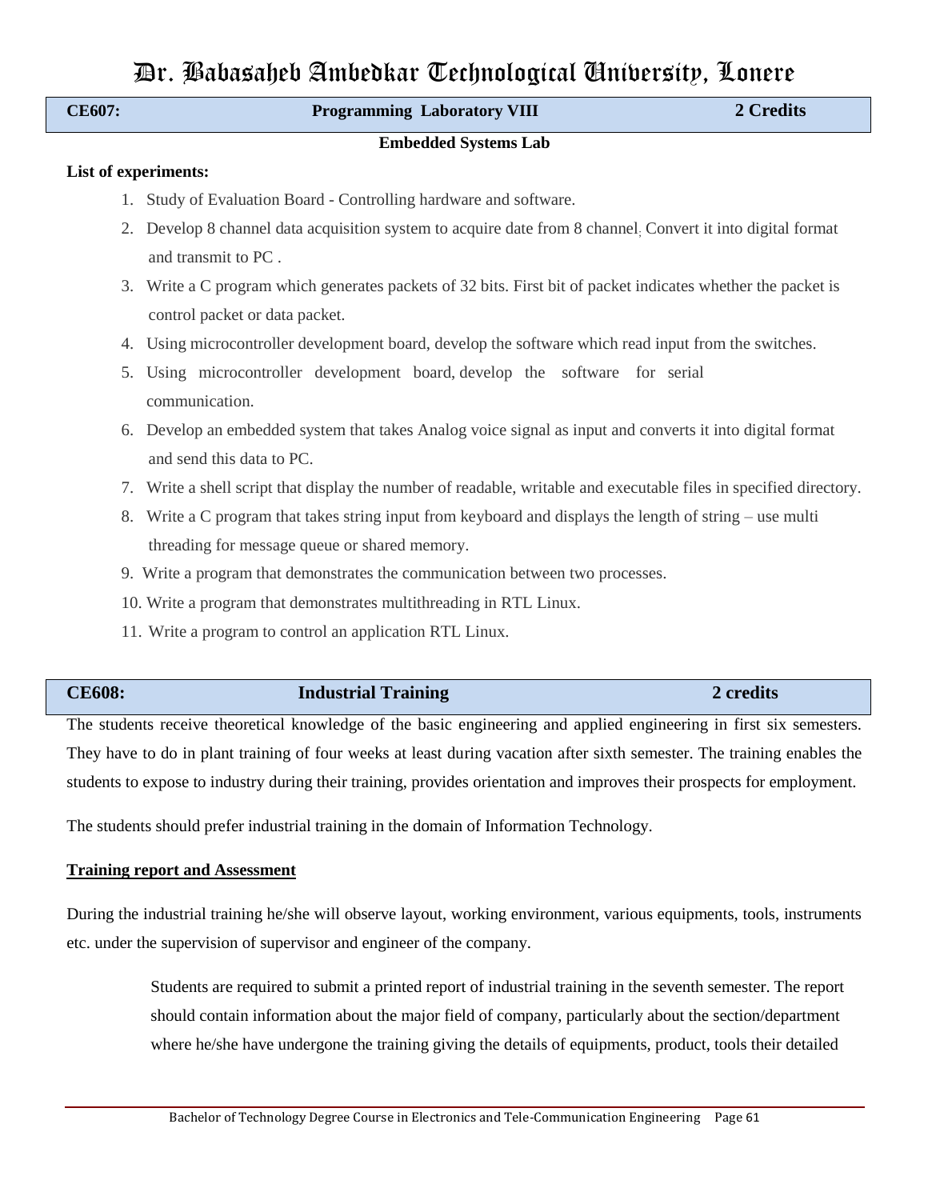| CE607: | Programming Laboratory VIII | 2 Credits |
|---|---|---|

**Embedded Systems Lab**

**List of experiments:**

1. Study of Evaluation Board - Controlling hardware and software.
2. Develop 8 channel data acquisition system to acquire date from 8 channel, Convert it into digital format and transmit to PC .
3. Write a C program which generates packets of 32 bits. First bit of packet indicates whether the packet is control packet or data packet.
4. Using microcontroller development board, develop the software which read input from the switches.
5. Using microcontroller development board, develop the software for serial communication.
6. Develop an embedded system that takes Analog voice signal as input and converts it into digital format and send this data to PC.
7. Write a shell script that display the number of readable, writable and executable files in specified directory.
8. Write a C program that takes string input from keyboard and displays the length of string – use multi threading for message queue or shared memory.
9. Write a program that demonstrates the communication between two processes.
10. Write a program that demonstrates multithreading in RTL Linux.
11. Write a program to control an application RTL Linux.

| CE608: | Industrial Training | 2 credits |
|---|---|---|

The students receive theoretical knowledge of the basic engineering and applied engineering in first six semesters. They have to do in plant training of four weeks at least during vacation after sixth semester. The training enables the students to expose to industry during their training, provides orientation and improves their prospects for employment.

The students should prefer industrial training in the domain of Information Technology.

**Training report and Assessment**

During the industrial training he/she will observe layout, working environment, various equipments, tools, instruments etc. under the supervision of supervisor and engineer of the company.

Students are required to submit a printed report of industrial training in the seventh semester. The report should contain information about the major field of company, particularly about the section/department where he/she have undergone the training giving the details of equipments, product, tools their detailed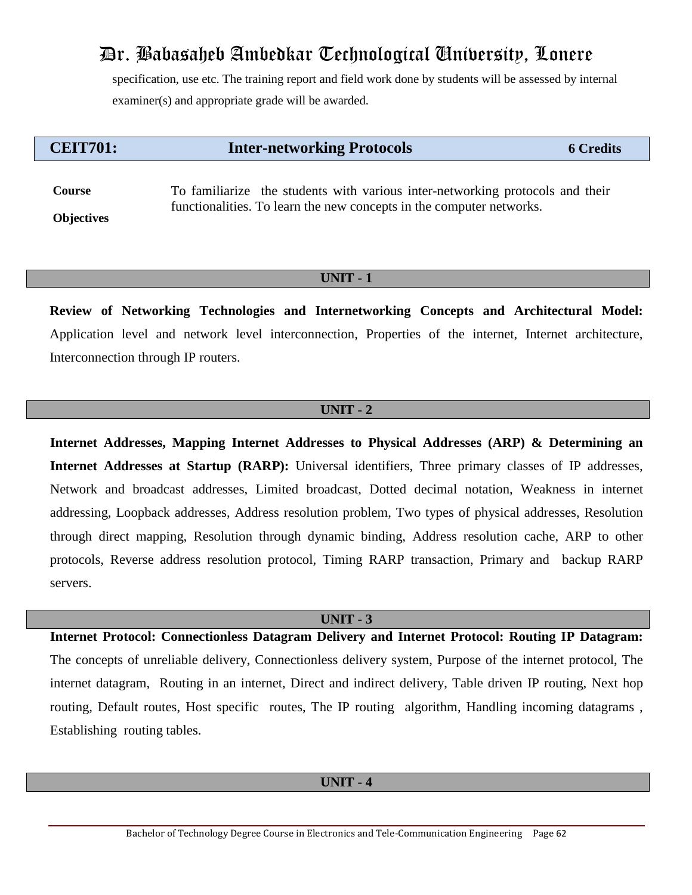specification, use etc. The training report and field work done by students will be assessed by internal examiner(s) and appropriate grade will be awarded.

| CEIT701: | Inter-networking Protocols | 6 Credits |
|---|---|---|

| | |
|---|---|
| **Course Objectives** | To familiarize the students with various inter-networking protocols and their functionalities. To learn the new concepts in the computer networks. |

### UNIT - 1

**Review of Networking Technologies and Internetworking Concepts and Architectural Model:** Application level and network level interconnection, Properties of the internet, Internet architecture, Interconnection through IP routers.

### UNIT - 2

**Internet Addresses, Mapping Internet Addresses to Physical Addresses (ARP) & Determining an Internet Addresses at Startup (RARP):** Universal identifiers, Three primary classes of IP addresses, Network and broadcast addresses, Limited broadcast, Dotted decimal notation, Weakness in internet addressing, Loopback addresses, Address resolution problem, Two types of physical addresses, Resolution through direct mapping, Resolution through dynamic binding, Address resolution cache, ARP to other protocols, Reverse address resolution protocol, Timing RARP transaction, Primary and backup RARP servers.

### UNIT - 3

**Internet Protocol: Connectionless Datagram Delivery and Internet Protocol: Routing IP Datagram:** The concepts of unreliable delivery, Connectionless delivery system, Purpose of the internet protocol, The internet datagram, Routing in an internet, Direct and indirect delivery, Table driven IP routing, Next hop routing, Default routes, Host specific routes, The IP routing algorithm, Handling incoming datagrams , Establishing routing tables.

### UNIT - 4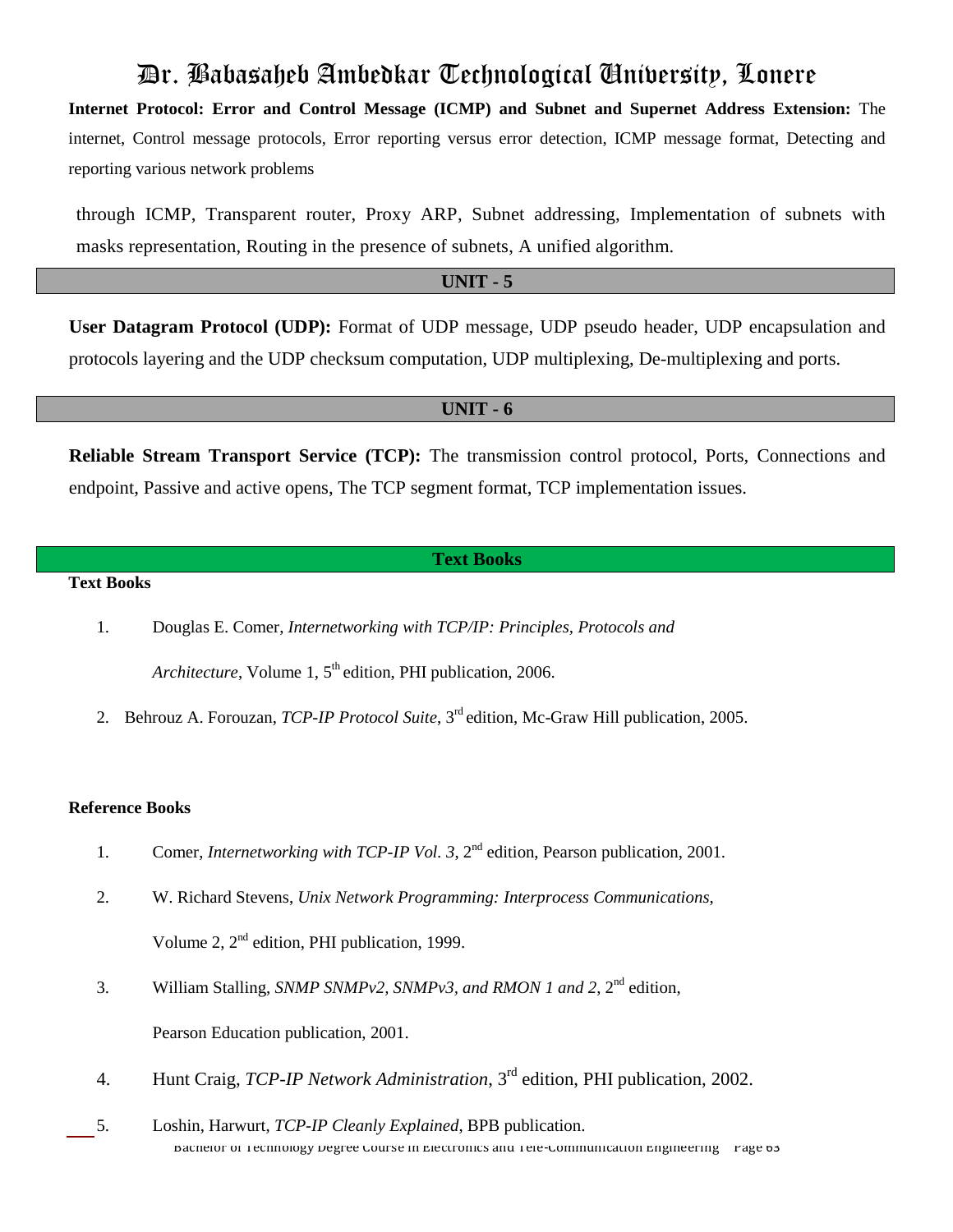**Internet Protocol: Error and Control Message (ICMP) and Subnet and Supernet Address Extension:** The internet, Control message protocols, Error reporting versus error detection, ICMP message format, Detecting and reporting various network problems

through ICMP, Transparent router, Proxy ARP, Subnet addressing, Implementation of subnets with masks representation, Routing in the presence of subnets, A unified algorithm.

## UNIT - 5

**User Datagram Protocol (UDP):** Format of UDP message, UDP pseudo header, UDP encapsulation and protocols layering and the UDP checksum computation, UDP multiplexing, De-multiplexing and ports.

## UNIT - 6

**Reliable Stream Transport Service (TCP):** The transmission control protocol, Ports, Connections and endpoint, Passive and active opens, The TCP segment format, TCP implementation issues.

## Text Books

**Text Books**

1. Douglas E. Comer, *Internetworking with TCP/IP: Principles, Protocols and Architecture*, Volume 1, 5th edition, PHI publication, 2006.
2. Behrouz A. Forouzan, *TCP-IP Protocol Suite*, 3rd edition, Mc-Graw Hill publication, 2005.

**Reference Books**

1. Comer, *Internetworking with TCP-IP Vol. 3*, 2nd edition, Pearson publication, 2001.
2. W. Richard Stevens, *Unix Network Programming: Interprocess Communications*, Volume 2, 2nd edition, PHI publication, 1999.
3. William Stalling, *SNMP SNMPv2, SNMPv3, and RMON 1 and 2*, 2nd edition, Pearson Education publication, 2001.
4. Hunt Craig, *TCP-IP Network Administration*, 3rd edition, PHI publication, 2002.
5. Loshin, Harwurt, *TCP-IP Cleanly Explained*, BPB publication.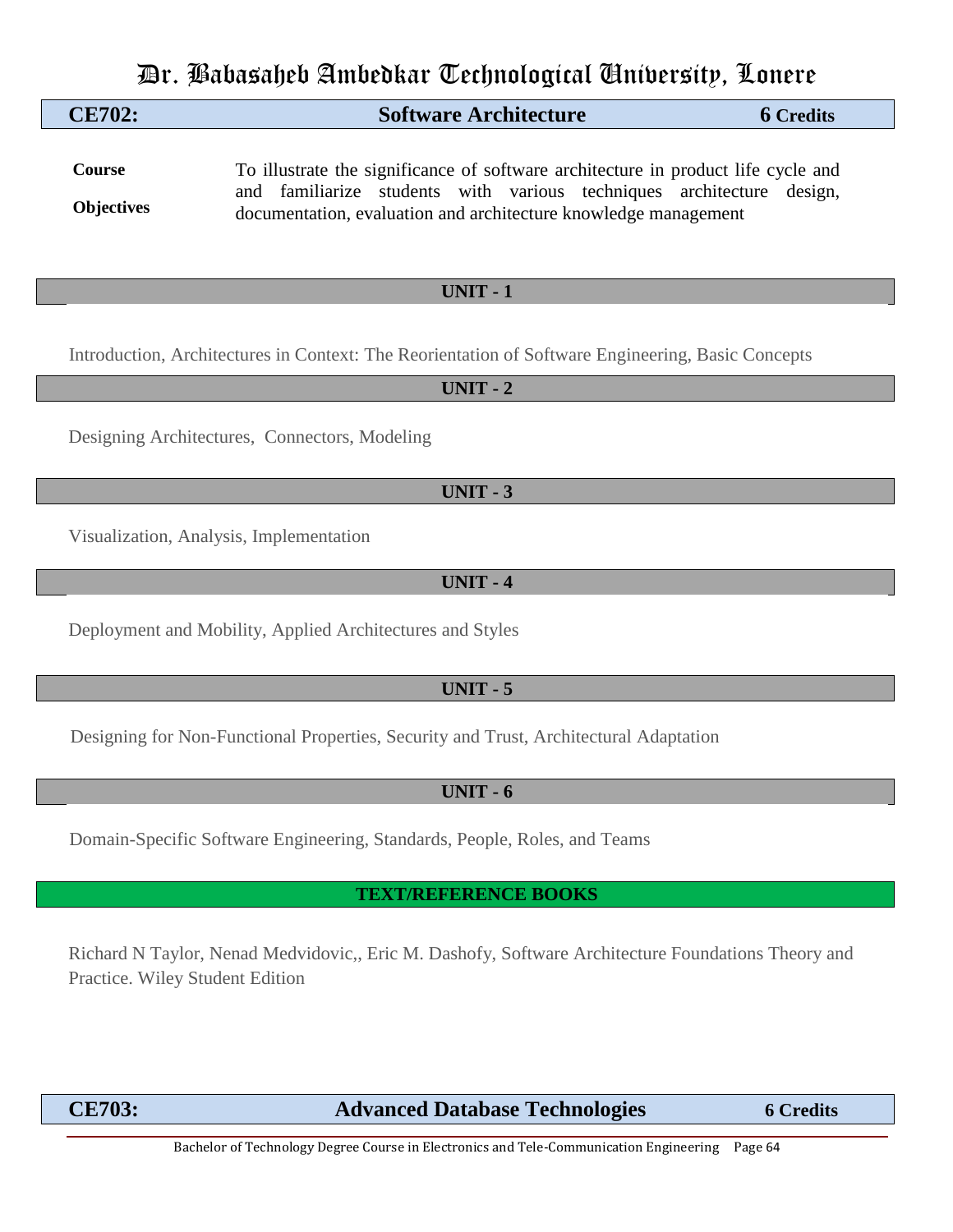## CE702: Software Architecture — 6 Credits

**Course Objectives**

To illustrate the significance of software architecture in product life cycle and and familiarize students with various techniques architecture design, documentation, evaluation and architecture knowledge management

### UNIT - 1

Introduction, Architectures in Context: The Reorientation of Software Engineering, Basic Concepts

### UNIT - 2

Designing Architectures, Connectors, Modeling

### UNIT - 3

Visualization, Analysis, Implementation

### UNIT - 4

Deployment and Mobility, Applied Architectures and Styles

### UNIT - 5

Designing for Non-Functional Properties, Security and Trust, Architectural Adaptation

### UNIT - 6

Domain-Specific Software Engineering, Standards, People, Roles, and Teams

### TEXT/REFERENCE BOOKS

Richard N Taylor, Nenad Medvidovic,, Eric M. Dashofy, Software Architecture Foundations Theory and Practice. Wiley Student Edition

## CE703: Advanced Database Technologies — 6 Credits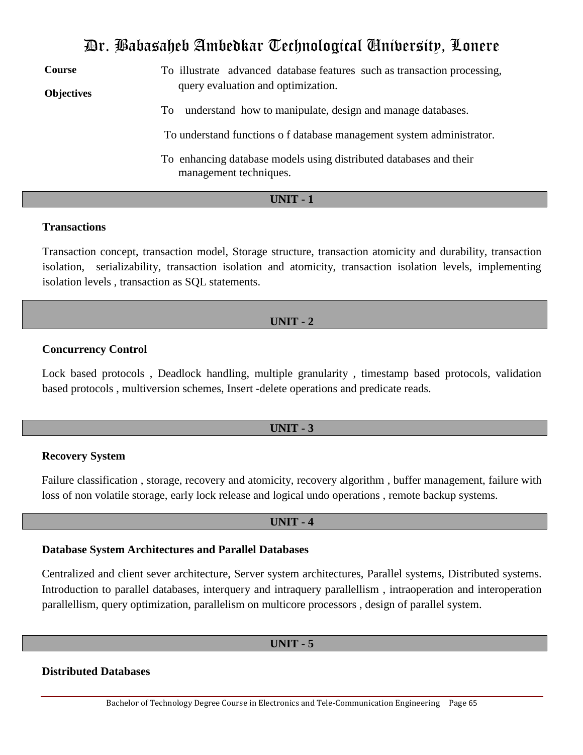**Course Objectives**

To illustrate advanced database features such as transaction processing, query evaluation and optimization.

To understand how to manipulate, design and manage databases.

To understand functions o f database management system administrator.

To enhancing database models using distributed databases and their management techniques.

## UNIT - 1

### Transactions

Transaction concept, transaction model, Storage structure, transaction atomicity and durability, transaction isolation, serializability, transaction isolation and atomicity, transaction isolation levels, implementing isolation levels , transaction as SQL statements.

## UNIT - 2

### Concurrency Control

Lock based protocols , Deadlock handling, multiple granularity , timestamp based protocols, validation based protocols , multiversion schemes, Insert -delete operations and predicate reads.

## UNIT - 3

### Recovery System

Failure classification , storage, recovery and atomicity, recovery algorithm , buffer management, failure with loss of non volatile storage, early lock release and logical undo operations , remote backup systems.

## UNIT - 4

### Database System Architectures and Parallel Databases

Centralized and client sever architecture, Server system architectures, Parallel systems, Distributed systems. Introduction to parallel databases, interquery and intraquery parallellism , intraoperation and interoperation parallellism, query optimization, parallelism on multicore processors , design of parallel system.

## UNIT - 5

### Distributed Databases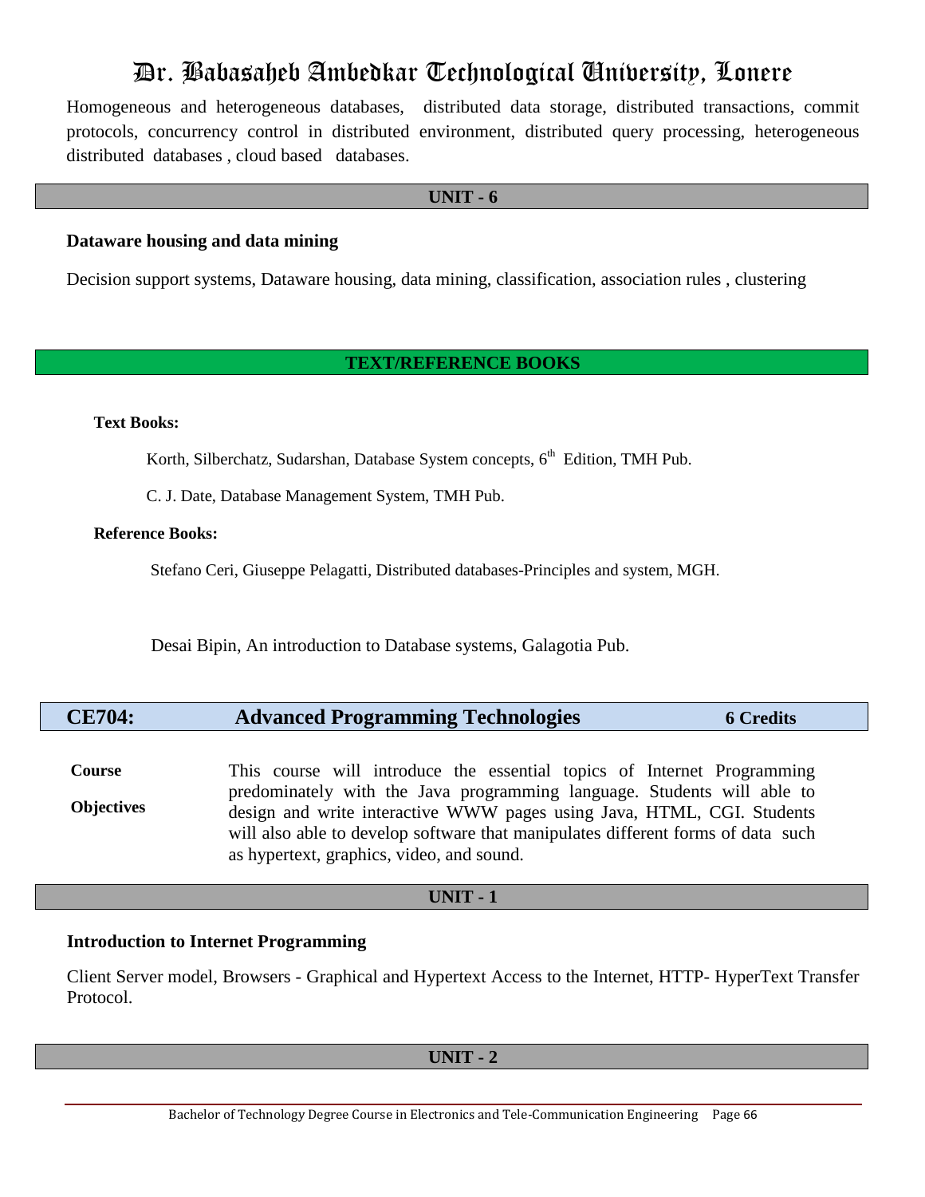Homogeneous and heterogeneous databases, distributed data storage, distributed transactions, commit protocols, concurrency control in distributed environment, distributed query processing, heterogeneous distributed databases , cloud based databases.

## UNIT - 6

### Dataware housing and data mining

Decision support systems, Dataware housing, data mining, classification, association rules , clustering

## TEXT/REFERENCE BOOKS

**Text Books:**

Korth, Silberchatz, Sudarshan, Database System concepts, 6th Edition, TMH Pub.

C. J. Date, Database Management System, TMH Pub.

**Reference Books:**

Stefano Ceri, Giuseppe Pelagatti, Distributed databases-Principles and system, MGH.

Desai Bipin, An introduction to Database systems, Galagotia Pub.

## CE704: Advanced Programming Technologies — 6 Credits

**Course Objectives**

This course will introduce the essential topics of Internet Programming predominately with the Java programming language. Students will able to design and write interactive WWW pages using Java, HTML, CGI. Students will also able to develop software that manipulates different forms of data such as hypertext, graphics, video, and sound.

## UNIT - 1

### Introduction to Internet Programming

Client Server model, Browsers - Graphical and Hypertext Access to the Internet, HTTP- HyperText Transfer Protocol.

## UNIT - 2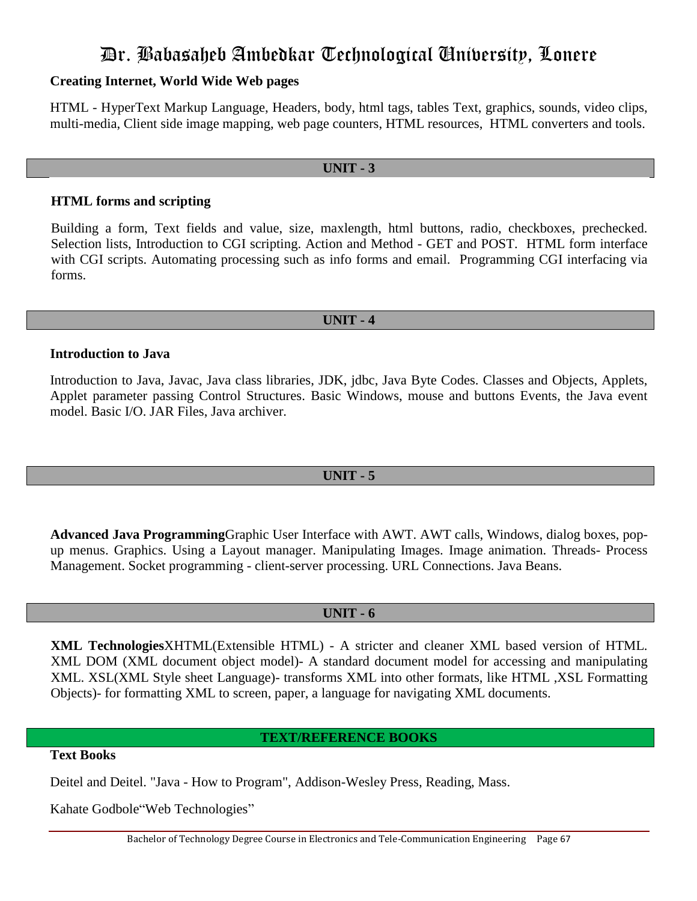**Creating Internet, World Wide Web pages**

HTML - HyperText Markup Language, Headers, body, html tags, tables Text, graphics, sounds, video clips, multi-media, Client side image mapping, web page counters, HTML resources, HTML converters and tools.

## UNIT - 3

**HTML forms and scripting**

Building a form, Text fields and value, size, maxlength, html buttons, radio, checkboxes, prechecked. Selection lists, Introduction to CGI scripting. Action and Method - GET and POST. HTML form interface with CGI scripts. Automating processing such as info forms and email. Programming CGI interfacing via forms.

## UNIT - 4

**Introduction to Java**

Introduction to Java, Javac, Java class libraries, JDK, jdbc, Java Byte Codes. Classes and Objects, Applets, Applet parameter passing Control Structures. Basic Windows, mouse and buttons Events, the Java event model. Basic I/O. JAR Files, Java archiver.

## UNIT - 5

**Advanced Java Programming**Graphic User Interface with AWT. AWT calls, Windows, dialog boxes, pop-up menus. Graphics. Using a Layout manager. Manipulating Images. Image animation. Threads- Process Management. Socket programming - client-server processing. URL Connections. Java Beans.

## UNIT - 6

**XML Technologies**XHTML(Extensible HTML) - A stricter and cleaner XML based version of HTML. XML DOM (XML document object model)- A standard document model for accessing and manipulating XML. XSL(XML Style sheet Language)- transforms XML into other formats, like HTML ,XSL Formatting Objects)- for formatting XML to screen, paper, a language for navigating XML documents.

## TEXT/REFERENCE BOOKS

**Text Books**

Deitel and Deitel. "Java - How to Program", Addison-Wesley Press, Reading, Mass.

Kahate Godbole"Web Technologies"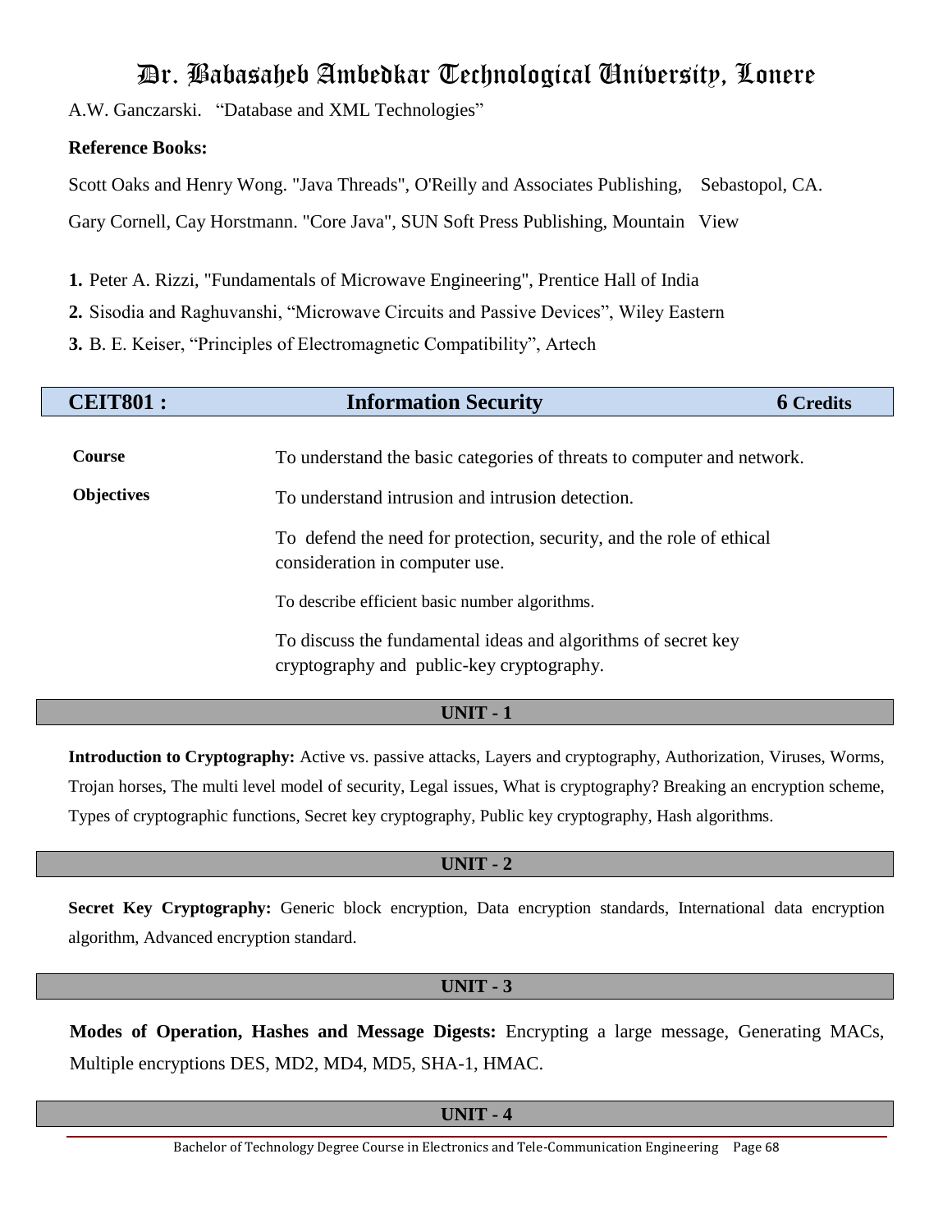A.W. Ganczarski. "Database and XML Technologies"

**Reference Books:**

Scott Oaks and Henry Wong. "Java Threads", O'Reilly and Associates Publishing, Sebastopol, CA.

Gary Cornell, Cay Horstmann. "Core Java", SUN Soft Press Publishing, Mountain View

**1.** Peter A. Rizzi, "Fundamentals of Microwave Engineering", Prentice Hall of India

**2.** Sisodia and Raghuvanshi, "Microwave Circuits and Passive Devices", Wiley Eastern

**3.** B. E. Keiser, "Principles of Electromagnetic Compatibility", Artech

## CEIT801 : Information Security — 6 Credits

| **Course Objectives** | To understand the basic categories of threats to computer and network. |
|---|---|
| | To understand intrusion and intrusion detection. |
| | To defend the need for protection, security, and the role of ethical consideration in computer use. |
| | To describe efficient basic number algorithms. |
| | To discuss the fundamental ideas and algorithms of secret key cryptography and public-key cryptography. |

### UNIT - 1

**Introduction to Cryptography:** Active vs. passive attacks, Layers and cryptography, Authorization, Viruses, Worms, Trojan horses, The multi level model of security, Legal issues, What is cryptography? Breaking an encryption scheme, Types of cryptographic functions, Secret key cryptography, Public key cryptography, Hash algorithms.

### UNIT - 2

**Secret Key Cryptography:** Generic block encryption, Data encryption standards, International data encryption algorithm, Advanced encryption standard.

### UNIT - 3

**Modes of Operation, Hashes and Message Digests:** Encrypting a large message, Generating MACs, Multiple encryptions DES, MD2, MD4, MD5, SHA-1, HMAC.

### UNIT - 4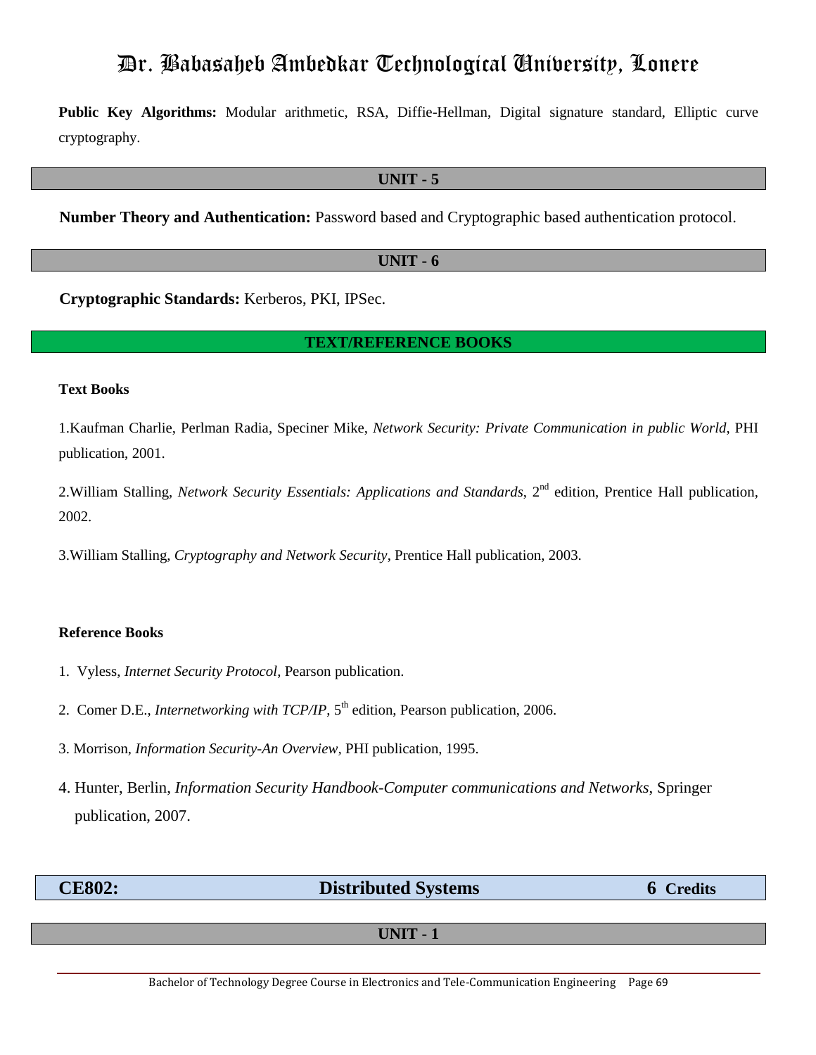**Public Key Algorithms:** Modular arithmetic, RSA, Diffie-Hellman, Digital signature standard, Elliptic curve cryptography.

### UNIT - 5

**Number Theory and Authentication:** Password based and Cryptographic based authentication protocol.

### UNIT - 6

**Cryptographic Standards:** Kerberos, PKI, IPSec.

### TEXT/REFERENCE BOOKS

**Text Books**

1. Kaufman Charlie, Perlman Radia, Speciner Mike, *Network Security: Private Communication in public World*, PHI publication, 2001.

2. William Stalling, *Network Security Essentials: Applications and Standards*, 2nd edition, Prentice Hall publication, 2002.

3. William Stalling, *Cryptography and Network Security*, Prentice Hall publication, 2003.

**Reference Books**

1. Vyless, *Internet Security Protocol*, Pearson publication.
2. Comer D.E., *Internetworking with TCP/IP*, 5th edition, Pearson publication, 2006.
3. Morrison, *Information Security-An Overview*, PHI publication, 1995.
4. Hunter, Berlin, *Information Security Handbook-Computer communications and Networks*, Springer publication, 2007.

## CE802: Distributed Systems — 6 Credits

### UNIT - 1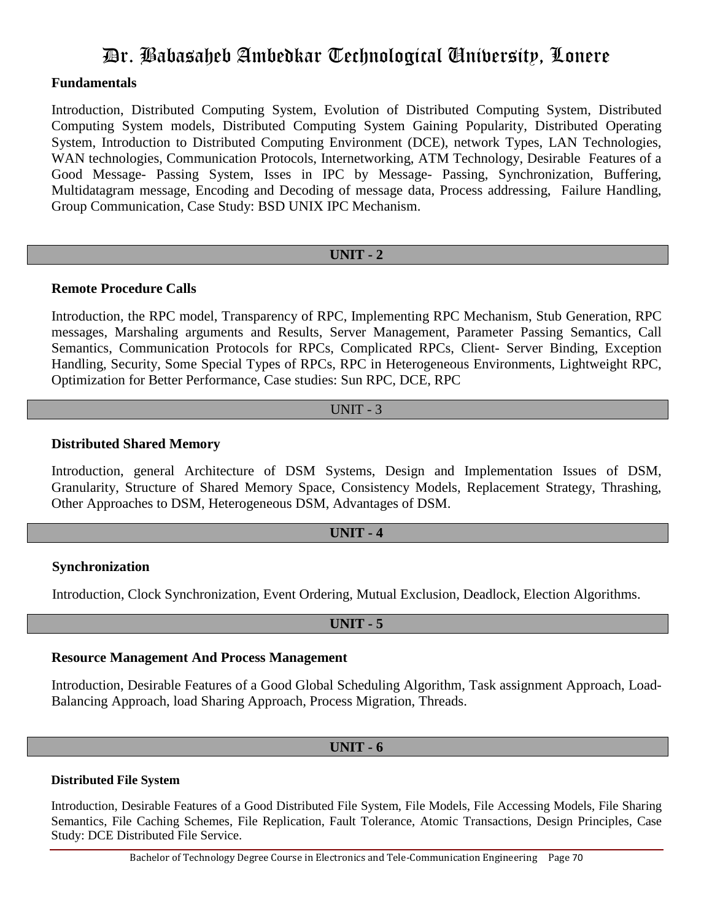**Fundamentals**

Introduction, Distributed Computing System, Evolution of Distributed Computing System, Distributed Computing System models, Distributed Computing System Gaining Popularity, Distributed Operating System, Introduction to Distributed Computing Environment (DCE), network Types, LAN Technologies, WAN technologies, Communication Protocols, Internetworking, ATM Technology, Desirable Features of a Good Message- Passing System, Isses in IPC by Message- Passing, Synchronization, Buffering, Multidatagram message, Encoding and Decoding of message data, Process addressing, Failure Handling, Group Communication, Case Study: BSD UNIX IPC Mechanism.

## UNIT - 2

**Remote Procedure Calls**

Introduction, the RPC model, Transparency of RPC, Implementing RPC Mechanism, Stub Generation, RPC messages, Marshaling arguments and Results, Server Management, Parameter Passing Semantics, Call Semantics, Communication Protocols for RPCs, Complicated RPCs, Client- Server Binding, Exception Handling, Security, Some Special Types of RPCs, RPC in Heterogeneous Environments, Lightweight RPC, Optimization for Better Performance, Case studies: Sun RPC, DCE, RPC

## UNIT - 3

**Distributed Shared Memory**

Introduction, general Architecture of DSM Systems, Design and Implementation Issues of DSM, Granularity, Structure of Shared Memory Space, Consistency Models, Replacement Strategy, Thrashing, Other Approaches to DSM, Heterogeneous DSM, Advantages of DSM.

## UNIT - 4

**Synchronization**

Introduction, Clock Synchronization, Event Ordering, Mutual Exclusion, Deadlock, Election Algorithms.

## UNIT - 5

**Resource Management And Process Management**

Introduction, Desirable Features of a Good Global Scheduling Algorithm, Task assignment Approach, Load-Balancing Approach, load Sharing Approach, Process Migration, Threads.

## UNIT - 6

**Distributed File System**

Introduction, Desirable Features of a Good Distributed File System, File Models, File Accessing Models, File Sharing Semantics, File Caching Schemes, File Replication, Fault Tolerance, Atomic Transactions, Design Principles, Case Study: DCE Distributed File Service.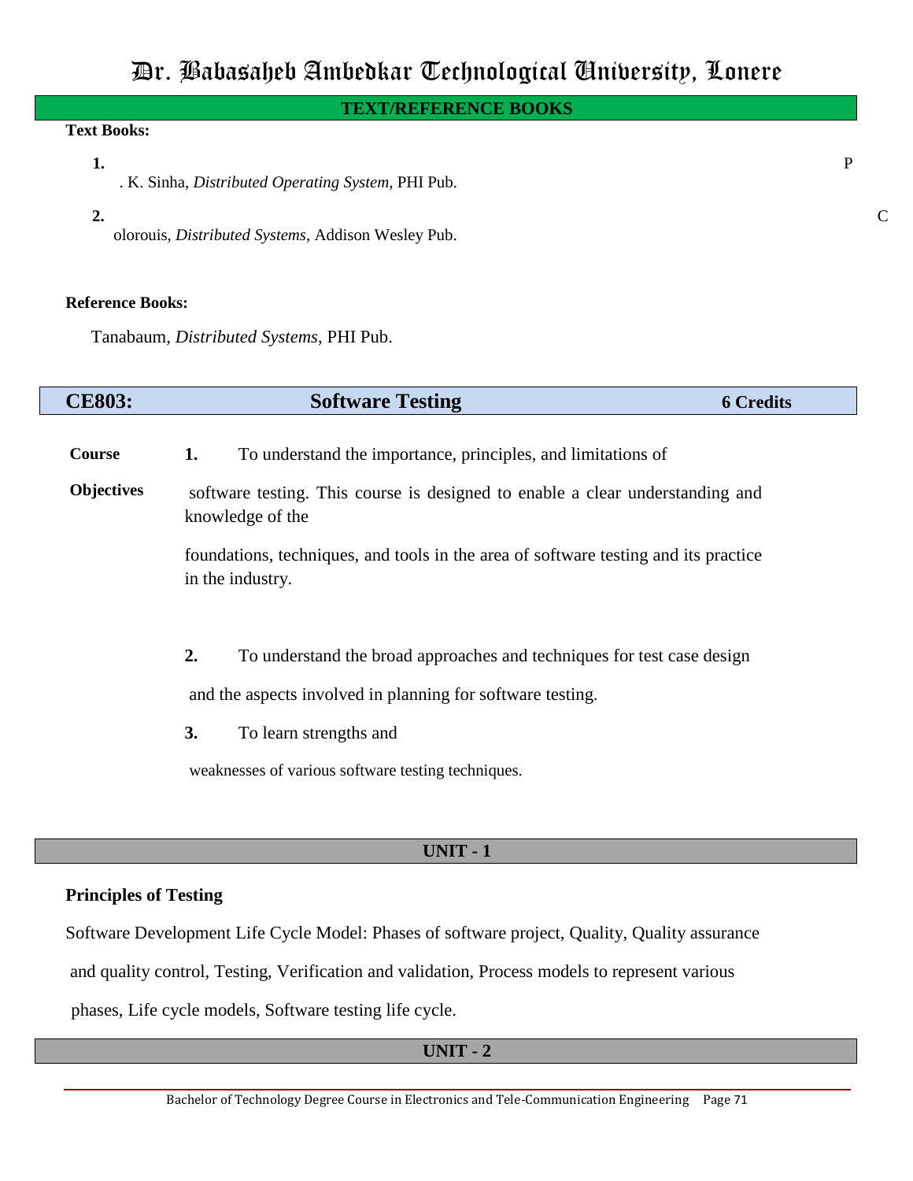## TEXT/REFERENCE BOOKS

**Text Books:**

1. P. K. Sinha, *Distributed Operating System*, PHI Pub.
2. Colorouis, *Distributed Systems*, Addison Wesley Pub.

**Reference Books:**

Tanabaum, *Distributed Systems*, PHI Pub.

## CE803: Software Testing — 6 Credits

**Course Objectives**

1. To understand the importance, principles, and limitations of software testing. This course is designed to enable a clear understanding and knowledge of the foundations, techniques, and tools in the area of software testing and its practice in the industry.
2. To understand the broad approaches and techniques for test case design and the aspects involved in planning for software testing.
3. To learn strengths and weaknesses of various software testing techniques.

### UNIT - 1

**Principles of Testing**

Software Development Life Cycle Model: Phases of software project, Quality, Quality assurance and quality control, Testing, Verification and validation, Process models to represent various phases, Life cycle models, Software testing life cycle.

### UNIT - 2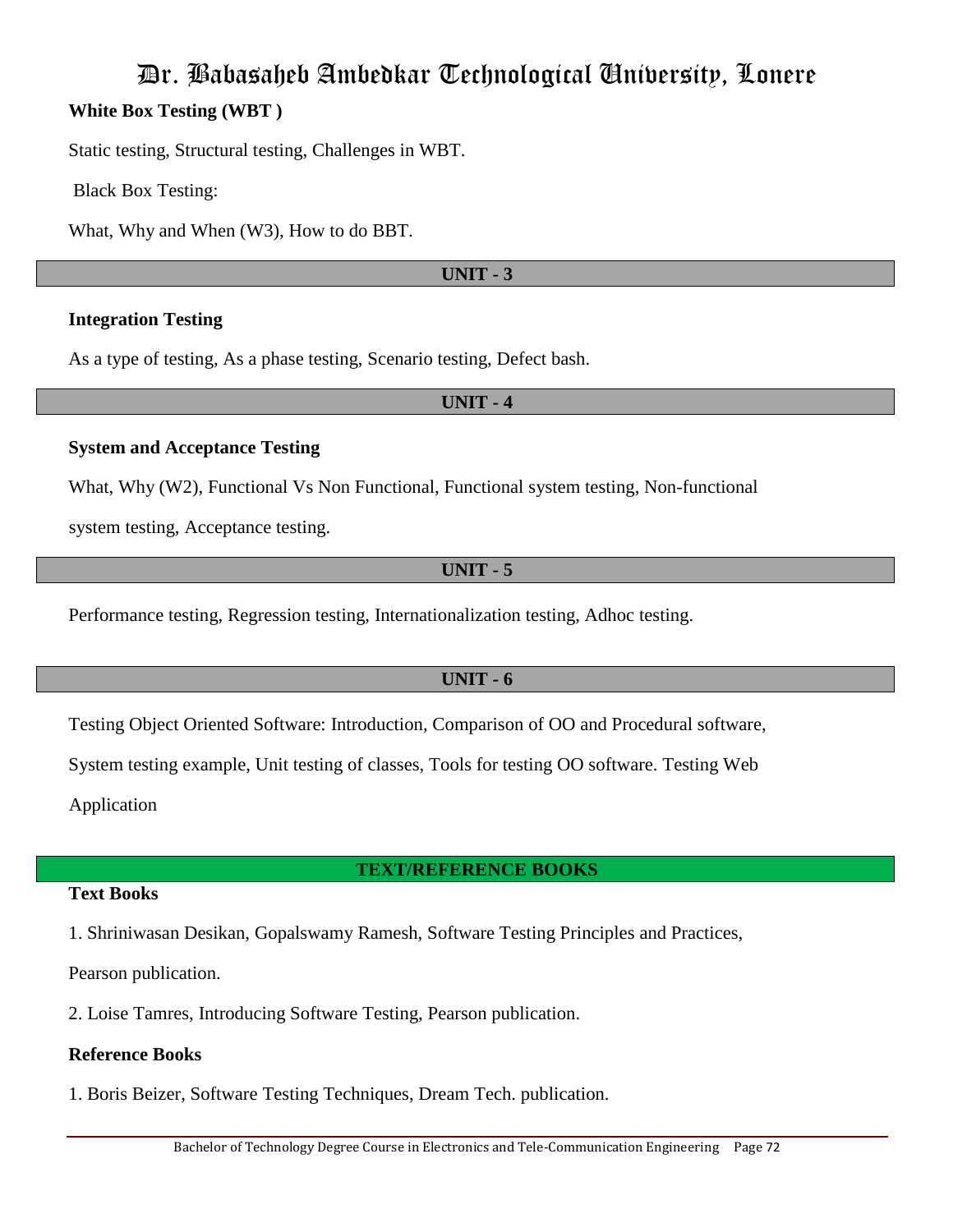**White Box Testing (WBT )**

Static testing, Structural testing, Challenges in WBT.

Black Box Testing:

What, Why and When (W3), How to do BBT.

## UNIT - 3

**Integration Testing**

As a type of testing, As a phase testing, Scenario testing, Defect bash.

## UNIT - 4

**System and Acceptance Testing**

What, Why (W2), Functional Vs Non Functional, Functional system testing, Non-functional system testing, Acceptance testing.

## UNIT - 5

Performance testing, Regression testing, Internationalization testing, Adhoc testing.

## UNIT - 6

Testing Object Oriented Software: Introduction, Comparison of OO and Procedural software, System testing example, Unit testing of classes, Tools for testing OO software. Testing Web Application

## TEXT/REFERENCE BOOKS

**Text Books**

1. Shriniwasan Desikan, Gopalswamy Ramesh, Software Testing Principles and Practices, Pearson publication.
2. Loise Tamres, Introducing Software Testing, Pearson publication.

**Reference Books**

1. Boris Beizer, Software Testing Techniques, Dream Tech. publication.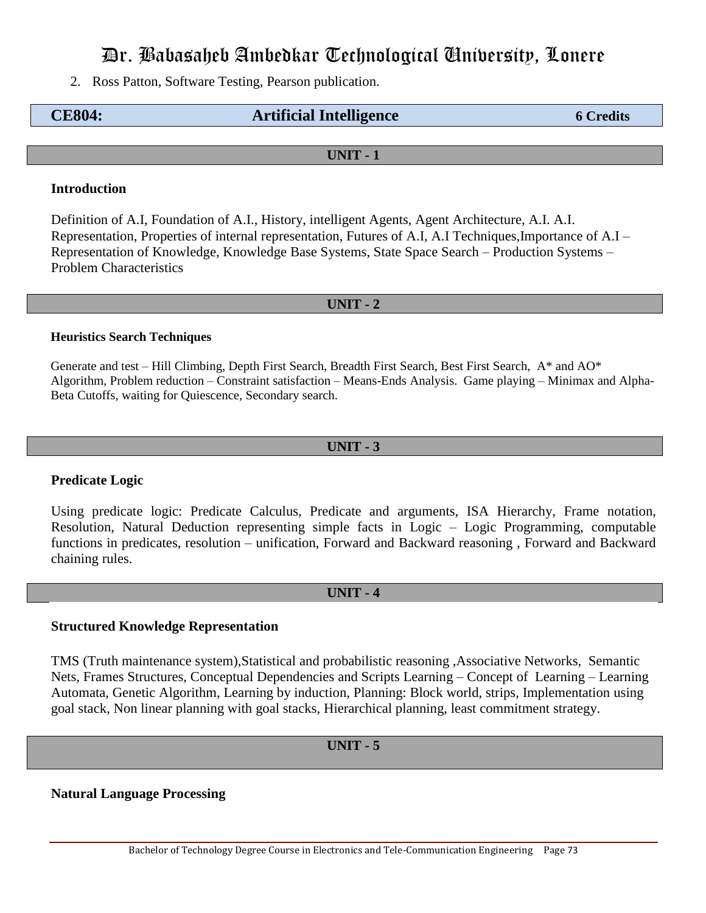2. Ross Patton, Software Testing, Pearson publication.

## CE804: Artificial Intelligence — 6 Credits

### UNIT - 1

**Introduction**

Definition of A.I, Foundation of A.I., History, intelligent Agents, Agent Architecture, A.I. A.I. Representation, Properties of internal representation, Futures of A.I, A.I Techniques,Importance of A.I – Representation of Knowledge, Knowledge Base Systems, State Space Search – Production Systems – Problem Characteristics

### UNIT - 2

**Heuristics Search Techniques**

Generate and test – Hill Climbing, Depth First Search, Breadth First Search, Best First Search, A* and AO* Algorithm, Problem reduction – Constraint satisfaction – Means-Ends Analysis. Game playing – Minimax and Alpha-Beta Cutoffs, waiting for Quiescence, Secondary search.

### UNIT - 3

**Predicate Logic**

Using predicate logic: Predicate Calculus, Predicate and arguments, ISA Hierarchy, Frame notation, Resolution, Natural Deduction representing simple facts in Logic – Logic Programming, computable functions in predicates, resolution – unification, Forward and Backward reasoning , Forward and Backward chaining rules.

### UNIT - 4

**Structured Knowledge Representation**

TMS (Truth maintenance system),Statistical and probabilistic reasoning ,Associative Networks, Semantic Nets, Frames Structures, Conceptual Dependencies and Scripts Learning – Concept of Learning – Learning Automata, Genetic Algorithm, Learning by induction, Planning: Block world, strips, Implementation using goal stack, Non linear planning with goal stacks, Hierarchical planning, least commitment strategy.

### UNIT - 5

**Natural Language Processing**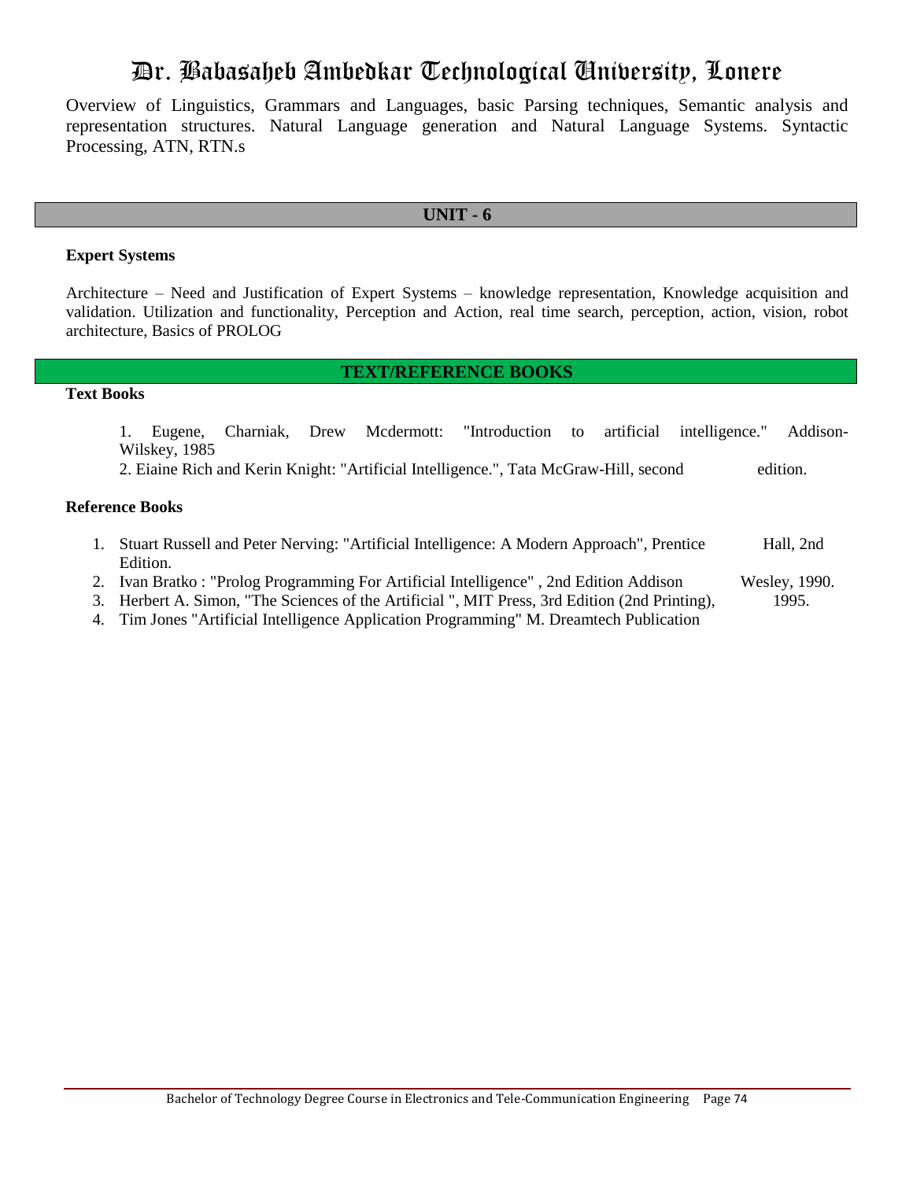Overview of Linguistics, Grammars and Languages, basic Parsing techniques, Semantic analysis and representation structures. Natural Language generation and Natural Language Systems. Syntactic Processing, ATN, RTN.s

## UNIT - 6

**Expert Systems**

Architecture – Need and Justification of Expert Systems – knowledge representation, Knowledge acquisition and validation. Utilization and functionality, Perception and Action, real time search, perception, action, vision, robot architecture, Basics of PROLOG

## TEXT/REFERENCE BOOKS

**Text Books**

1. Eugene, Charniak, Drew Mcdermott: "Introduction to artificial intelligence." Addison-Wilskey, 1985
2. Eiaine Rich and Kerin Knight: "Artificial Intelligence.", Tata McGraw-Hill, second edition.

**Reference Books**

1. Stuart Russell and Peter Nerving: "Artificial Intelligence: A Modern Approach", Prentice Hall, 2nd Edition.
2. Ivan Bratko : "Prolog Programming For Artificial Intelligence" , 2nd Edition Addison Wesley, 1990.
3. Herbert A. Simon, "The Sciences of the Artificial ", MIT Press, 3rd Edition (2nd Printing), 1995.
4. Tim Jones "Artificial Intelligence Application Programming" M. Dreamtech Publication